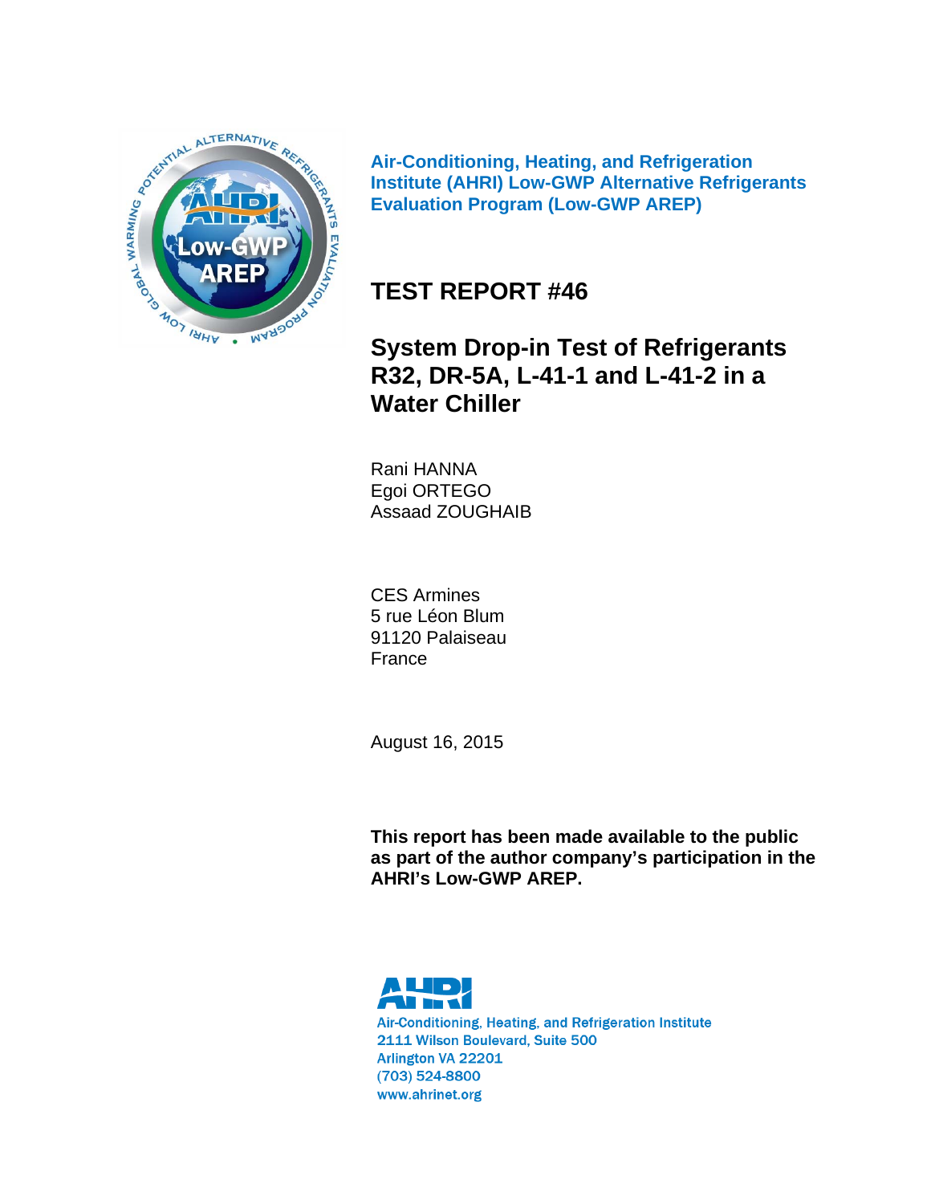**Air-Conditioning, Heating, and Refrigeration Institute (AHRI) Low-GWP Alternative Refrigerants Evaluation Program (Low-GWP AREP)**

# TEST REPORT #46

## System Drop-in Test of Refrigerants R32, DR-5A, L-41-1 and L-41-2 in a Water Chiller

Rani HANNA
Egoi ORTEGO
Assaad ZOUGHAIB

CES Armines
5 rue Léon Blum
91120 Palaiseau
France

August 16, 2015

**This report has been made available to the public as part of the author company's participation in the AHRI's Low-GWP AREP.**

Air-Conditioning, Heating, and Refrigeration Institute
2111 Wilson Boulevard, Suite 500
Arlington VA 22201
(703) 524-8800
www.ahrinet.org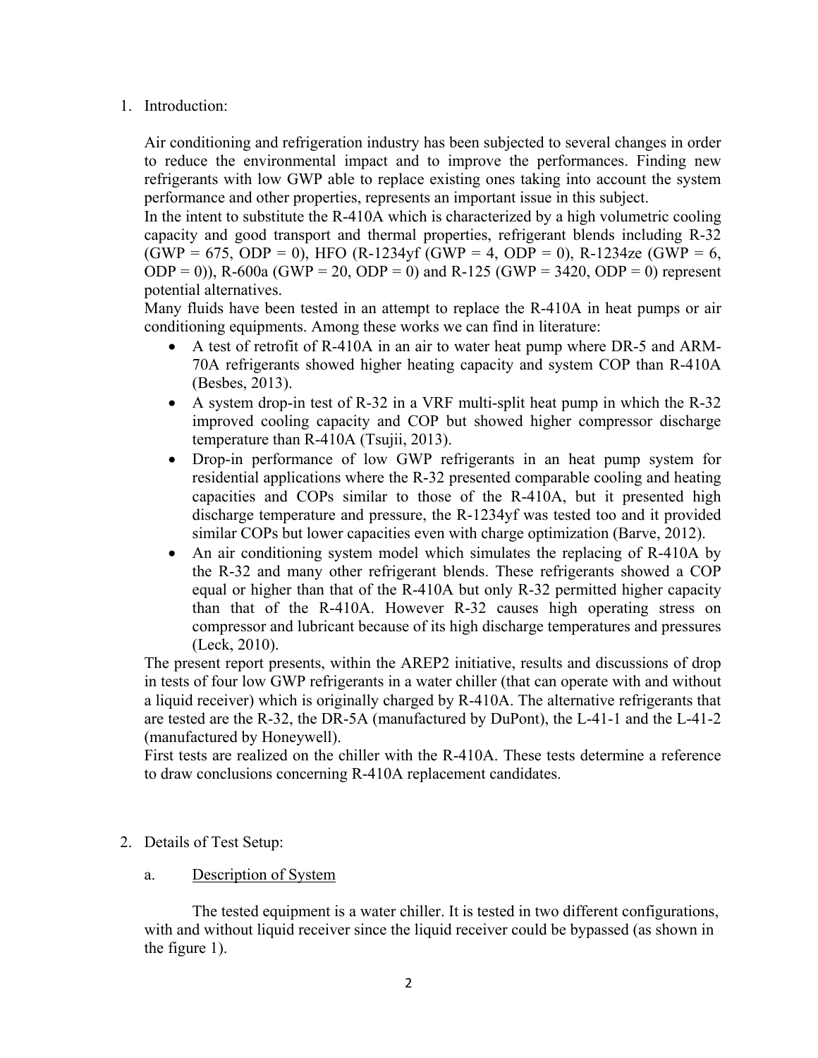## 1. Introduction:

Air conditioning and refrigeration industry has been subjected to several changes in order to reduce the environmental impact and to improve the performances. Finding new refrigerants with low GWP able to replace existing ones taking into account the system performance and other properties, represents an important issue in this subject.

In the intent to substitute the R-410A which is characterized by a high volumetric cooling capacity and good transport and thermal properties, refrigerant blends including R-32 (GWP = 675, ODP = 0), HFO (R-1234yf (GWP = 4, ODP = 0), R-1234ze (GWP = 6, ODP = 0)), R-600a (GWP = 20, ODP = 0) and R-125 (GWP = 3420, ODP = 0) represent potential alternatives.

Many fluids have been tested in an attempt to replace the R-410A in heat pumps or air conditioning equipments. Among these works we can find in literature:

- A test of retrofit of R-410A in an air to water heat pump where DR-5 and ARM-70A refrigerants showed higher heating capacity and system COP than R-410A (Besbes, 2013).
- A system drop-in test of R-32 in a VRF multi-split heat pump in which the R-32 improved cooling capacity and COP but showed higher compressor discharge temperature than R-410A (Tsujii, 2013).
- Drop-in performance of low GWP refrigerants in an heat pump system for residential applications where the R-32 presented comparable cooling and heating capacities and COPs similar to those of the R-410A, but it presented high discharge temperature and pressure, the R-1234yf was tested too and it provided similar COPs but lower capacities even with charge optimization (Barve, 2012).
- An air conditioning system model which simulates the replacing of R-410A by the R-32 and many other refrigerant blends. These refrigerants showed a COP equal or higher than that of the R-410A but only R-32 permitted higher capacity than that of the R-410A. However R-32 causes high operating stress on compressor and lubricant because of its high discharge temperatures and pressures (Leck, 2010).

The present report presents, within the AREP2 initiative, results and discussions of drop in tests of four low GWP refrigerants in a water chiller (that can operate with and without a liquid receiver) which is originally charged by R-410A. The alternative refrigerants that are tested are the R-32, the DR-5A (manufactured by DuPont), the L-41-1 and the L-41-2 (manufactured by Honeywell).

First tests are realized on the chiller with the R-410A. These tests determine a reference to draw conclusions concerning R-410A replacement candidates.

## 2. Details of Test Setup:

### a. Description of System

The tested equipment is a water chiller. It is tested in two different configurations, with and without liquid receiver since the liquid receiver could be bypassed (as shown in the figure 1).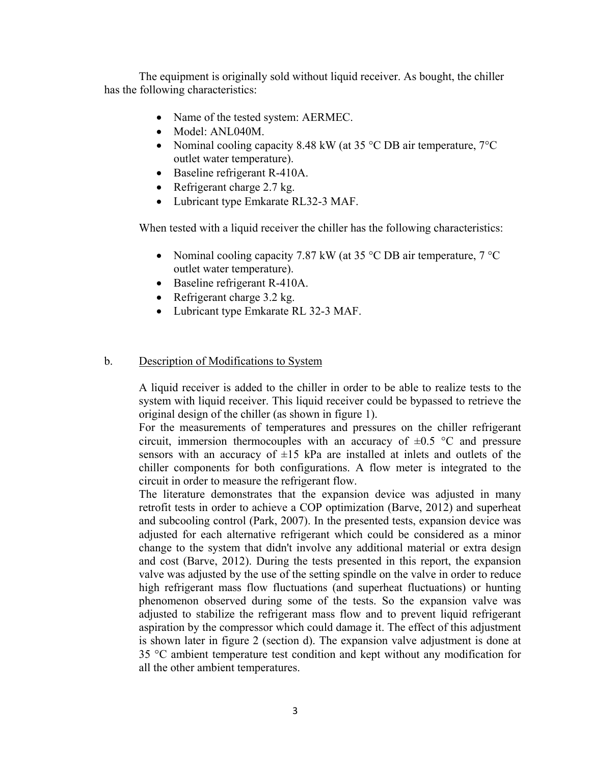The equipment is originally sold without liquid receiver. As bought, the chiller has the following characteristics:

- Name of the tested system: AERMEC.
- Model: ANL040M.
- Nominal cooling capacity 8.48 kW (at 35 °C DB air temperature, 7°C outlet water temperature).
- Baseline refrigerant R-410A.
- Refrigerant charge 2.7 kg.
- Lubricant type Emkarate RL32-3 MAF.

When tested with a liquid receiver the chiller has the following characteristics:

- Nominal cooling capacity 7.87 kW (at 35 °C DB air temperature, 7 °C outlet water temperature).
- Baseline refrigerant R-410A.
- Refrigerant charge 3.2 kg.
- Lubricant type Emkarate RL 32-3 MAF.

## b. Description of Modifications to System

A liquid receiver is added to the chiller in order to be able to realize tests to the system with liquid receiver. This liquid receiver could be bypassed to retrieve the original design of the chiller (as shown in figure 1).

For the measurements of temperatures and pressures on the chiller refrigerant circuit, immersion thermocouples with an accuracy of ±0.5 °C and pressure sensors with an accuracy of ±15 kPa are installed at inlets and outlets of the chiller components for both configurations. A flow meter is integrated to the circuit in order to measure the refrigerant flow.

The literature demonstrates that the expansion device was adjusted in many retrofit tests in order to achieve a COP optimization (Barve, 2012) and superheat and subcooling control (Park, 2007). In the presented tests, expansion device was adjusted for each alternative refrigerant which could be considered as a minor change to the system that didn't involve any additional material or extra design and cost (Barve, 2012). During the tests presented in this report, the expansion valve was adjusted by the use of the setting spindle on the valve in order to reduce high refrigerant mass flow fluctuations (and superheat fluctuations) or hunting phenomenon observed during some of the tests. So the expansion valve was adjusted to stabilize the refrigerant mass flow and to prevent liquid refrigerant aspiration by the compressor which could damage it. The effect of this adjustment is shown later in figure 2 (section d). The expansion valve adjustment is done at 35 °C ambient temperature test condition and kept without any modification for all the other ambient temperatures.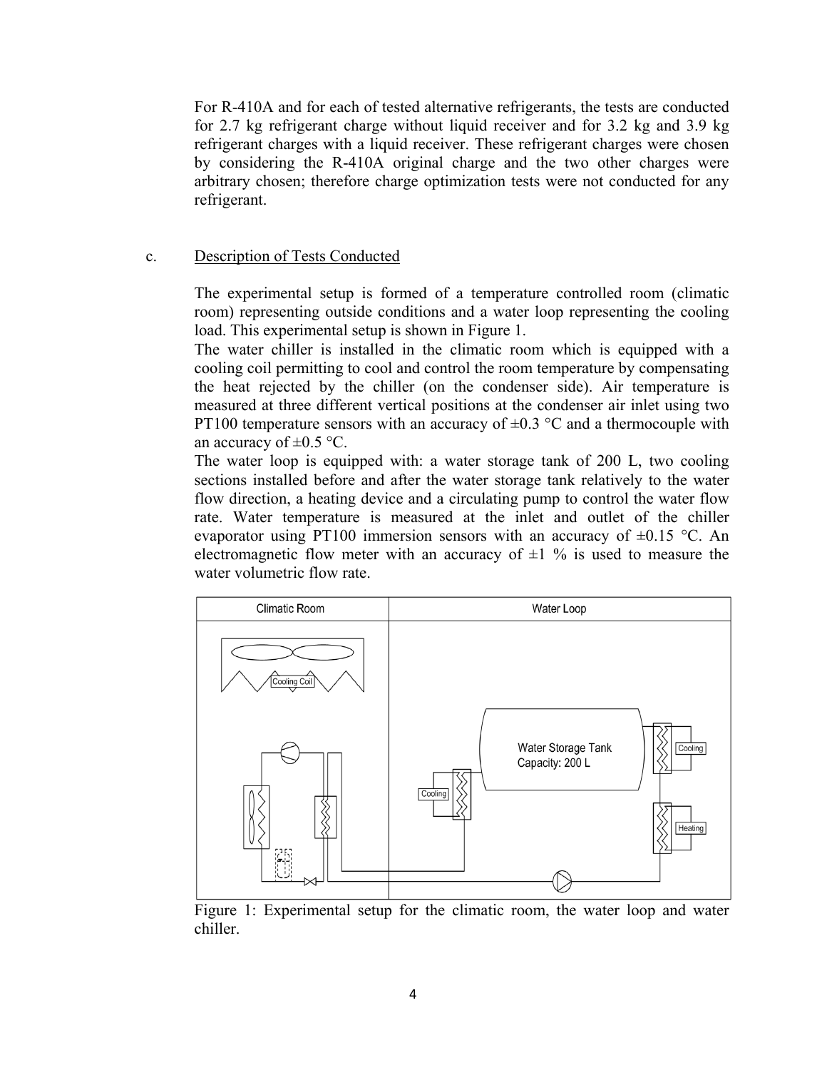For R-410A and for each of tested alternative refrigerants, the tests are conducted for 2.7 kg refrigerant charge without liquid receiver and for 3.2 kg and 3.9 kg refrigerant charges with a liquid receiver. These refrigerant charges were chosen by considering the R-410A original charge and the two other charges were arbitrary chosen; therefore charge optimization tests were not conducted for any refrigerant.

c. Description of Tests Conducted

The experimental setup is formed of a temperature controlled room (climatic room) representing outside conditions and a water loop representing the cooling load. This experimental setup is shown in Figure 1.

The water chiller is installed in the climatic room which is equipped with a cooling coil permitting to cool and control the room temperature by compensating the heat rejected by the chiller (on the condenser side). Air temperature is measured at three different vertical positions at the condenser air inlet using two PT100 temperature sensors with an accuracy of ±0.3 °C and a thermocouple with an accuracy of ±0.5 °C.

The water loop is equipped with: a water storage tank of 200 L, two cooling sections installed before and after the water storage tank relatively to the water flow direction, a heating device and a circulating pump to control the water flow rate. Water temperature is measured at the inlet and outlet of the chiller evaporator using PT100 immersion sensors with an accuracy of ±0.15 °C. An electromagnetic flow meter with an accuracy of ±1 % is used to measure the water volumetric flow rate.

Figure 1: Experimental setup for the climatic room, the water loop and water chiller.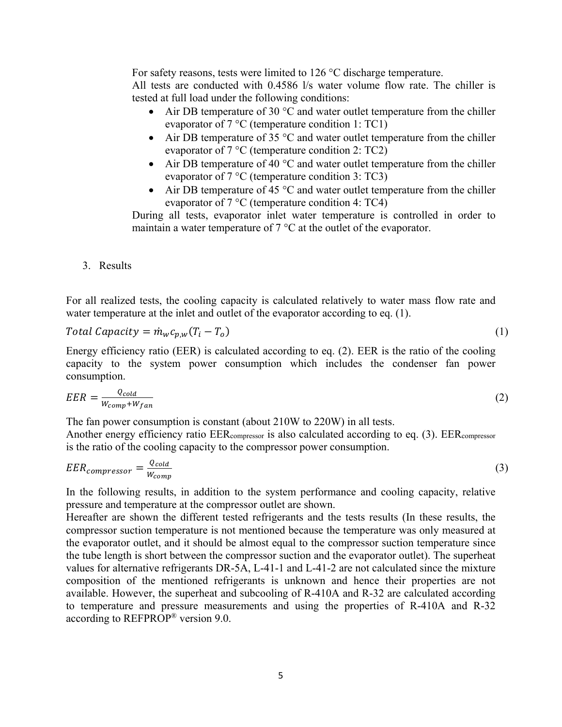For safety reasons, tests were limited to 126 °C discharge temperature.

All tests are conducted with 0.4586 l/s water volume flow rate. The chiller is tested at full load under the following conditions:

- Air DB temperature of 30 °C and water outlet temperature from the chiller evaporator of 7 °C (temperature condition 1: TC1)
- Air DB temperature of 35 °C and water outlet temperature from the chiller evaporator of 7 °C (temperature condition 2: TC2)
- Air DB temperature of 40 °C and water outlet temperature from the chiller evaporator of 7 °C (temperature condition 3: TC3)
- Air DB temperature of 45 °C and water outlet temperature from the chiller evaporator of 7 °C (temperature condition 4: TC4)

During all tests, evaporator inlet water temperature is controlled in order to maintain a water temperature of 7 °C at the outlet of the evaporator.

## 3. Results

For all realized tests, the cooling capacity is calculated relatively to water mass flow rate and water temperature at the inlet and outlet of the evaporator according to eq. (1).

$$Total\ Capacity = \dot{m}_w c_{p,w}(T_i - T_o) \tag{1}$$

Energy efficiency ratio (EER) is calculated according to eq. (2). EER is the ratio of the cooling capacity to the system power consumption which includes the condenser fan power consumption.

$$EER = \frac{Q_{cold}}{W_{comp} + W_{fan}} \tag{2}$$

The fan power consumption is constant (about 210W to 220W) in all tests.

Another energy efficiency ratio $EER_{compressor}$ is also calculated according to eq. (3). $EER_{compressor}$ is the ratio of the cooling capacity to the compressor power consumption.

$$EER_{compressor} = \frac{Q_{cold}}{W_{comp}} \tag{3}$$

In the following results, in addition to the system performance and cooling capacity, relative pressure and temperature at the compressor outlet are shown.

Hereafter are shown the different tested refrigerants and the tests results (In these results, the compressor suction temperature is not mentioned because the temperature was only measured at the evaporator outlet, and it should be almost equal to the compressor suction temperature since the tube length is short between the compressor suction and the evaporator outlet). The superheat values for alternative refrigerants DR-5A, L-41-1 and L-41-2 are not calculated since the mixture composition of the mentioned refrigerants is unknown and hence their properties are not available. However, the superheat and subcooling of R-410A and R-32 are calculated according to temperature and pressure measurements and using the properties of R-410A and R-32 according to REFPROP® version 9.0.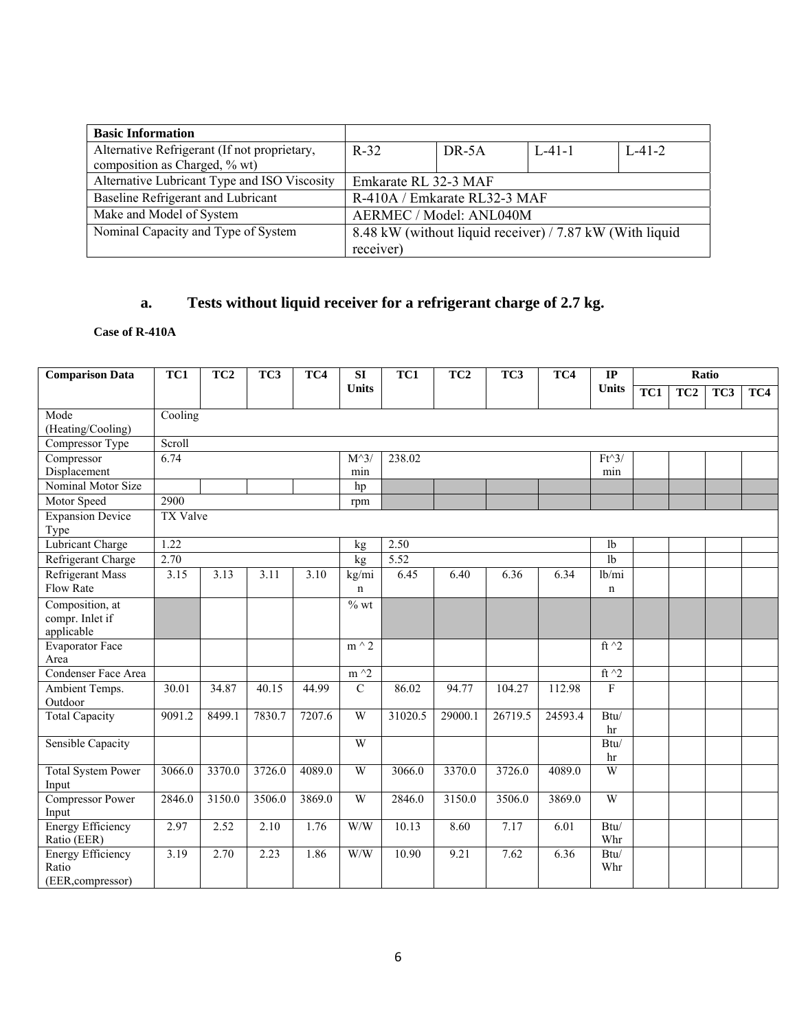| Basic Information | | | | |
|---|---|---|---|---|
| Alternative Refrigerant (If not proprietary, composition as Charged, % wt) | R-32 | DR-5A | L-41-1 | L-41-2 |
| Alternative Lubricant Type and ISO Viscosity | Emkarate RL 32-3 MAF | | | |
| Baseline Refrigerant and Lubricant | R-410A / Emkarate RL32-3 MAF | | | |
| Make and Model of System | AERMEC / Model: ANL040M | | | |
| Nominal Capacity and Type of System | 8.48 kW (without liquid receiver) / 7.87 kW (With liquid receiver) | | | |

## a. Tests without liquid receiver for a refrigerant charge of 2.7 kg.

**Case of R-410A**

| Comparison Data | TC1 | TC2 | TC3 | TC4 | SI Units | TC1 | TC2 | TC3 | TC4 | IP Units | Ratio | | | |
|---|---|---|---|---|---|---|---|---|---|---|---|---|---|---|
| | | | | | | | | | | | TC1 | TC2 | TC3 | TC4 |
| Mode (Heating/Cooling) | Cooling | | | | | | | | | | | | | |
| Compressor Type | Scroll | | | | | | | | | | | | | |
| Compressor Displacement | 6.74 | | | | M^3/min | 238.02 | | | | Ft^3/min | | | | |
| Nominal Motor Size | | | | | hp | | | | | | | | | |
| Motor Speed | 2900 | | | | rpm | | | | | | | | | |
| Expansion Device Type | TX Valve | | | | | | | | | | | | | |
| Lubricant Charge | 1.22 | | | | kg | 2.50 | | | | lb | | | | |
| Refrigerant Charge | 2.70 | | | | kg | 5.52 | | | | lb | | | | |
| Refrigerant Mass Flow Rate | 3.15 | 3.13 | 3.11 | 3.10 | kg/min | 6.45 | 6.40 | 6.36 | 6.34 | lb/min | | | | |
| Composition, at compr. Inlet if applicable | | | | | % wt | | | | | | | | | |
| Evaporator Face Area | | | | | m ^ 2 | | | | | ft ^2 | | | | |
| Condenser Face Area | | | | | m ^2 | | | | | ft ^2 | | | | |
| Ambient Temps. Outdoor | 30.01 | 34.87 | 40.15 | 44.99 | C | 86.02 | 94.77 | 104.27 | 112.98 | F | | | | |
| Total Capacity | 9091.2 | 8499.1 | 7830.7 | 7207.6 | W | 31020.5 | 29000.1 | 26719.5 | 24593.4 | Btu/hr | | | | |
| Sensible Capacity | | | | | W | | | | | Btu/hr | | | | |
| Total System Power Input | 3066.0 | 3370.0 | 3726.0 | 4089.0 | W | 3066.0 | 3370.0 | 3726.0 | 4089.0 | W | | | | |
| Compressor Power Input | 2846.0 | 3150.0 | 3506.0 | 3869.0 | W | 2846.0 | 3150.0 | 3506.0 | 3869.0 | W | | | | |
| Energy Efficiency Ratio (EER) | 2.97 | 2.52 | 2.10 | 1.76 | W/W | 10.13 | 8.60 | 7.17 | 6.01 | Btu/Whr | | | | |
| Energy Efficiency Ratio (EER,compressor) | 3.19 | 2.70 | 2.23 | 1.86 | W/W | 10.90 | 9.21 | 7.62 | 6.36 | Btu/Whr | | | | |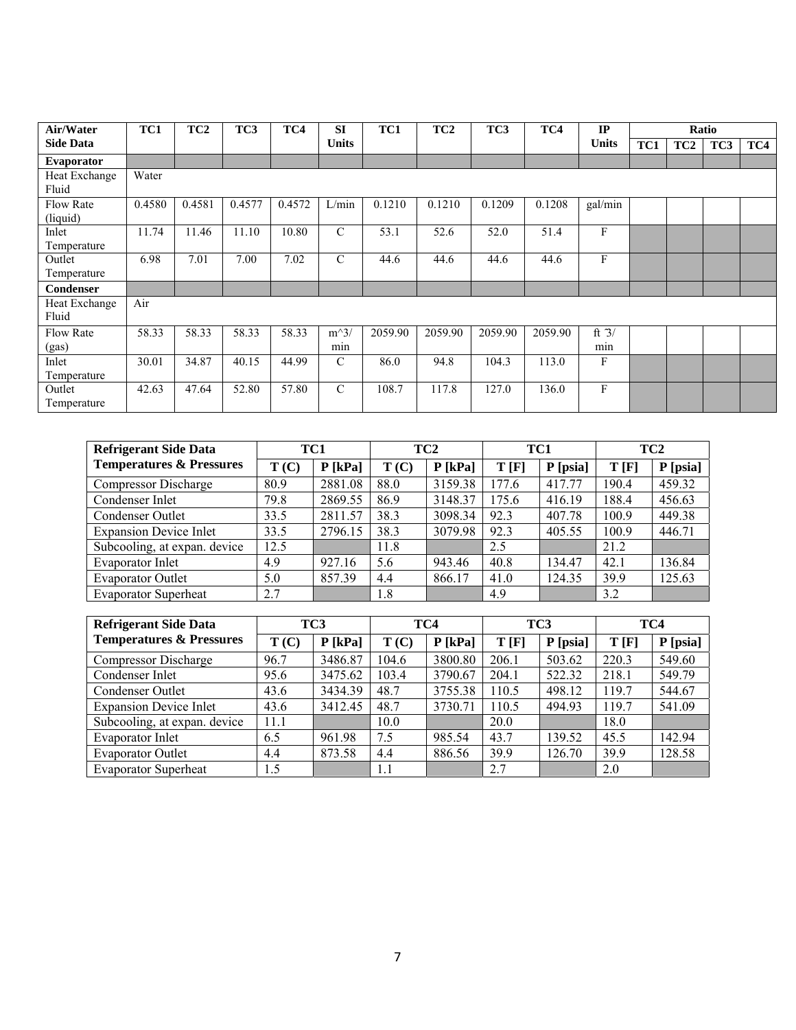| Air/Water Side Data | TC1 | TC2 | TC3 | TC4 | SI Units | TC1 | TC2 | TC3 | TC4 | IP Units | Ratio | | | |
|---|---|---|---|---|---|---|---|---|---|---|---|---|---|---|
| | | | | | | | | | | | TC1 | TC2 | TC3 | TC4 |
| **Evaporator** | | | | | | | | | | | | | | |
| Heat Exchange Fluid | Water | | | | | | | | | | | | | |
| Flow Rate (liquid) | 0.4580 | 0.4581 | 0.4577 | 0.4572 | L/min | 0.1210 | 0.1210 | 0.1209 | 0.1208 | gal/min | | | | |
| Inlet Temperature | 11.74 | 11.46 | 11.10 | 10.80 | C | 53.1 | 52.6 | 52.0 | 51.4 | F | | | | |
| Outlet Temperature | 6.98 | 7.01 | 7.00 | 7.02 | C | 44.6 | 44.6 | 44.6 | 44.6 | F | | | | |
| **Condenser** | | | | | | | | | | | | | | |
| Heat Exchange Fluid | Air | | | | | | | | | | | | | |
| Flow Rate (gas) | 58.33 | 58.33 | 58.33 | 58.33 | m^3/ min | 2059.90 | 2059.90 | 2059.90 | 2059.90 | ft ̄3/ min | | | | |
| Inlet Temperature | 30.01 | 34.87 | 40.15 | 44.99 | C | 86.0 | 94.8 | 104.3 | 113.0 | F | | | | |
| Outlet Temperature | 42.63 | 47.64 | 52.80 | 57.80 | C | 108.7 | 117.8 | 127.0 | 136.0 | F | | | | |

| Refrigerant Side Data Temperatures & Pressures | TC1 | | TC2 | | TC1 | | TC2 | |
|---|---|---|---|---|---|---|---|---|
| | T (C) | P [kPa] | T (C) | P [kPa] | T [F] | P [psia] | T [F] | P [psia] |
| Compressor Discharge | 80.9 | 2881.08 | 88.0 | 3159.38 | 177.6 | 417.77 | 190.4 | 459.32 |
| Condenser Inlet | 79.8 | 2869.55 | 86.9 | 3148.37 | 175.6 | 416.19 | 188.4 | 456.63 |
| Condenser Outlet | 33.5 | 2811.57 | 38.3 | 3098.34 | 92.3 | 407.78 | 100.9 | 449.38 |
| Expansion Device Inlet | 33.5 | 2796.15 | 38.3 | 3079.98 | 92.3 | 405.55 | 100.9 | 446.71 |
| Subcooling, at expan. device | 12.5 | | 11.8 | | 2.5 | | 21.2 | |
| Evaporator Inlet | 4.9 | 927.16 | 5.6 | 943.46 | 40.8 | 134.47 | 42.1 | 136.84 |
| Evaporator Outlet | 5.0 | 857.39 | 4.4 | 866.17 | 41.0 | 124.35 | 39.9 | 125.63 |
| Evaporator Superheat | 2.7 | | 1.8 | | 4.9 | | 3.2 | |

| Refrigerant Side Data Temperatures & Pressures | TC3 | | TC4 | | TC3 | | TC4 | |
|---|---|---|---|---|---|---|---|---|
| | T (C) | P [kPa] | T (C) | P [kPa] | T [F] | P [psia] | T [F] | P [psia] |
| Compressor Discharge | 96.7 | 3486.87 | 104.6 | 3800.80 | 206.1 | 503.62 | 220.3 | 549.60 |
| Condenser Inlet | 95.6 | 3475.62 | 103.4 | 3790.67 | 204.1 | 522.32 | 218.1 | 549.79 |
| Condenser Outlet | 43.6 | 3434.39 | 48.7 | 3755.38 | 110.5 | 498.12 | 119.7 | 544.67 |
| Expansion Device Inlet | 43.6 | 3412.45 | 48.7 | 3730.71 | 110.5 | 494.93 | 119.7 | 541.09 |
| Subcooling, at expan. device | 11.1 | | 10.0 | | 20.0 | | 18.0 | |
| Evaporator Inlet | 6.5 | 961.98 | 7.5 | 985.54 | 43.7 | 139.52 | 45.5 | 142.94 |
| Evaporator Outlet | 4.4 | 873.58 | 4.4 | 886.56 | 39.9 | 126.70 | 39.9 | 128.58 |
| Evaporator Superheat | 1.5 | | 1.1 | | 2.7 | | 2.0 | |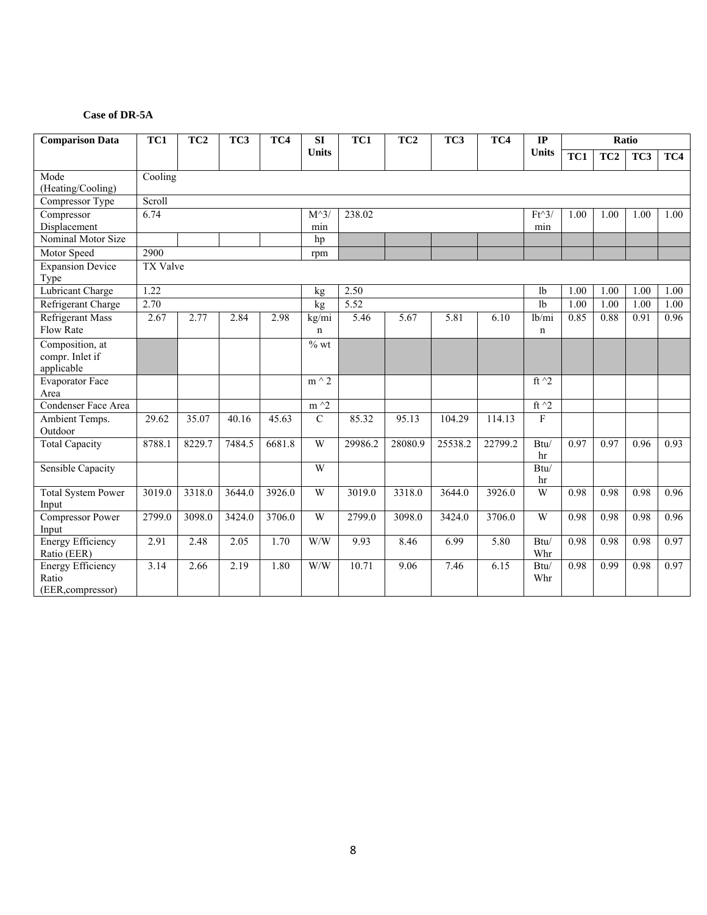**Case of DR-5A**

| Comparison Data | TC1 | TC2 | TC3 | TC4 | SI Units | TC1 | TC2 | TC3 | TC4 | IP Units | Ratio | | | |
|---|---|---|---|---|---|---|---|---|---|---|---|---|---|---|
| | | | | | | | | | | | TC1 | TC2 | TC3 | TC4 |
| Mode (Heating/Cooling) | Cooling | | | | | | | | | | | | | |
| Compressor Type | Scroll | | | | | | | | | | | | | |
| Compressor Displacement | 6.74 | | | | M^3/min | 238.02 | | | | Ft^3/min | 1.00 | 1.00 | 1.00 | 1.00 |
| Nominal Motor Size | | | | | hp | | | | | | | | | |
| Motor Speed | 2900 | | | | rpm | | | | | | | | | |
| Expansion Device Type | TX Valve | | | | | | | | | | | | | |
| Lubricant Charge | 1.22 | | | | kg | 2.50 | | | | lb | 1.00 | 1.00 | 1.00 | 1.00 |
| Refrigerant Charge | 2.70 | | | | kg | 5.52 | | | | lb | 1.00 | 1.00 | 1.00 | 1.00 |
| Refrigerant Mass Flow Rate | 2.67 | 2.77 | 2.84 | 2.98 | kg/min | 5.46 | 5.67 | 5.81 | 6.10 | lb/min | 0.85 | 0.88 | 0.91 | 0.96 |
| Composition, at compr. Inlet if applicable | | | | | % wt | | | | | | | | | |
| Evaporator Face Area | | | | | m ^ 2 | | | | | ft ^2 | | | | |
| Condenser Face Area | | | | | m ^2 | | | | | ft ^2 | | | | |
| Ambient Temps. Outdoor | 29.62 | 35.07 | 40.16 | 45.63 | C | 85.32 | 95.13 | 104.29 | 114.13 | F | | | | |
| Total Capacity | 8788.1 | 8229.7 | 7484.5 | 6681.8 | W | 29986.2 | 28080.9 | 25538.2 | 22799.2 | Btu/hr | 0.97 | 0.97 | 0.96 | 0.93 |
| Sensible Capacity | | | | | W | | | | | Btu/hr | | | | |
| Total System Power Input | 3019.0 | 3318.0 | 3644.0 | 3926.0 | W | 3019.0 | 3318.0 | 3644.0 | 3926.0 | W | 0.98 | 0.98 | 0.98 | 0.96 |
| Compressor Power Input | 2799.0 | 3098.0 | 3424.0 | 3706.0 | W | 2799.0 | 3098.0 | 3424.0 | 3706.0 | W | 0.98 | 0.98 | 0.98 | 0.96 |
| Energy Efficiency Ratio (EER) | 2.91 | 2.48 | 2.05 | 1.70 | W/W | 9.93 | 8.46 | 6.99 | 5.80 | Btu/Whr | 0.98 | 0.98 | 0.98 | 0.97 |
| Energy Efficiency Ratio (EER,compressor) | 3.14 | 2.66 | 2.19 | 1.80 | W/W | 10.71 | 9.06 | 7.46 | 6.15 | Btu/Whr | 0.98 | 0.99 | 0.98 | 0.97 |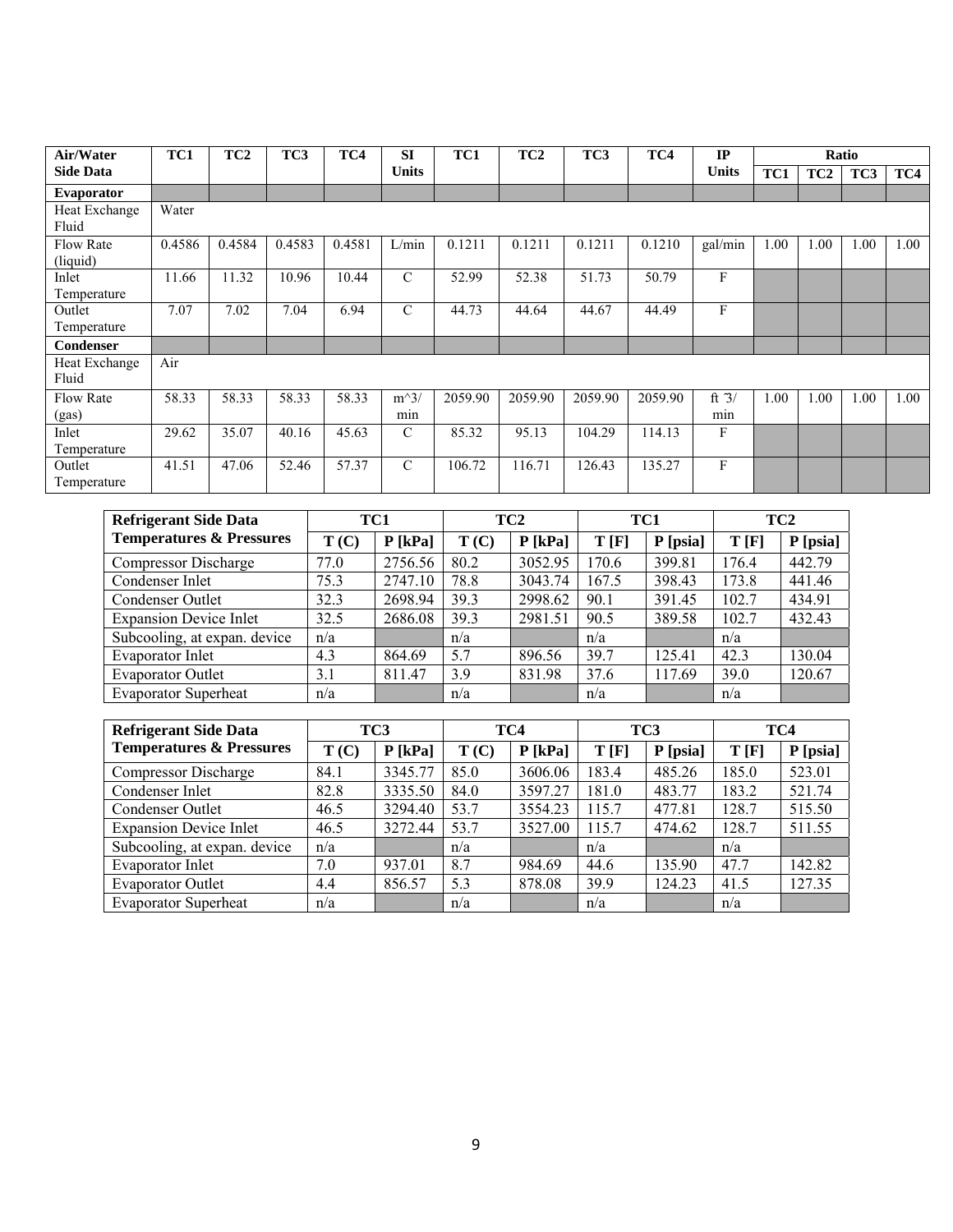| Air/Water Side Data | TC1 | TC2 | TC3 | TC4 | SI Units | TC1 | TC2 | TC3 | TC4 | IP Units | Ratio | | | |
|---|---|---|---|---|---|---|---|---|---|---|---|---|---|---|
| | | | | | | | | | | | TC1 | TC2 | TC3 | TC4 |
| **Evaporator** | | | | | | | | | | | | | | |
| Heat Exchange Fluid | Water | | | | | | | | | | | | | |
| Flow Rate (liquid) | 0.4586 | 0.4584 | 0.4583 | 0.4581 | L/min | 0.1211 | 0.1211 | 0.1211 | 0.1210 | gal/min | 1.00 | 1.00 | 1.00 | 1.00 |
| Inlet Temperature | 11.66 | 11.32 | 10.96 | 10.44 | C | 52.99 | 52.38 | 51.73 | 50.79 | F | | | | |
| Outlet Temperature | 7.07 | 7.02 | 7.04 | 6.94 | C | 44.73 | 44.64 | 44.67 | 44.49 | F | | | | |
| **Condenser** | | | | | | | | | | | | | | |
| Heat Exchange Fluid | Air | | | | | | | | | | | | | |
| Flow Rate (gas) | 58.33 | 58.33 | 58.33 | 58.33 | m^3/min | 2059.90 | 2059.90 | 2059.90 | 2059.90 | ft ^3/min | 1.00 | 1.00 | 1.00 | 1.00 |
| Inlet Temperature | 29.62 | 35.07 | 40.16 | 45.63 | C | 85.32 | 95.13 | 104.29 | 114.13 | F | | | | |
| Outlet Temperature | 41.51 | 47.06 | 52.46 | 57.37 | C | 106.72 | 116.71 | 126.43 | 135.27 | F | | | | |

| Refrigerant Side Data Temperatures & Pressures | TC1 | | TC2 | | TC1 | | TC2 | |
|---|---|---|---|---|---|---|---|---|
| | T (C) | P [kPa] | T (C) | P [kPa] | T [F] | P [psia] | T [F] | P [psia] |
| Compressor Discharge | 77.0 | 2756.56 | 80.2 | 3052.95 | 170.6 | 399.81 | 176.4 | 442.79 |
| Condenser Inlet | 75.3 | 2747.10 | 78.8 | 3043.74 | 167.5 | 398.43 | 173.8 | 441.46 |
| Condenser Outlet | 32.3 | 2698.94 | 39.3 | 2998.62 | 90.1 | 391.45 | 102.7 | 434.91 |
| Expansion Device Inlet | 32.5 | 2686.08 | 39.3 | 2981.51 | 90.5 | 389.58 | 102.7 | 432.43 |
| Subcooling, at expan. device | n/a | | n/a | | n/a | | n/a | |
| Evaporator Inlet | 4.3 | 864.69 | 5.7 | 896.56 | 39.7 | 125.41 | 42.3 | 130.04 |
| Evaporator Outlet | 3.1 | 811.47 | 3.9 | 831.98 | 37.6 | 117.69 | 39.0 | 120.67 |
| Evaporator Superheat | n/a | | n/a | | n/a | | n/a | |

| Refrigerant Side Data Temperatures & Pressures | TC3 | | TC4 | | TC3 | | TC4 | |
|---|---|---|---|---|---|---|---|---|
| | T (C) | P [kPa] | T (C) | P [kPa] | T [F] | P [psia] | T [F] | P [psia] |
| Compressor Discharge | 84.1 | 3345.77 | 85.0 | 3606.06 | 183.4 | 485.26 | 185.0 | 523.01 |
| Condenser Inlet | 82.8 | 3335.50 | 84.0 | 3597.27 | 181.0 | 483.77 | 183.2 | 521.74 |
| Condenser Outlet | 46.5 | 3294.40 | 53.7 | 3554.23 | 115.7 | 477.81 | 128.7 | 515.50 |
| Expansion Device Inlet | 46.5 | 3272.44 | 53.7 | 3527.00 | 115.7 | 474.62 | 128.7 | 511.55 |
| Subcooling, at expan. device | n/a | | n/a | | n/a | | n/a | |
| Evaporator Inlet | 7.0 | 937.01 | 8.7 | 984.69 | 44.6 | 135.90 | 47.7 | 142.82 |
| Evaporator Outlet | 4.4 | 856.57 | 5.3 | 878.08 | 39.9 | 124.23 | 41.5 | 127.35 |
| Evaporator Superheat | n/a | | n/a | | n/a | | n/a | |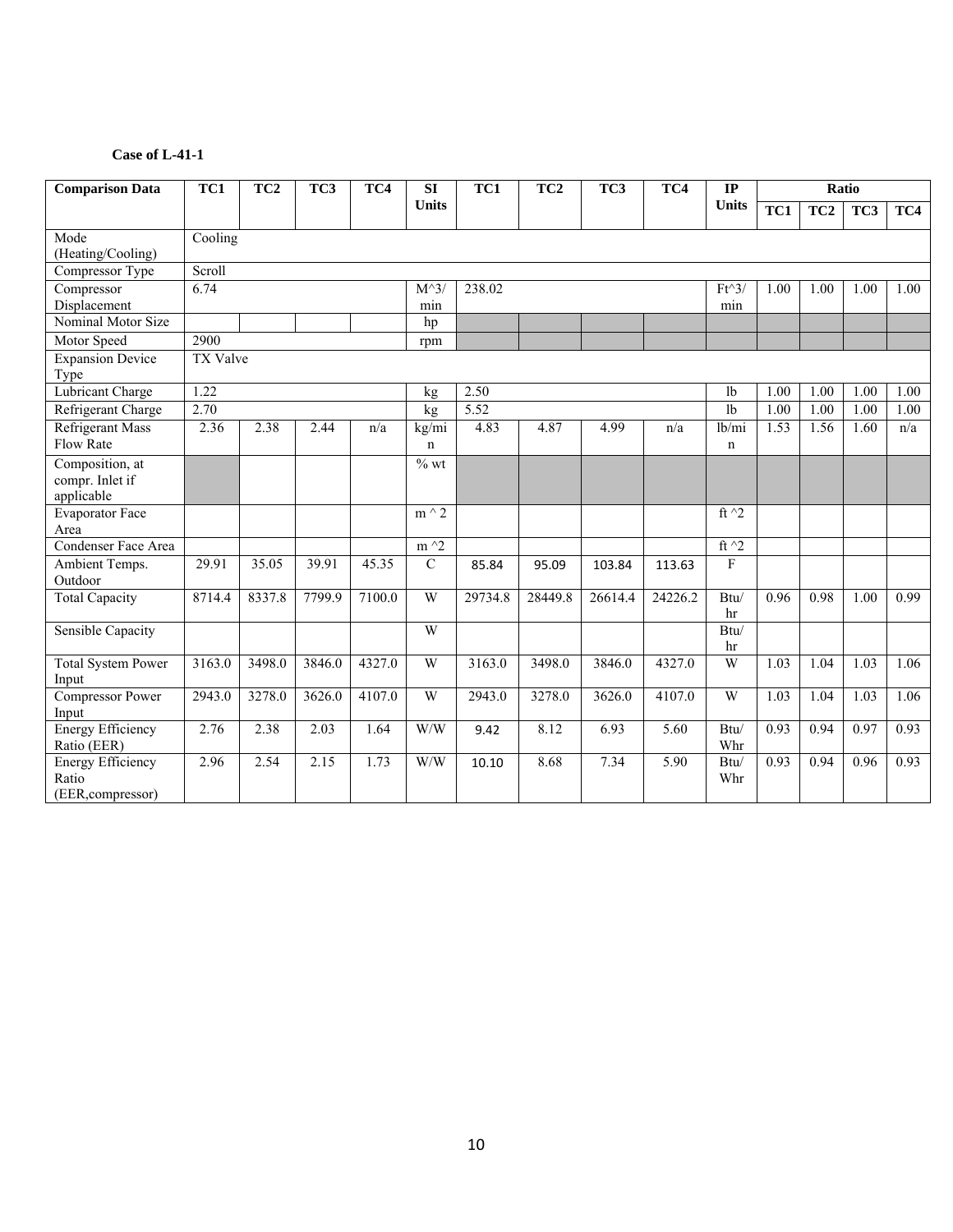**Case of L-41-1**

| Comparison Data | TC1 | TC2 | TC3 | TC4 | SI Units | TC1 | TC2 | TC3 | TC4 | IP Units | Ratio | | | |
|---|---|---|---|---|---|---|---|---|---|---|---|---|---|---|
| | | | | | | | | | | | TC1 | TC2 | TC3 | TC4 |
| Mode (Heating/Cooling) | Cooling | | | | | | | | | | | | | |
| Compressor Type | Scroll | | | | | | | | | | | | | |
| Compressor Displacement | 6.74 | | | | M^3/min | 238.02 | | | | Ft^3/min | 1.00 | 1.00 | 1.00 | 1.00 |
| Nominal Motor Size | | | | | hp | | | | | | | | | |
| Motor Speed | 2900 | | | | rpm | | | | | | | | | |
| Expansion Device Type | TX Valve | | | | | | | | | | | | | |
| Lubricant Charge | 1.22 | | | | kg | 2.50 | | | | lb | 1.00 | 1.00 | 1.00 | 1.00 |
| Refrigerant Charge | 2.70 | | | | kg | 5.52 | | | | lb | 1.00 | 1.00 | 1.00 | 1.00 |
| Refrigerant Mass Flow Rate | 2.36 | 2.38 | 2.44 | n/a | kg/min | 4.83 | 4.87 | 4.99 | n/a | lb/min | 1.53 | 1.56 | 1.60 | n/a |
| Composition, at compr. Inlet if applicable | | | | | % wt | | | | | | | | | |
| Evaporator Face Area | | | | | m ^ 2 | | | | | ft ^2 | | | | |
| Condenser Face Area | | | | | m ^2 | | | | | ft ^2 | | | | |
| Ambient Temps. Outdoor | 29.91 | 35.05 | 39.91 | 45.35 | C | 85.84 | 95.09 | 103.84 | 113.63 | F | | | | |
| Total Capacity | 8714.4 | 8337.8 | 7799.9 | 7100.0 | W | 29734.8 | 28449.8 | 26614.4 | 24226.2 | Btu/hr | 0.96 | 0.98 | 1.00 | 0.99 |
| Sensible Capacity | | | | | W | | | | | Btu/hr | | | | |
| Total System Power Input | 3163.0 | 3498.0 | 3846.0 | 4327.0 | W | 3163.0 | 3498.0 | 3846.0 | 4327.0 | W | 1.03 | 1.04 | 1.03 | 1.06 |
| Compressor Power Input | 2943.0 | 3278.0 | 3626.0 | 4107.0 | W | 2943.0 | 3278.0 | 3626.0 | 4107.0 | W | 1.03 | 1.04 | 1.03 | 1.06 |
| Energy Efficiency Ratio (EER) | 2.76 | 2.38 | 2.03 | 1.64 | W/W | 9.42 | 8.12 | 6.93 | 5.60 | Btu/Whr | 0.93 | 0.94 | 0.97 | 0.93 |
| Energy Efficiency Ratio (EER,compressor) | 2.96 | 2.54 | 2.15 | 1.73 | W/W | 10.10 | 8.68 | 7.34 | 5.90 | Btu/Whr | 0.93 | 0.94 | 0.96 | 0.93 |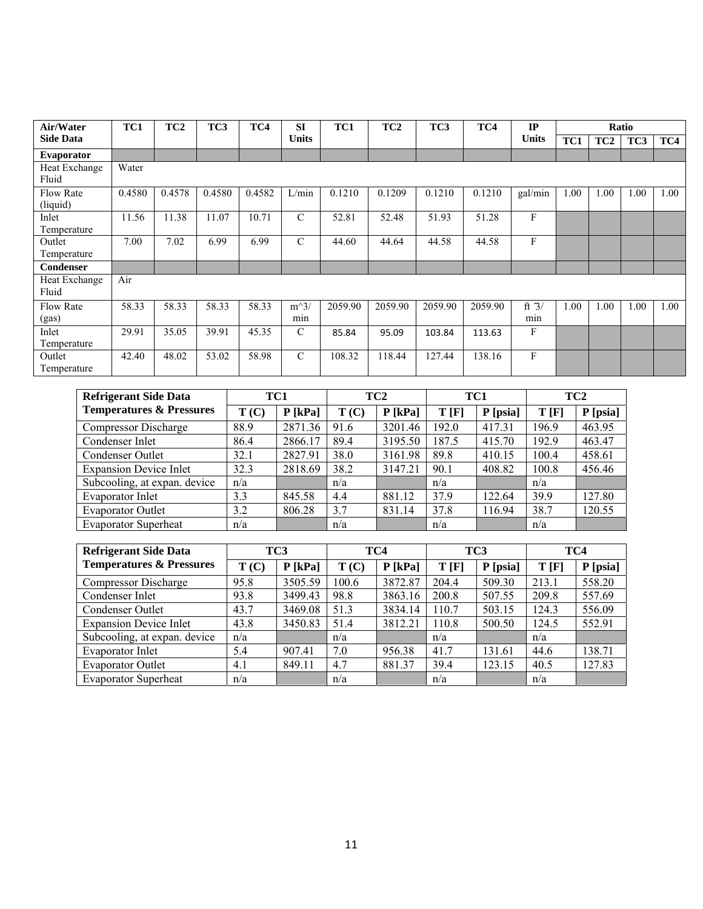| Air/Water Side Data | TC1 | TC2 | TC3 | TC4 | SI Units | TC1 | TC2 | TC3 | TC4 | IP Units | Ratio | | | |
|---|---|---|---|---|---|---|---|---|---|---|---|---|---|---|
| | | | | | | | | | | | TC1 | TC2 | TC3 | TC4 |
| **Evaporator** | | | | | | | | | | | | | | |
| Heat Exchange Fluid | Water | | | | | | | | | | | | | |
| Flow Rate (liquid) | 0.4580 | 0.4578 | 0.4580 | 0.4582 | L/min | 0.1210 | 0.1209 | 0.1210 | 0.1210 | gal/min | 1.00 | 1.00 | 1.00 | 1.00 |
| Inlet Temperature | 11.56 | 11.38 | 11.07 | 10.71 | C | 52.81 | 52.48 | 51.93 | 51.28 | F | | | | |
| Outlet Temperature | 7.00 | 7.02 | 6.99 | 6.99 | C | 44.60 | 44.64 | 44.58 | 44.58 | F | | | | |
| **Condenser** | | | | | | | | | | | | | | |
| Heat Exchange Fluid | Air | | | | | | | | | | | | | |
| Flow Rate (gas) | 58.33 | 58.33 | 58.33 | 58.33 | m^3/min | 2059.90 | 2059.90 | 2059.90 | 2059.90 | ft ̃3/min | 1.00 | 1.00 | 1.00 | 1.00 |
| Inlet Temperature | 29.91 | 35.05 | 39.91 | 45.35 | C | 85.84 | 95.09 | 103.84 | 113.63 | F | | | | |
| Outlet Temperature | 42.40 | 48.02 | 53.02 | 58.98 | C | 108.32 | 118.44 | 127.44 | 138.16 | F | | | | |

| Refrigerant Side Data Temperatures & Pressures | TC1 | | TC2 | | TC1 | | TC2 | |
|---|---|---|---|---|---|---|---|---|
| | T (C) | P [kPa] | T (C) | P [kPa] | T [F] | P [psia] | T [F] | P [psia] |
| Compressor Discharge | 88.9 | 2871.36 | 91.6 | 3201.46 | 192.0 | 417.31 | 196.9 | 463.95 |
| Condenser Inlet | 86.4 | 2866.17 | 89.4 | 3195.50 | 187.5 | 415.70 | 192.9 | 463.47 |
| Condenser Outlet | 32.1 | 2827.91 | 38.0 | 3161.98 | 89.8 | 410.15 | 100.4 | 458.61 |
| Expansion Device Inlet | 32.3 | 2818.69 | 38.2 | 3147.21 | 90.1 | 408.82 | 100.8 | 456.46 |
| Subcooling, at expan. device | n/a | | n/a | | n/a | | n/a | |
| Evaporator Inlet | 3.3 | 845.58 | 4.4 | 881.12 | 37.9 | 122.64 | 39.9 | 127.80 |
| Evaporator Outlet | 3.2 | 806.28 | 3.7 | 831.14 | 37.8 | 116.94 | 38.7 | 120.55 |
| Evaporator Superheat | n/a | | n/a | | n/a | | n/a | |

| Refrigerant Side Data Temperatures & Pressures | TC3 | | TC4 | | TC3 | | TC4 | |
|---|---|---|---|---|---|---|---|---|
| | T (C) | P [kPa] | T (C) | P [kPa] | T [F] | P [psia] | T [F] | P [psia] |
| Compressor Discharge | 95.8 | 3505.59 | 100.6 | 3872.87 | 204.4 | 509.30 | 213.1 | 558.20 |
| Condenser Inlet | 93.8 | 3499.43 | 98.8 | 3863.16 | 200.8 | 507.55 | 209.8 | 557.69 |
| Condenser Outlet | 43.7 | 3469.08 | 51.3 | 3834.14 | 110.7 | 503.15 | 124.3 | 556.09 |
| Expansion Device Inlet | 43.8 | 3450.83 | 51.4 | 3812.21 | 110.8 | 500.50 | 124.5 | 552.91 |
| Subcooling, at expan. device | n/a | | n/a | | n/a | | n/a | |
| Evaporator Inlet | 5.4 | 907.41 | 7.0 | 956.38 | 41.7 | 131.61 | 44.6 | 138.71 |
| Evaporator Outlet | 4.1 | 849.11 | 4.7 | 881.37 | 39.4 | 123.15 | 40.5 | 127.83 |
| Evaporator Superheat | n/a | | n/a | | n/a | | n/a | |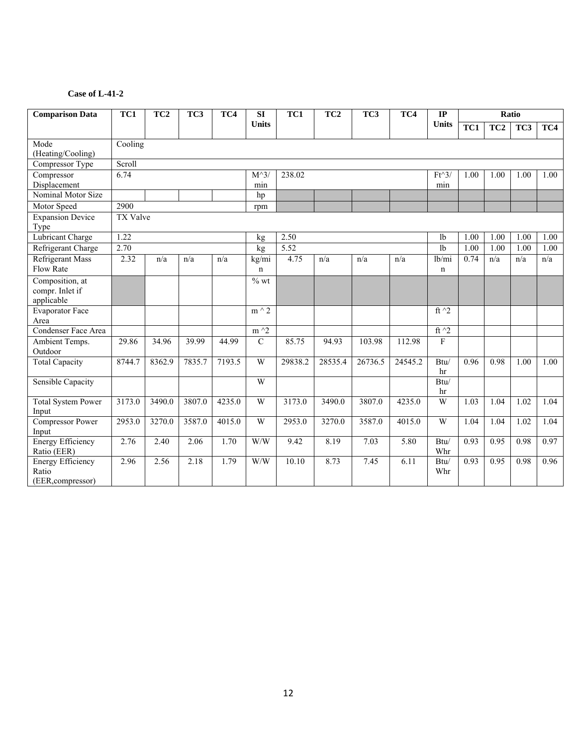**Case of L-41-2**

| Comparison Data | TC1 | TC2 | TC3 | TC4 | SI Units | TC1 | TC2 | TC3 | TC4 | IP Units | Ratio | | | |
|---|---|---|---|---|---|---|---|---|---|---|---|---|---|---|
| | | | | | | | | | | | TC1 | TC2 | TC3 | TC4 |
| Mode (Heating/Cooling) | Cooling | | | | | | | | | | | | | |
| Compressor Type | Scroll | | | | | | | | | | | | | |
| Compressor Displacement | 6.74 | | | | M^3/ min | 238.02 | | | | Ft^3/ min | 1.00 | 1.00 | 1.00 | 1.00 |
| Nominal Motor Size | | | | | hp | | | | | | | | | |
| Motor Speed | 2900 | | | | rpm | | | | | | | | | |
| Expansion Device Type | TX Valve | | | | | | | | | | | | | |
| Lubricant Charge | 1.22 | | | | kg | 2.50 | | | | lb | 1.00 | 1.00 | 1.00 | 1.00 |
| Refrigerant Charge | 2.70 | | | | kg | 5.52 | | | | lb | 1.00 | 1.00 | 1.00 | 1.00 |
| Refrigerant Mass Flow Rate | 2.32 | n/a | n/a | n/a | kg/min | 4.75 | n/a | n/a | n/a | lb/min | 0.74 | n/a | n/a | n/a |
| Composition, at compr. Inlet if applicable | | | | | % wt | | | | | | | | | |
| Evaporator Face Area | | | | | m ^ 2 | | | | | ft ^2 | | | | |
| Condenser Face Area | | | | | m ^2 | | | | | ft ^2 | | | | |
| Ambient Temps. Outdoor | 29.86 | 34.96 | 39.99 | 44.99 | C | 85.75 | 94.93 | 103.98 | 112.98 | F | | | | |
| Total Capacity | 8744.7 | 8362.9 | 7835.7 | 7193.5 | W | 29838.2 | 28535.4 | 26736.5 | 24545.2 | Btu/ hr | 0.96 | 0.98 | 1.00 | 1.00 |
| Sensible Capacity | | | | | W | | | | | Btu/ hr | | | | |
| Total System Power Input | 3173.0 | 3490.0 | 3807.0 | 4235.0 | W | 3173.0 | 3490.0 | 3807.0 | 4235.0 | W | 1.03 | 1.04 | 1.02 | 1.04 |
| Compressor Power Input | 2953.0 | 3270.0 | 3587.0 | 4015.0 | W | 2953.0 | 3270.0 | 3587.0 | 4015.0 | W | 1.04 | 1.04 | 1.02 | 1.04 |
| Energy Efficiency Ratio (EER) | 2.76 | 2.40 | 2.06 | 1.70 | W/W | 9.42 | 8.19 | 7.03 | 5.80 | Btu/ Whr | 0.93 | 0.95 | 0.98 | 0.97 |
| Energy Efficiency Ratio (EER,compressor) | 2.96 | 2.56 | 2.18 | 1.79 | W/W | 10.10 | 8.73 | 7.45 | 6.11 | Btu/ Whr | 0.93 | 0.95 | 0.98 | 0.96 |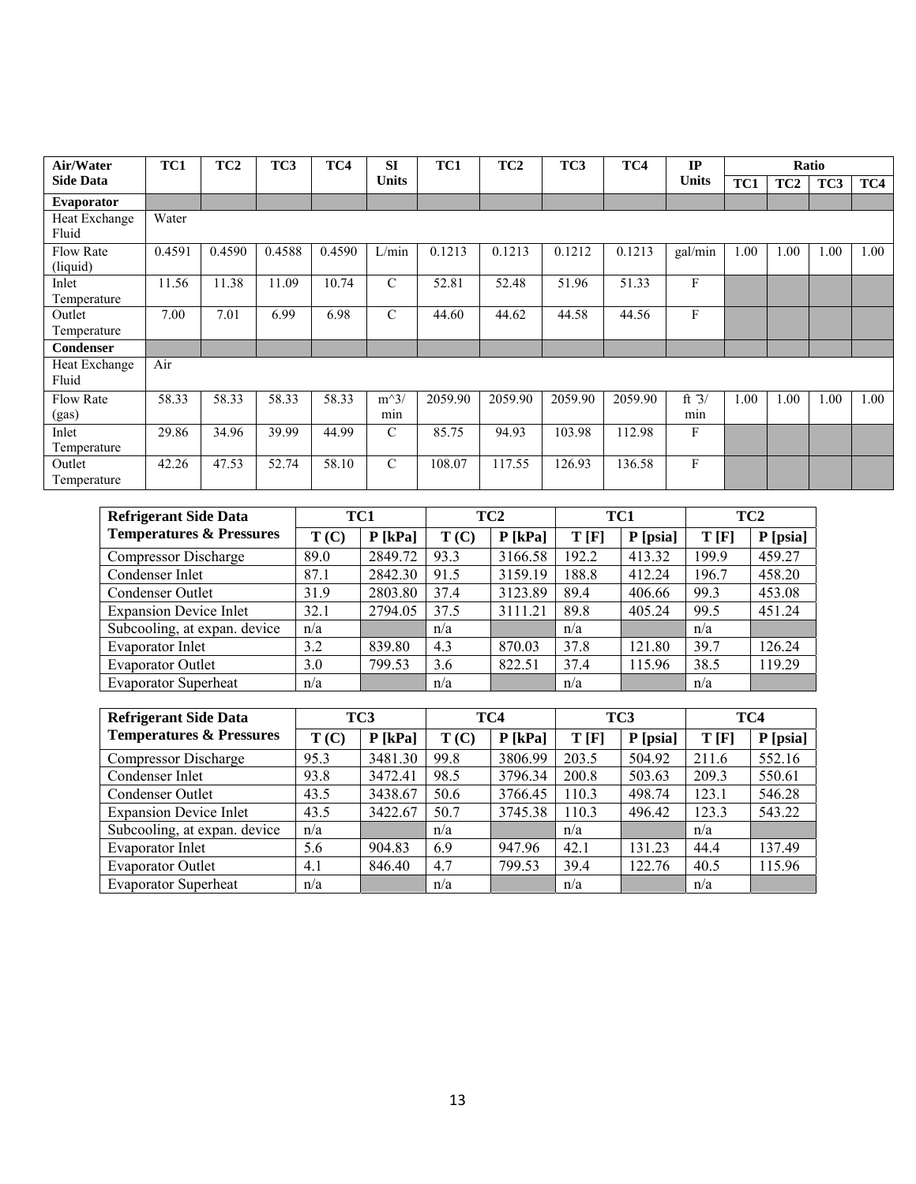| Air/Water Side Data | TC1 | TC2 | TC3 | TC4 | SI Units | TC1 | TC2 | TC3 | TC4 | IP Units | Ratio | | | |
|---|---|---|---|---|---|---|---|---|---|---|---|---|---|---|
| | | | | | | | | | | | TC1 | TC2 | TC3 | TC4 |
| **Evaporator** | | | | | | | | | | | | | | |
| Heat Exchange Fluid | Water | | | | | | | | | | | | | |
| Flow Rate (liquid) | 0.4591 | 0.4590 | 0.4588 | 0.4590 | L/min | 0.1213 | 0.1213 | 0.1212 | 0.1213 | gal/min | 1.00 | 1.00 | 1.00 | 1.00 |
| Inlet Temperature | 11.56 | 11.38 | 11.09 | 10.74 | C | 52.81 | 52.48 | 51.96 | 51.33 | F | | | | |
| Outlet Temperature | 7.00 | 7.01 | 6.99 | 6.98 | C | 44.60 | 44.62 | 44.58 | 44.56 | F | | | | |
| **Condenser** | | | | | | | | | | | | | | |
| Heat Exchange Fluid | Air | | | | | | | | | | | | | |
| Flow Rate (gas) | 58.33 | 58.33 | 58.33 | 58.33 | m^3/min | 2059.90 | 2059.90 | 2059.90 | 2059.90 | ft ^3/min | 1.00 | 1.00 | 1.00 | 1.00 |
| Inlet Temperature | 29.86 | 34.96 | 39.99 | 44.99 | C | 85.75 | 94.93 | 103.98 | 112.98 | F | | | | |
| Outlet Temperature | 42.26 | 47.53 | 52.74 | 58.10 | C | 108.07 | 117.55 | 126.93 | 136.58 | F | | | | |

| Refrigerant Side Data Temperatures & Pressures | TC1 | | TC2 | | TC1 | | TC2 | |
|---|---|---|---|---|---|---|---|---|
| | T (C) | P [kPa] | T (C) | P [kPa] | T [F] | P [psia] | T [F] | P [psia] |
| Compressor Discharge | 89.0 | 2849.72 | 93.3 | 3166.58 | 192.2 | 413.32 | 199.9 | 459.27 |
| Condenser Inlet | 87.1 | 2842.30 | 91.5 | 3159.19 | 188.8 | 412.24 | 196.7 | 458.20 |
| Condenser Outlet | 31.9 | 2803.80 | 37.4 | 3123.89 | 89.4 | 406.66 | 99.3 | 453.08 |
| Expansion Device Inlet | 32.1 | 2794.05 | 37.5 | 3111.21 | 89.8 | 405.24 | 99.5 | 451.24 |
| Subcooling, at expan. device | n/a | | n/a | | n/a | | n/a | |
| Evaporator Inlet | 3.2 | 839.80 | 4.3 | 870.03 | 37.8 | 121.80 | 39.7 | 126.24 |
| Evaporator Outlet | 3.0 | 799.53 | 3.6 | 822.51 | 37.4 | 115.96 | 38.5 | 119.29 |
| Evaporator Superheat | n/a | | n/a | | n/a | | n/a | |

| Refrigerant Side Data Temperatures & Pressures | TC3 | | TC4 | | TC3 | | TC4 | |
|---|---|---|---|---|---|---|---|---|
| | T (C) | P [kPa] | T (C) | P [kPa] | T [F] | P [psia] | T [F] | P [psia] |
| Compressor Discharge | 95.3 | 3481.30 | 99.8 | 3806.99 | 203.5 | 504.92 | 211.6 | 552.16 |
| Condenser Inlet | 93.8 | 3472.41 | 98.5 | 3796.34 | 200.8 | 503.63 | 209.3 | 550.61 |
| Condenser Outlet | 43.5 | 3438.67 | 50.6 | 3766.45 | 110.3 | 498.74 | 123.1 | 546.28 |
| Expansion Device Inlet | 43.5 | 3422.67 | 50.7 | 3745.38 | 110.3 | 496.42 | 123.3 | 543.22 |
| Subcooling, at expan. device | n/a | | n/a | | n/a | | n/a | |
| Evaporator Inlet | 5.6 | 904.83 | 6.9 | 947.96 | 42.1 | 131.23 | 44.4 | 137.49 |
| Evaporator Outlet | 4.1 | 846.40 | 4.7 | 799.53 | 39.4 | 122.76 | 40.5 | 115.96 |
| Evaporator Superheat | n/a | | n/a | | n/a | | n/a | |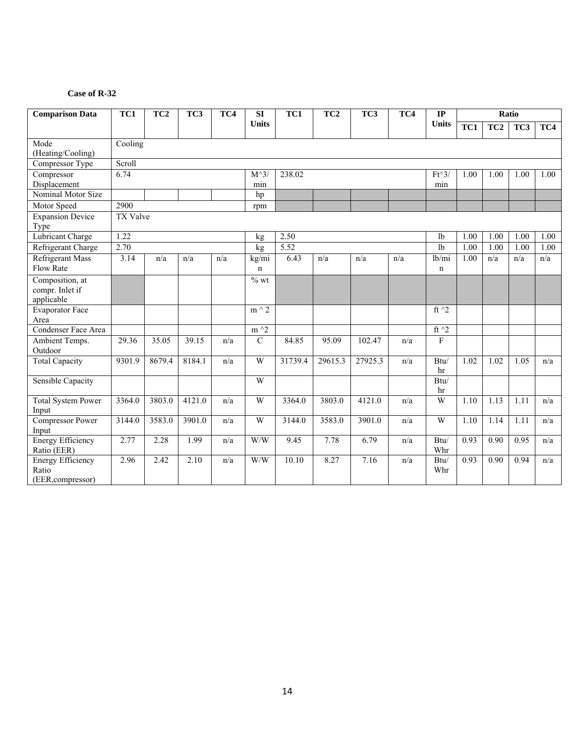**Case of R-32**

| Comparison Data | TC1 | TC2 | TC3 | TC4 | SI Units | TC1 | TC2 | TC3 | TC4 | IP Units | Ratio | | | |
|---|---|---|---|---|---|---|---|---|---|---|---|---|---|---|
| | | | | | | | | | | | TC1 | TC2 | TC3 | TC4 |
| Mode (Heating/Cooling) | Cooling | | | | | | | | | | | | | |
| Compressor Type | Scroll | | | | | | | | | | | | | |
| Compressor Displacement | 6.74 | | | | M^3/ min | 238.02 | | | | Ft^3/ min | 1.00 | 1.00 | 1.00 | 1.00 |
| Nominal Motor Size | | | | | hp | | | | | | | | | |
| Motor Speed | 2900 | | | | rpm | | | | | | | | | |
| Expansion Device Type | TX Valve | | | | | | | | | | | | | |
| Lubricant Charge | 1.22 | | | | kg | 2.50 | | | | lb | 1.00 | 1.00 | 1.00 | 1.00 |
| Refrigerant Charge | 2.70 | | | | kg | 5.52 | | | | lb | 1.00 | 1.00 | 1.00 | 1.00 |
| Refrigerant Mass Flow Rate | 3.14 | n/a | n/a | n/a | kg/min | 6.43 | n/a | n/a | n/a | lb/min | 1.00 | n/a | n/a | n/a |
| Composition, at compr. Inlet if applicable | | | | | % wt | | | | | | | | | |
| Evaporator Face Area | | | | | m ^ 2 | | | | | ft ^2 | | | | |
| Condenser Face Area | | | | | m ^2 | | | | | ft ^2 | | | | |
| Ambient Temps. Outdoor | 29.36 | 35.05 | 39.15 | n/a | C | 84.85 | 95.09 | 102.47 | n/a | F | | | | |
| Total Capacity | 9301.9 | 8679.4 | 8184.1 | n/a | W | 31739.4 | 29615.3 | 27925.3 | n/a | Btu/ hr | 1.02 | 1.02 | 1.05 | n/a |
| Sensible Capacity | | | | | W | | | | | Btu/ hr | | | | |
| Total System Power Input | 3364.0 | 3803.0 | 4121.0 | n/a | W | 3364.0 | 3803.0 | 4121.0 | n/a | W | 1.10 | 1.13 | 1.11 | n/a |
| Compressor Power Input | 3144.0 | 3583.0 | 3901.0 | n/a | W | 3144.0 | 3583.0 | 3901.0 | n/a | W | 1.10 | 1.14 | 1.11 | n/a |
| Energy Efficiency Ratio (EER) | 2.77 | 2.28 | 1.99 | n/a | W/W | 9.45 | 7.78 | 6.79 | n/a | Btu/ Whr | 0.93 | 0.90 | 0.95 | n/a |
| Energy Efficiency Ratio (EER,compressor) | 2.96 | 2.42 | 2.10 | n/a | W/W | 10.10 | 8.27 | 7.16 | n/a | Btu/ Whr | 0.93 | 0.90 | 0.94 | n/a |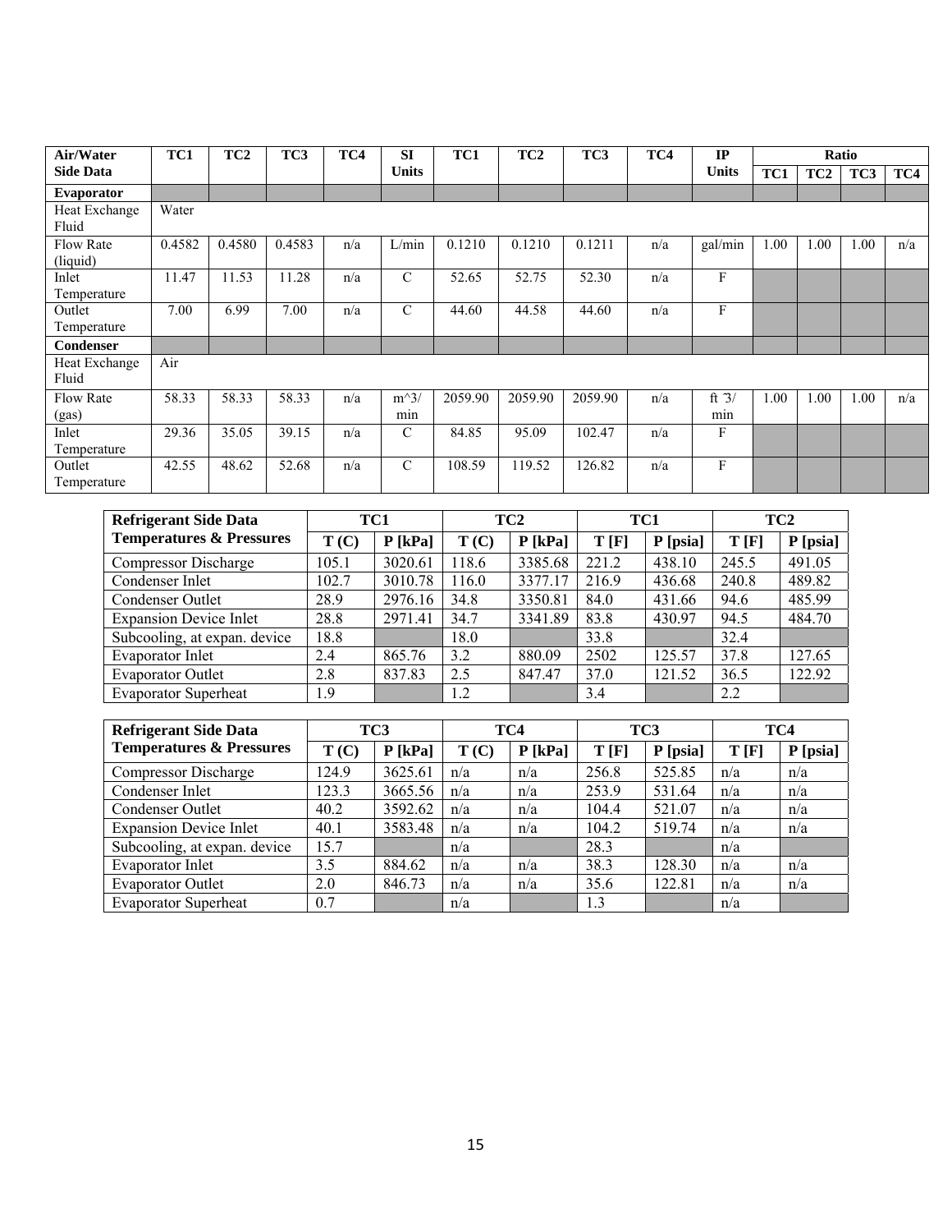| Air/Water Side Data | TC1 | TC2 | TC3 | TC4 | SI Units | TC1 | TC2 | TC3 | TC4 | IP Units | Ratio | | | |
|---|---|---|---|---|---|---|---|---|---|---|---|---|---|---|
| | | | | | | | | | | | TC1 | TC2 | TC3 | TC4 |
| **Evaporator** | | | | | | | | | | | | | | |
| Heat Exchange Fluid | Water | | | | | | | | | | | | | |
| Flow Rate (liquid) | 0.4582 | 0.4580 | 0.4583 | n/a | L/min | 0.1210 | 0.1210 | 0.1211 | n/a | gal/min | 1.00 | 1.00 | 1.00 | n/a |
| Inlet Temperature | 11.47 | 11.53 | 11.28 | n/a | C | 52.65 | 52.75 | 52.30 | n/a | F | | | | |
| Outlet Temperature | 7.00 | 6.99 | 7.00 | n/a | C | 44.60 | 44.58 | 44.60 | n/a | F | | | | |
| **Condenser** | | | | | | | | | | | | | | |
| Heat Exchange Fluid | Air | | | | | | | | | | | | | |
| Flow Rate (gas) | 58.33 | 58.33 | 58.33 | n/a | m^3/ min | 2059.90 | 2059.90 | 2059.90 | n/a | ft ^3/ min | 1.00 | 1.00 | 1.00 | n/a |
| Inlet Temperature | 29.36 | 35.05 | 39.15 | n/a | C | 84.85 | 95.09 | 102.47 | n/a | F | | | | |
| Outlet Temperature | 42.55 | 48.62 | 52.68 | n/a | C | 108.59 | 119.52 | 126.82 | n/a | F | | | | |

| Refrigerant Side Data Temperatures & Pressures | TC1 | | TC2 | | TC1 | | TC2 | |
|---|---|---|---|---|---|---|---|---|
| | T (C) | P [kPa] | T (C) | P [kPa] | T [F] | P [psia] | T [F] | P [psia] |
| Compressor Discharge | 105.1 | 3020.61 | 118.6 | 3385.68 | 221.2 | 438.10 | 245.5 | 491.05 |
| Condenser Inlet | 102.7 | 3010.78 | 116.0 | 3377.17 | 216.9 | 436.68 | 240.8 | 489.82 |
| Condenser Outlet | 28.9 | 2976.16 | 34.8 | 3350.81 | 84.0 | 431.66 | 94.6 | 485.99 |
| Expansion Device Inlet | 28.8 | 2971.41 | 34.7 | 3341.89 | 83.8 | 430.97 | 94.5 | 484.70 |
| Subcooling, at expan. device | 18.8 | | 18.0 | | 33.8 | | 32.4 | |
| Evaporator Inlet | 2.4 | 865.76 | 3.2 | 880.09 | 2502 | 125.57 | 37.8 | 127.65 |
| Evaporator Outlet | 2.8 | 837.83 | 2.5 | 847.47 | 37.0 | 121.52 | 36.5 | 122.92 |
| Evaporator Superheat | 1.9 | | 1.2 | | 3.4 | | 2.2 | |

| Refrigerant Side Data Temperatures & Pressures | TC3 | | TC4 | | TC3 | | TC4 | |
|---|---|---|---|---|---|---|---|---|
| | T (C) | P [kPa] | T (C) | P [kPa] | T [F] | P [psia] | T [F] | P [psia] |
| Compressor Discharge | 124.9 | 3625.61 | n/a | n/a | 256.8 | 525.85 | n/a | n/a |
| Condenser Inlet | 123.3 | 3665.56 | n/a | n/a | 253.9 | 531.64 | n/a | n/a |
| Condenser Outlet | 40.2 | 3592.62 | n/a | n/a | 104.4 | 521.07 | n/a | n/a |
| Expansion Device Inlet | 40.1 | 3583.48 | n/a | n/a | 104.2 | 519.74 | n/a | n/a |
| Subcooling, at expan. device | 15.7 | | n/a | | 28.3 | | n/a | |
| Evaporator Inlet | 3.5 | 884.62 | n/a | n/a | 38.3 | 128.30 | n/a | n/a |
| Evaporator Outlet | 2.0 | 846.73 | n/a | n/a | 35.6 | 122.81 | n/a | n/a |
| Evaporator Superheat | 0.7 | | n/a | | 1.3 | | n/a | |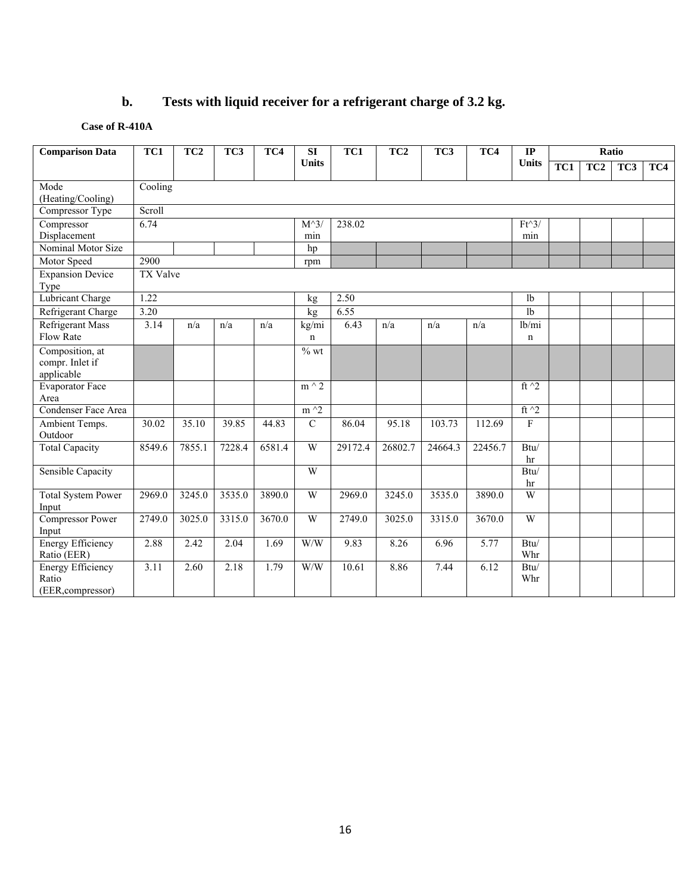## b. Tests with liquid receiver for a refrigerant charge of 3.2 kg.

**Case of R-410A**

| Comparison Data | TC1 | TC2 | TC3 | TC4 | SI Units | TC1 | TC2 | TC3 | TC4 | IP Units | Ratio | | | |
|---|---|---|---|---|---|---|---|---|---|---|---|---|---|---|
| | | | | | | | | | | | TC1 | TC2 | TC3 | TC4 |
| Mode (Heating/Cooling) | Cooling | | | | | | | | | | | | | |
| Compressor Type | Scroll | | | | | | | | | | | | | |
| Compressor Displacement | 6.74 | | | | M^3/min | 238.02 | | | | Ft^3/min | | | | |
| Nominal Motor Size | | | | | hp | | | | | | | | | |
| Motor Speed | 2900 | | | | rpm | | | | | | | | | |
| Expansion Device Type | TX Valve | | | | | | | | | | | | | |
| Lubricant Charge | 1.22 | | | | kg | 2.50 | | | | lb | | | | |
| Refrigerant Charge | 3.20 | | | | kg | 6.55 | | | | lb | | | | |
| Refrigerant Mass Flow Rate | 3.14 | n/a | n/a | n/a | kg/min | 6.43 | n/a | n/a | n/a | lb/min | | | | |
| Composition, at compr. Inlet if applicable | | | | | % wt | | | | | | | | | |
| Evaporator Face Area | | | | | m ^ 2 | | | | | ft ^2 | | | | |
| Condenser Face Area | | | | | m ^2 | | | | | ft ^2 | | | | |
| Ambient Temps. Outdoor | 30.02 | 35.10 | 39.85 | 44.83 | C | 86.04 | 95.18 | 103.73 | 112.69 | F | | | | |
| Total Capacity | 8549.6 | 7855.1 | 7228.4 | 6581.4 | W | 29172.4 | 26802.7 | 24664.3 | 22456.7 | Btu/hr | | | | |
| Sensible Capacity | | | | | W | | | | | Btu/hr | | | | |
| Total System Power Input | 2969.0 | 3245.0 | 3535.0 | 3890.0 | W | 2969.0 | 3245.0 | 3535.0 | 3890.0 | W | | | | |
| Compressor Power Input | 2749.0 | 3025.0 | 3315.0 | 3670.0 | W | 2749.0 | 3025.0 | 3315.0 | 3670.0 | W | | | | |
| Energy Efficiency Ratio (EER) | 2.88 | 2.42 | 2.04 | 1.69 | W/W | 9.83 | 8.26 | 6.96 | 5.77 | Btu/Whr | | | | |
| Energy Efficiency Ratio (EER,compressor) | 3.11 | 2.60 | 2.18 | 1.79 | W/W | 10.61 | 8.86 | 7.44 | 6.12 | Btu/Whr | | | | |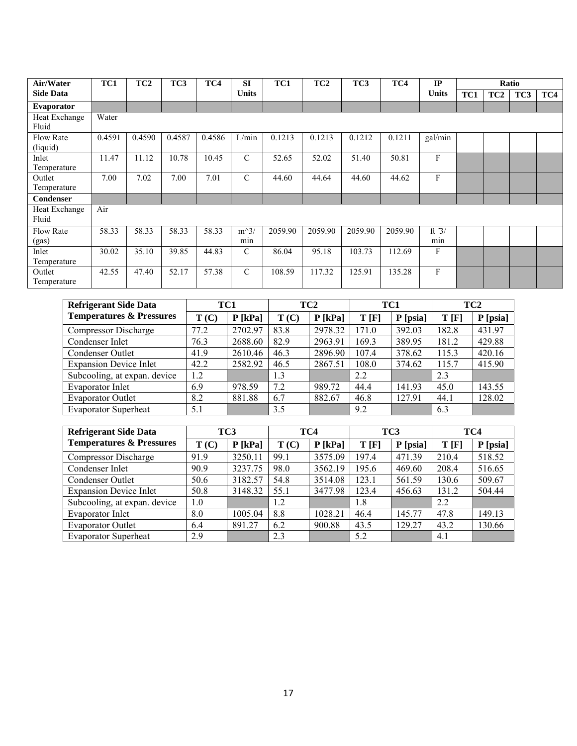| Air/Water Side Data | TC1 | TC2 | TC3 | TC4 | SI Units | TC1 | TC2 | TC3 | TC4 | IP Units | Ratio | | | |
|---|---|---|---|---|---|---|---|---|---|---|---|---|---|---|
| | | | | | | | | | | | TC1 | TC2 | TC3 | TC4 |
| **Evaporator** | | | | | | | | | | | | | | |
| Heat Exchange Fluid | Water | | | | | | | | | | | | | |
| Flow Rate (liquid) | 0.4591 | 0.4590 | 0.4587 | 0.4586 | L/min | 0.1213 | 0.1213 | 0.1212 | 0.1211 | gal/min | | | | |
| Inlet Temperature | 11.47 | 11.12 | 10.78 | 10.45 | C | 52.65 | 52.02 | 51.40 | 50.81 | F | | | | |
| Outlet Temperature | 7.00 | 7.02 | 7.00 | 7.01 | C | 44.60 | 44.64 | 44.60 | 44.62 | F | | | | |
| **Condenser** | | | | | | | | | | | | | | |
| Heat Exchange Fluid | Air | | | | | | | | | | | | | |
| Flow Rate (gas) | 58.33 | 58.33 | 58.33 | 58.33 | m^3/min | 2059.90 | 2059.90 | 2059.90 | 2059.90 | ft ^3/min | | | | |
| Inlet Temperature | 30.02 | 35.10 | 39.85 | 44.83 | C | 86.04 | 95.18 | 103.73 | 112.69 | F | | | | |
| Outlet Temperature | 42.55 | 47.40 | 52.17 | 57.38 | C | 108.59 | 117.32 | 125.91 | 135.28 | F | | | | |

| Refrigerant Side Data Temperatures & Pressures | TC1 | | TC2 | | TC1 | | TC2 | |
|---|---|---|---|---|---|---|---|---|
| | T (C) | P [kPa] | T (C) | P [kPa] | T [F] | P [psia] | T [F] | P [psia] |
| Compressor Discharge | 77.2 | 2702.97 | 83.8 | 2978.32 | 171.0 | 392.03 | 182.8 | 431.97 |
| Condenser Inlet | 76.3 | 2688.60 | 82.9 | 2963.91 | 169.3 | 389.95 | 181.2 | 429.88 |
| Condenser Outlet | 41.9 | 2610.46 | 46.3 | 2896.90 | 107.4 | 378.62 | 115.3 | 420.16 |
| Expansion Device Inlet | 42.2 | 2582.92 | 46.5 | 2867.51 | 108.0 | 374.62 | 115.7 | 415.90 |
| Subcooling, at expan. device | 1.2 | | 1.3 | | 2.2 | | 2.3 | |
| Evaporator Inlet | 6.9 | 978.59 | 7.2 | 989.72 | 44.4 | 141.93 | 45.0 | 143.55 |
| Evaporator Outlet | 8.2 | 881.88 | 6.7 | 882.67 | 46.8 | 127.91 | 44.1 | 128.02 |
| Evaporator Superheat | 5.1 | | 3.5 | | 9.2 | | 6.3 | |

| Refrigerant Side Data Temperatures & Pressures | TC3 | | TC4 | | TC3 | | TC4 | |
|---|---|---|---|---|---|---|---|---|
| | T (C) | P [kPa] | T (C) | P [kPa] | T [F] | P [psia] | T [F] | P [psia] |
| Compressor Discharge | 91.9 | 3250.11 | 99.1 | 3575.09 | 197.4 | 471.39 | 210.4 | 518.52 |
| Condenser Inlet | 90.9 | 3237.75 | 98.0 | 3562.19 | 195.6 | 469.60 | 208.4 | 516.65 |
| Condenser Outlet | 50.6 | 3182.57 | 54.8 | 3514.08 | 123.1 | 561.59 | 130.6 | 509.67 |
| Expansion Device Inlet | 50.8 | 3148.32 | 55.1 | 3477.98 | 123.4 | 456.63 | 131.2 | 504.44 |
| Subcooling, at expan. device | 1.0 | | 1.2 | | 1.8 | | 2.2 | |
| Evaporator Inlet | 8.0 | 1005.04 | 8.8 | 1028.21 | 46.4 | 145.77 | 47.8 | 149.13 |
| Evaporator Outlet | 6.4 | 891.27 | 6.2 | 900.88 | 43.5 | 129.27 | 43.2 | 130.66 |
| Evaporator Superheat | 2.9 | | 2.3 | | 5.2 | | 4.1 | |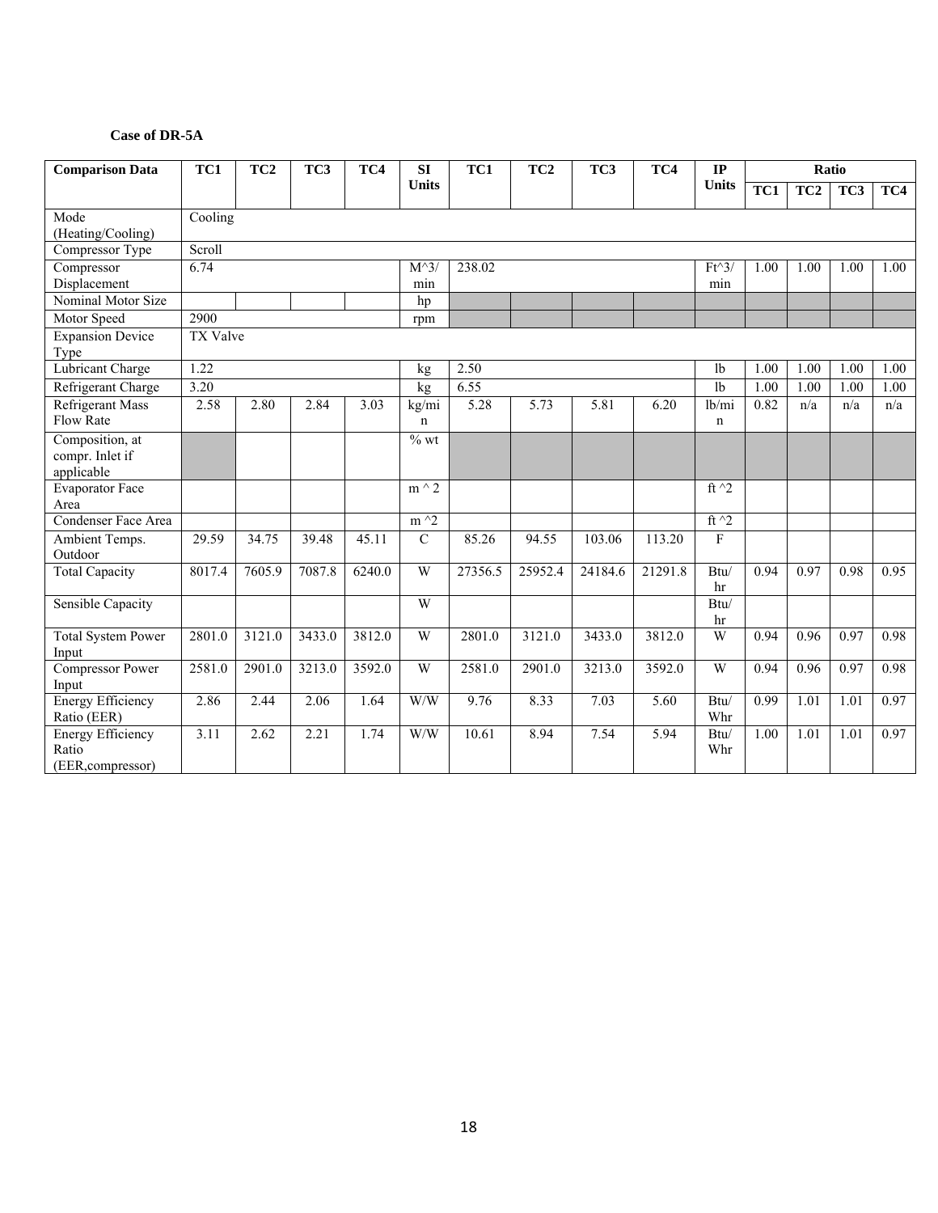**Case of DR-5A**

| Comparison Data | TC1 | TC2 | TC3 | TC4 | SI Units | TC1 | TC2 | TC3 | TC4 | IP Units | Ratio | | | |
|---|---|---|---|---|---|---|---|---|---|---|---|---|---|---|
| | | | | | | | | | | | TC1 | TC2 | TC3 | TC4 |
| Mode (Heating/Cooling) | Cooling | | | | | | | | | | | | | |
| Compressor Type | Scroll | | | | | | | | | | | | | |
| Compressor Displacement | 6.74 | | | | M^3/min | 238.02 | | | | Ft^3/min | 1.00 | 1.00 | 1.00 | 1.00 |
| Nominal Motor Size | | | | | hp | | | | | | | | | |
| Motor Speed | 2900 | | | | rpm | | | | | | | | | |
| Expansion Device Type | TX Valve | | | | | | | | | | | | | |
| Lubricant Charge | 1.22 | | | | kg | 2.50 | | | | lb | 1.00 | 1.00 | 1.00 | 1.00 |
| Refrigerant Charge | 3.20 | | | | kg | 6.55 | | | | lb | 1.00 | 1.00 | 1.00 | 1.00 |
| Refrigerant Mass Flow Rate | 2.58 | 2.80 | 2.84 | 3.03 | kg/min | 5.28 | 5.73 | 5.81 | 6.20 | lb/min | 0.82 | n/a | n/a | n/a |
| Composition, at compr. Inlet if applicable | | | | | % wt | | | | | | | | | |
| Evaporator Face Area | | | | | m ^ 2 | | | | | ft ^2 | | | | |
| Condenser Face Area | | | | | m ^2 | | | | | ft ^2 | | | | |
| Ambient Temps. Outdoor | 29.59 | 34.75 | 39.48 | 45.11 | C | 85.26 | 94.55 | 103.06 | 113.20 | F | | | | |
| Total Capacity | 8017.4 | 7605.9 | 7087.8 | 6240.0 | W | 27356.5 | 25952.4 | 24184.6 | 21291.8 | Btu/hr | 0.94 | 0.97 | 0.98 | 0.95 |
| Sensible Capacity | | | | | W | | | | | Btu/hr | | | | |
| Total System Power Input | 2801.0 | 3121.0 | 3433.0 | 3812.0 | W | 2801.0 | 3121.0 | 3433.0 | 3812.0 | W | 0.94 | 0.96 | 0.97 | 0.98 |
| Compressor Power Input | 2581.0 | 2901.0 | 3213.0 | 3592.0 | W | 2581.0 | 2901.0 | 3213.0 | 3592.0 | W | 0.94 | 0.96 | 0.97 | 0.98 |
| Energy Efficiency Ratio (EER) | 2.86 | 2.44 | 2.06 | 1.64 | W/W | 9.76 | 8.33 | 7.03 | 5.60 | Btu/Whr | 0.99 | 1.01 | 1.01 | 0.97 |
| Energy Efficiency Ratio (EER,compressor) | 3.11 | 2.62 | 2.21 | 1.74 | W/W | 10.61 | 8.94 | 7.54 | 5.94 | Btu/Whr | 1.00 | 1.01 | 1.01 | 0.97 |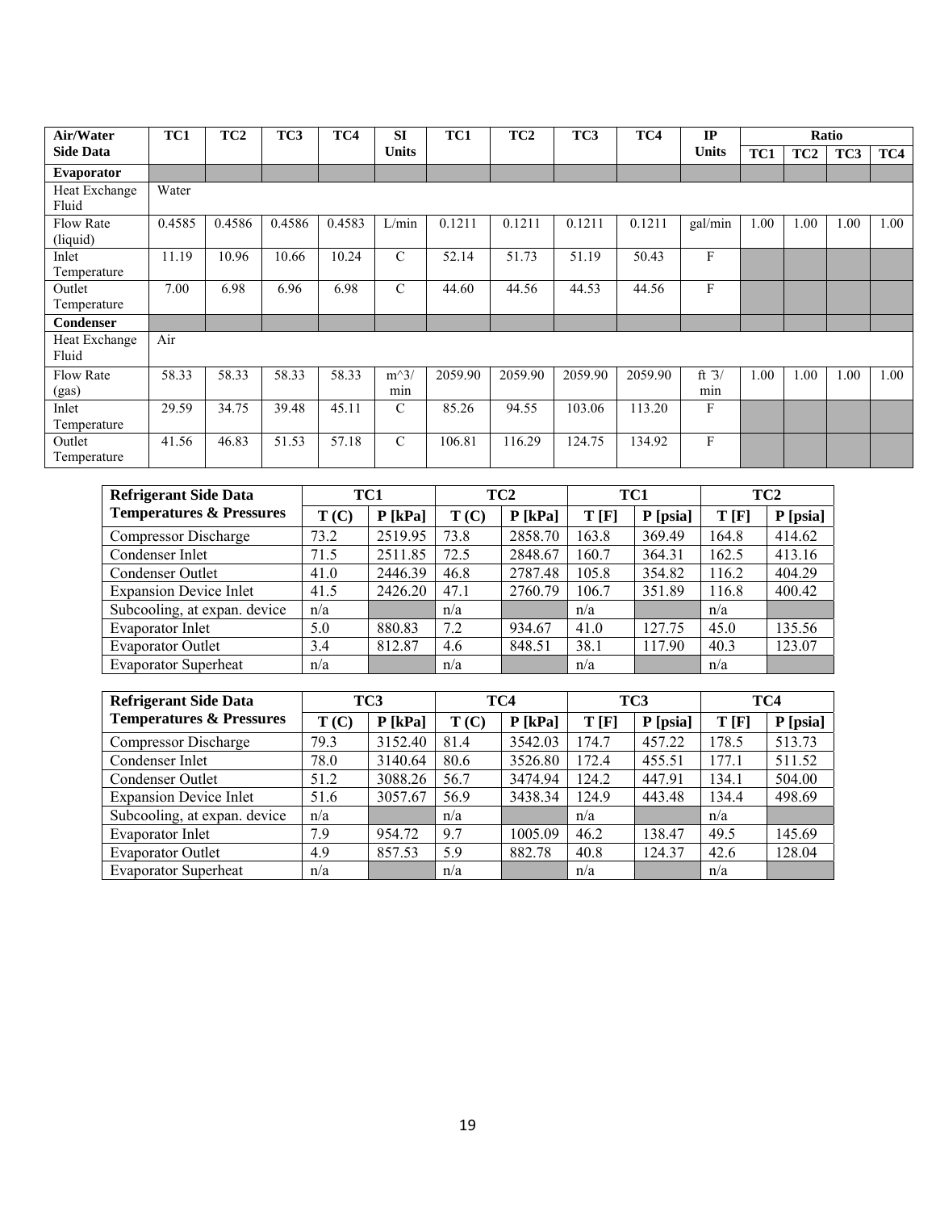| Air/Water Side Data | TC1 | TC2 | TC3 | TC4 | SI Units | TC1 | TC2 | TC3 | TC4 | IP Units | Ratio | | | |
|---|---|---|---|---|---|---|---|---|---|---|---|---|---|---|
| | | | | | | | | | | | TC1 | TC2 | TC3 | TC4 |
| **Evaporator** | | | | | | | | | | | | | | |
| Heat Exchange Fluid | Water | | | | | | | | | | | | | |
| Flow Rate (liquid) | 0.4585 | 0.4586 | 0.4586 | 0.4583 | L/min | 0.1211 | 0.1211 | 0.1211 | 0.1211 | gal/min | 1.00 | 1.00 | 1.00 | 1.00 |
| Inlet Temperature | 11.19 | 10.96 | 10.66 | 10.24 | C | 52.14 | 51.73 | 51.19 | 50.43 | F | | | | |
| Outlet Temperature | 7.00 | 6.98 | 6.96 | 6.98 | C | 44.60 | 44.56 | 44.53 | 44.56 | F | | | | |
| **Condenser** | | | | | | | | | | | | | | |
| Heat Exchange Fluid | Air | | | | | | | | | | | | | |
| Flow Rate (gas) | 58.33 | 58.33 | 58.33 | 58.33 | m^3/min | 2059.90 | 2059.90 | 2059.90 | 2059.90 | ft^3/min | 1.00 | 1.00 | 1.00 | 1.00 |
| Inlet Temperature | 29.59 | 34.75 | 39.48 | 45.11 | C | 85.26 | 94.55 | 103.06 | 113.20 | F | | | | |
| Outlet Temperature | 41.56 | 46.83 | 51.53 | 57.18 | C | 106.81 | 116.29 | 124.75 | 134.92 | F | | | | |

| Refrigerant Side Data Temperatures & Pressures | TC1 | | TC2 | | TC1 | | TC2 | |
|---|---|---|---|---|---|---|---|---|
| | T (C) | P [kPa] | T (C) | P [kPa] | T [F] | P [psia] | T [F] | P [psia] |
| Compressor Discharge | 73.2 | 2519.95 | 73.8 | 2858.70 | 163.8 | 369.49 | 164.8 | 414.62 |
| Condenser Inlet | 71.5 | 2511.85 | 72.5 | 2848.67 | 160.7 | 364.31 | 162.5 | 413.16 |
| Condenser Outlet | 41.0 | 2446.39 | 46.8 | 2787.48 | 105.8 | 354.82 | 116.2 | 404.29 |
| Expansion Device Inlet | 41.5 | 2426.20 | 47.1 | 2760.79 | 106.7 | 351.89 | 116.8 | 400.42 |
| Subcooling, at expan. device | n/a | | n/a | | n/a | | n/a | |
| Evaporator Inlet | 5.0 | 880.83 | 7.2 | 934.67 | 41.0 | 127.75 | 45.0 | 135.56 |
| Evaporator Outlet | 3.4 | 812.87 | 4.6 | 848.51 | 38.1 | 117.90 | 40.3 | 123.07 |
| Evaporator Superheat | n/a | | n/a | | n/a | | n/a | |

| Refrigerant Side Data Temperatures & Pressures | TC3 | | TC4 | | TC3 | | TC4 | |
|---|---|---|---|---|---|---|---|---|
| | T (C) | P [kPa] | T (C) | P [kPa] | T [F] | P [psia] | T [F] | P [psia] |
| Compressor Discharge | 79.3 | 3152.40 | 81.4 | 3542.03 | 174.7 | 457.22 | 178.5 | 513.73 |
| Condenser Inlet | 78.0 | 3140.64 | 80.6 | 3526.80 | 172.4 | 455.51 | 177.1 | 511.52 |
| Condenser Outlet | 51.2 | 3088.26 | 56.7 | 3474.94 | 124.2 | 447.91 | 134.1 | 504.00 |
| Expansion Device Inlet | 51.6 | 3057.67 | 56.9 | 3438.34 | 124.9 | 443.48 | 134.4 | 498.69 |
| Subcooling, at expan. device | n/a | | n/a | | n/a | | n/a | |
| Evaporator Inlet | 7.9 | 954.72 | 9.7 | 1005.09 | 46.2 | 138.47 | 49.5 | 145.69 |
| Evaporator Outlet | 4.9 | 857.53 | 5.9 | 882.78 | 40.8 | 124.37 | 42.6 | 128.04 |
| Evaporator Superheat | n/a | | n/a | | n/a | | n/a | |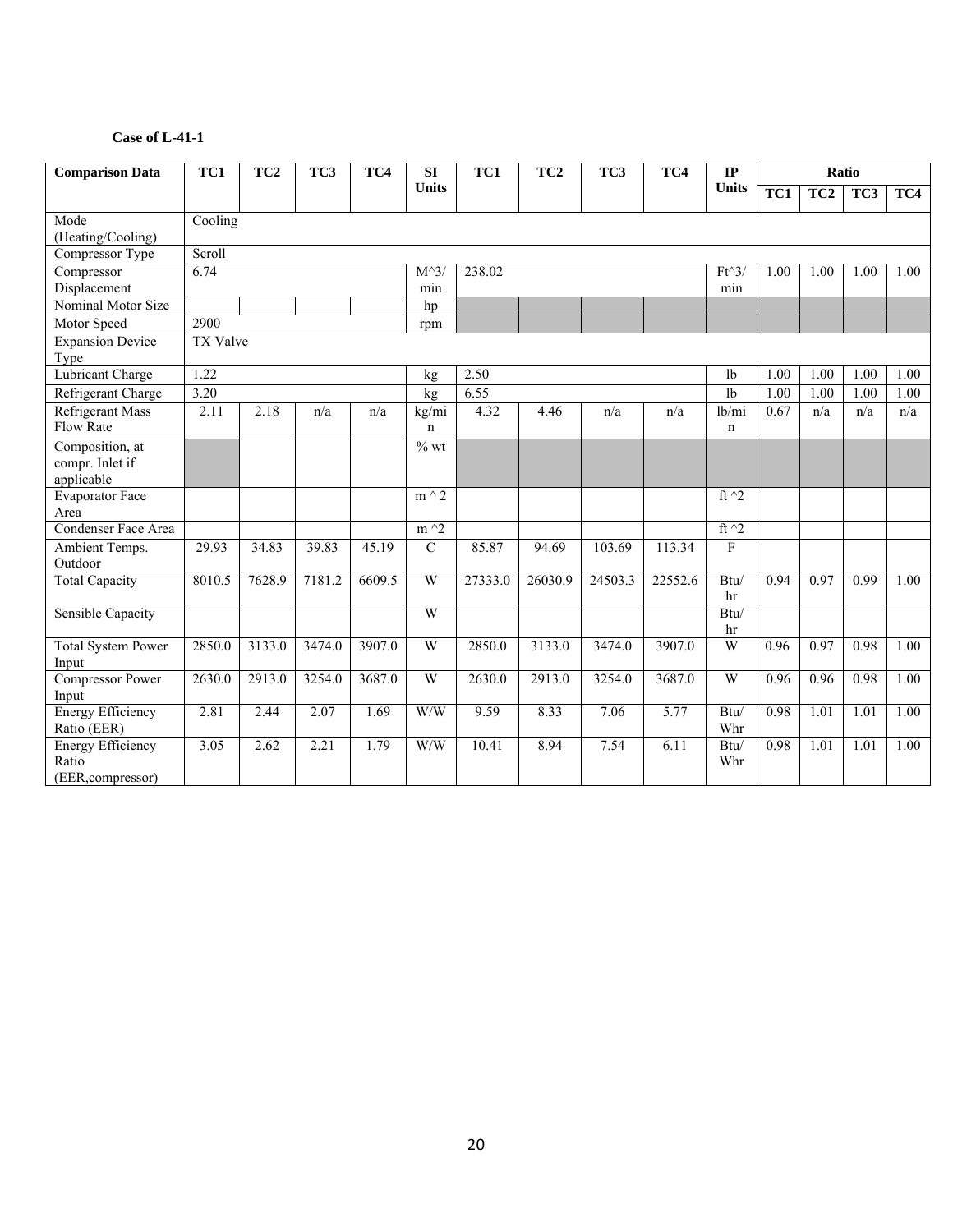**Case of L-41-1**

| Comparison Data | TC1 | TC2 | TC3 | TC4 | SI Units | TC1 | TC2 | TC3 | TC4 | IP Units | Ratio | | | |
|---|---|---|---|---|---|---|---|---|---|---|---|---|---|---|
| | | | | | | | | | | | TC1 | TC2 | TC3 | TC4 |
| Mode (Heating/Cooling) | Cooling | | | | | | | | | | | | | |
| Compressor Type | Scroll | | | | | | | | | | | | | |
| Compressor Displacement | 6.74 | | | | M^3/min | 238.02 | | | | Ft^3/min | 1.00 | 1.00 | 1.00 | 1.00 |
| Nominal Motor Size | | | | | hp | | | | | | | | | |
| Motor Speed | 2900 | | | | rpm | | | | | | | | | |
| Expansion Device Type | TX Valve | | | | | | | | | | | | | |
| Lubricant Charge | 1.22 | | | | kg | 2.50 | | | | lb | 1.00 | 1.00 | 1.00 | 1.00 |
| Refrigerant Charge | 3.20 | | | | kg | 6.55 | | | | lb | 1.00 | 1.00 | 1.00 | 1.00 |
| Refrigerant Mass Flow Rate | 2.11 | 2.18 | n/a | n/a | kg/min | 4.32 | 4.46 | n/a | n/a | lb/min | 0.67 | n/a | n/a | n/a |
| Composition, at compr. Inlet if applicable | | | | | % wt | | | | | | | | | |
| Evaporator Face Area | | | | | m ^ 2 | | | | | ft ^2 | | | | |
| Condenser Face Area | | | | | m ^2 | | | | | ft ^2 | | | | |
| Ambient Temps. Outdoor | 29.93 | 34.83 | 39.83 | 45.19 | C | 85.87 | 94.69 | 103.69 | 113.34 | F | | | | |
| Total Capacity | 8010.5 | 7628.9 | 7181.2 | 6609.5 | W | 27333.0 | 26030.9 | 24503.3 | 22552.6 | Btu/hr | 0.94 | 0.97 | 0.99 | 1.00 |
| Sensible Capacity | | | | | W | | | | | Btu/hr | | | | |
| Total System Power Input | 2850.0 | 3133.0 | 3474.0 | 3907.0 | W | 2850.0 | 3133.0 | 3474.0 | 3907.0 | W | 0.96 | 0.97 | 0.98 | 1.00 |
| Compressor Power Input | 2630.0 | 2913.0 | 3254.0 | 3687.0 | W | 2630.0 | 2913.0 | 3254.0 | 3687.0 | W | 0.96 | 0.96 | 0.98 | 1.00 |
| Energy Efficiency Ratio (EER) | 2.81 | 2.44 | 2.07 | 1.69 | W/W | 9.59 | 8.33 | 7.06 | 5.77 | Btu/Whr | 0.98 | 1.01 | 1.01 | 1.00 |
| Energy Efficiency Ratio (EER,compressor) | 3.05 | 2.62 | 2.21 | 1.79 | W/W | 10.41 | 8.94 | 7.54 | 6.11 | Btu/Whr | 0.98 | 1.01 | 1.01 | 1.00 |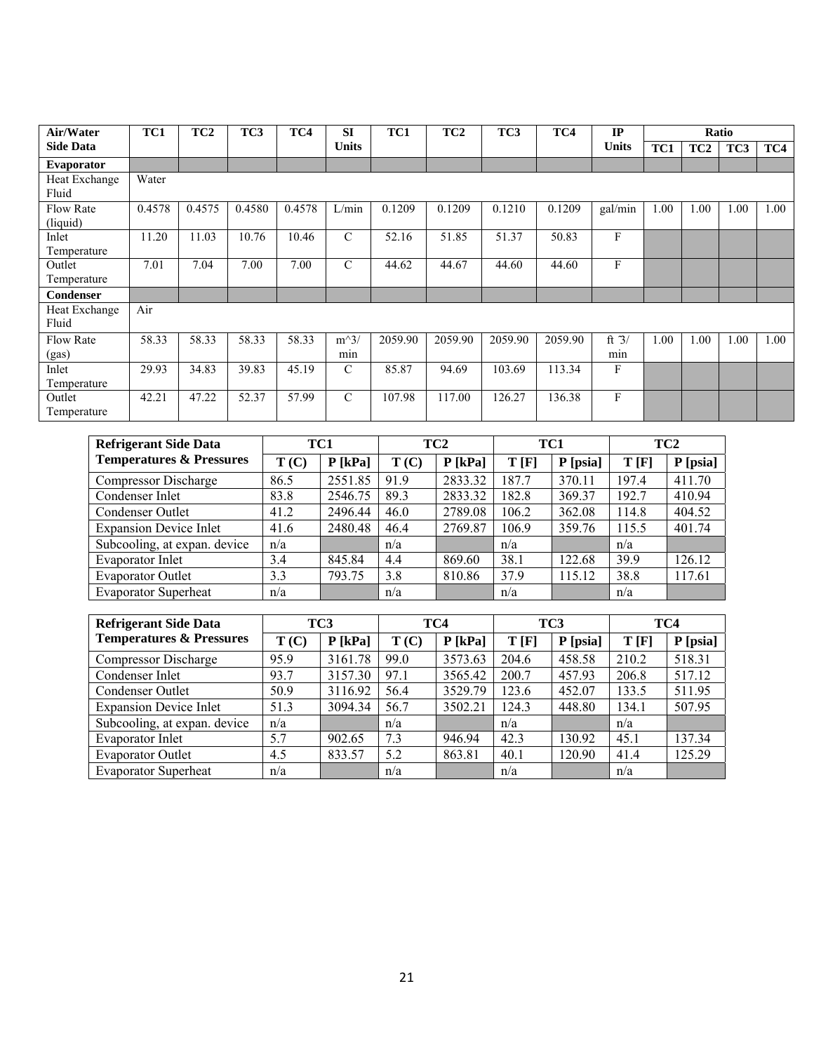| Air/Water Side Data | TC1 | TC2 | TC3 | TC4 | SI Units | TC1 | TC2 | TC3 | TC4 | IP Units | Ratio | | | |
|---|---|---|---|---|---|---|---|---|---|---|---|---|---|---|
| | | | | | | | | | | | TC1 | TC2 | TC3 | TC4 |
| **Evaporator** | | | | | | | | | | | | | | |
| Heat Exchange Fluid | Water | | | | | | | | | | | | | |
| Flow Rate (liquid) | 0.4578 | 0.4575 | 0.4580 | 0.4578 | L/min | 0.1209 | 0.1209 | 0.1210 | 0.1209 | gal/min | 1.00 | 1.00 | 1.00 | 1.00 |
| Inlet Temperature | 11.20 | 11.03 | 10.76 | 10.46 | C | 52.16 | 51.85 | 51.37 | 50.83 | F | | | | |
| Outlet Temperature | 7.01 | 7.04 | 7.00 | 7.00 | C | 44.62 | 44.67 | 44.60 | 44.60 | F | | | | |
| **Condenser** | | | | | | | | | | | | | | |
| Heat Exchange Fluid | Air | | | | | | | | | | | | | |
| Flow Rate (gas) | 58.33 | 58.33 | 58.33 | 58.33 | m^3/ min | 2059.90 | 2059.90 | 2059.90 | 2059.90 | ft ̄3/ min | 1.00 | 1.00 | 1.00 | 1.00 |
| Inlet Temperature | 29.93 | 34.83 | 39.83 | 45.19 | C | 85.87 | 94.69 | 103.69 | 113.34 | F | | | | |
| Outlet Temperature | 42.21 | 47.22 | 52.37 | 57.99 | C | 107.98 | 117.00 | 126.27 | 136.38 | F | | | | |

| Refrigerant Side Data Temperatures & Pressures | TC1 | | TC2 | | TC1 | | TC2 | |
|---|---|---|---|---|---|---|---|---|
| | T (C) | P [kPa] | T (C) | P [kPa] | T [F] | P [psia] | T [F] | P [psia] |
| Compressor Discharge | 86.5 | 2551.85 | 91.9 | 2833.32 | 187.7 | 370.11 | 197.4 | 411.70 |
| Condenser Inlet | 83.8 | 2546.75 | 89.3 | 2833.32 | 182.8 | 369.37 | 192.7 | 410.94 |
| Condenser Outlet | 41.2 | 2496.44 | 46.0 | 2789.08 | 106.2 | 362.08 | 114.8 | 404.52 |
| Expansion Device Inlet | 41.6 | 2480.48 | 46.4 | 2769.87 | 106.9 | 359.76 | 115.5 | 401.74 |
| Subcooling, at expan. device | n/a | | n/a | | n/a | | n/a | |
| Evaporator Inlet | 3.4 | 845.84 | 4.4 | 869.60 | 38.1 | 122.68 | 39.9 | 126.12 |
| Evaporator Outlet | 3.3 | 793.75 | 3.8 | 810.86 | 37.9 | 115.12 | 38.8 | 117.61 |
| Evaporator Superheat | n/a | | n/a | | n/a | | n/a | |

| Refrigerant Side Data Temperatures & Pressures | TC3 | | TC4 | | TC3 | | TC4 | |
|---|---|---|---|---|---|---|---|---|
| | T (C) | P [kPa] | T (C) | P [kPa] | T [F] | P [psia] | T [F] | P [psia] |
| Compressor Discharge | 95.9 | 3161.78 | 99.0 | 3573.63 | 204.6 | 458.58 | 210.2 | 518.31 |
| Condenser Inlet | 93.7 | 3157.30 | 97.1 | 3565.42 | 200.7 | 457.93 | 206.8 | 517.12 |
| Condenser Outlet | 50.9 | 3116.92 | 56.4 | 3529.79 | 123.6 | 452.07 | 133.5 | 511.95 |
| Expansion Device Inlet | 51.3 | 3094.34 | 56.7 | 3502.21 | 124.3 | 448.80 | 134.1 | 507.95 |
| Subcooling, at expan. device | n/a | | n/a | | n/a | | n/a | |
| Evaporator Inlet | 5.7 | 902.65 | 7.3 | 946.94 | 42.3 | 130.92 | 45.1 | 137.34 |
| Evaporator Outlet | 4.5 | 833.57 | 5.2 | 863.81 | 40.1 | 120.90 | 41.4 | 125.29 |
| Evaporator Superheat | n/a | | n/a | | n/a | | n/a | |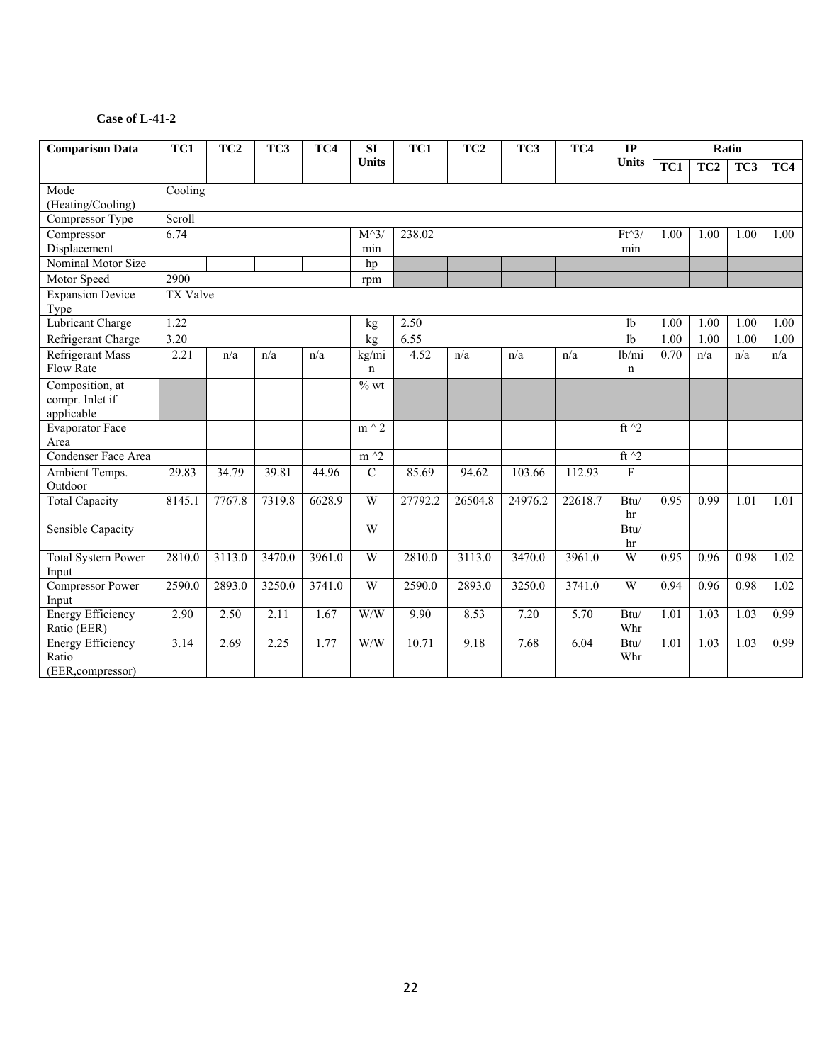**Case of L-41-2**

| Comparison Data | TC1 | TC2 | TC3 | TC4 | SI Units | TC1 | TC2 | TC3 | TC4 | IP Units | Ratio | | | |
|---|---|---|---|---|---|---|---|---|---|---|---|---|---|---|
| | | | | | | | | | | | TC1 | TC2 | TC3 | TC4 |
| Mode (Heating/Cooling) | Cooling | | | | | | | | | | | | | |
| Compressor Type | Scroll | | | | | | | | | | | | | |
| Compressor Displacement | 6.74 | | | | M^3/min | 238.02 | | | | Ft^3/min | 1.00 | 1.00 | 1.00 | 1.00 |
| Nominal Motor Size | | | | | hp | | | | | | | | | |
| Motor Speed | 2900 | | | | rpm | | | | | | | | | |
| Expansion Device Type | TX Valve | | | | | | | | | | | | | |
| Lubricant Charge | 1.22 | | | | kg | 2.50 | | | | lb | 1.00 | 1.00 | 1.00 | 1.00 |
| Refrigerant Charge | 3.20 | | | | kg | 6.55 | | | | lb | 1.00 | 1.00 | 1.00 | 1.00 |
| Refrigerant Mass Flow Rate | 2.21 | n/a | n/a | n/a | kg/min | 4.52 | n/a | n/a | n/a | lb/min | 0.70 | n/a | n/a | n/a |
| Composition, at compr. Inlet if applicable | | | | | % wt | | | | | | | | | |
| Evaporator Face Area | | | | | m ^ 2 | | | | | ft ^2 | | | | |
| Condenser Face Area | | | | | m ^2 | | | | | ft ^2 | | | | |
| Ambient Temps. Outdoor | 29.83 | 34.79 | 39.81 | 44.96 | C | 85.69 | 94.62 | 103.66 | 112.93 | F | | | | |
| Total Capacity | 8145.1 | 7767.8 | 7319.8 | 6628.9 | W | 27792.2 | 26504.8 | 24976.2 | 22618.7 | Btu/hr | 0.95 | 0.99 | 1.01 | 1.01 |
| Sensible Capacity | | | | | W | | | | | Btu/hr | | | | |
| Total System Power Input | 2810.0 | 3113.0 | 3470.0 | 3961.0 | W | 2810.0 | 3113.0 | 3470.0 | 3961.0 | W | 0.95 | 0.96 | 0.98 | 1.02 |
| Compressor Power Input | 2590.0 | 2893.0 | 3250.0 | 3741.0 | W | 2590.0 | 2893.0 | 3250.0 | 3741.0 | W | 0.94 | 0.96 | 0.98 | 1.02 |
| Energy Efficiency Ratio (EER) | 2.90 | 2.50 | 2.11 | 1.67 | W/W | 9.90 | 8.53 | 7.20 | 5.70 | Btu/Whr | 1.01 | 1.03 | 1.03 | 0.99 |
| Energy Efficiency Ratio (EER,compressor) | 3.14 | 2.69 | 2.25 | 1.77 | W/W | 10.71 | 9.18 | 7.68 | 6.04 | Btu/Whr | 1.01 | 1.03 | 1.03 | 0.99 |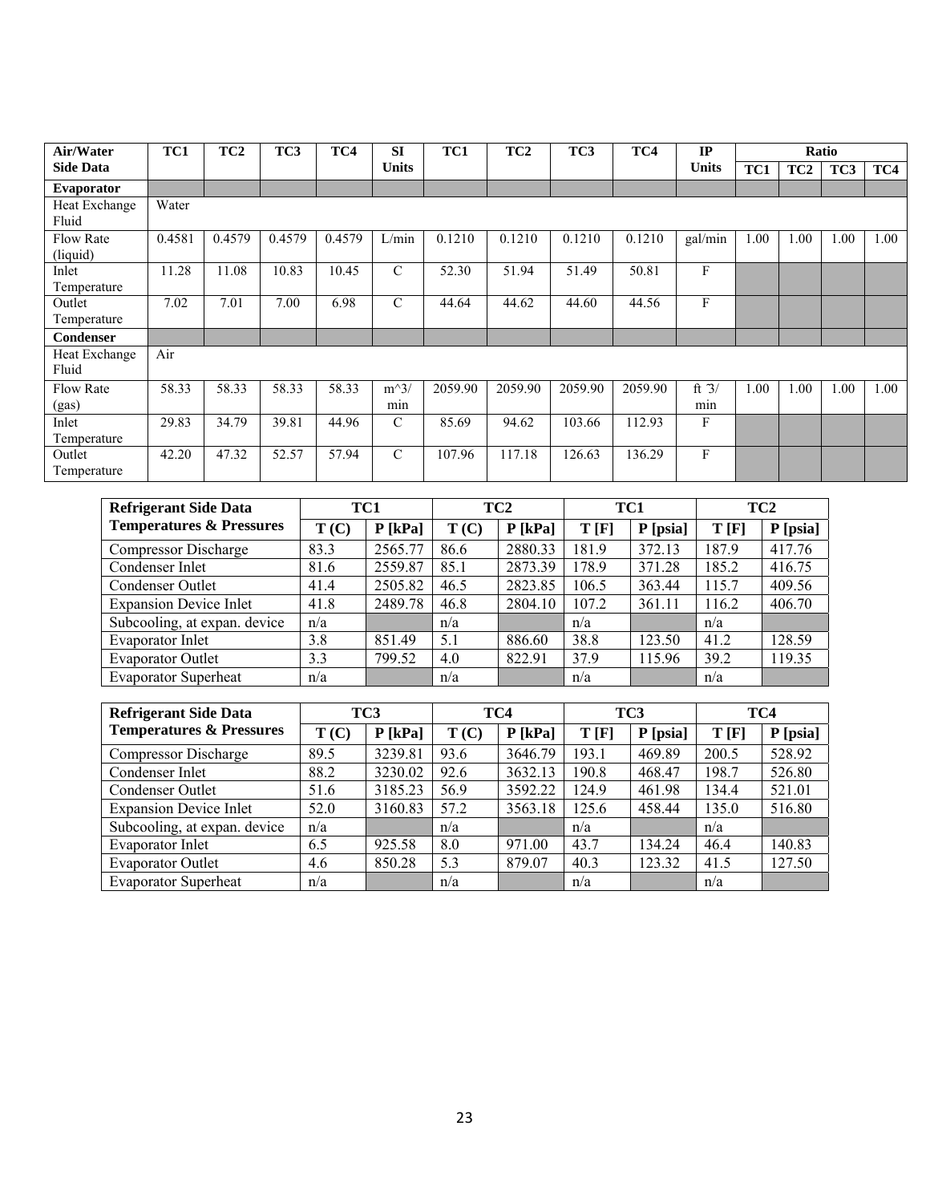| Air/Water Side Data | TC1 | TC2 | TC3 | TC4 | SI Units | TC1 | TC2 | TC3 | TC4 | IP Units | Ratio | | | |
|---|---|---|---|---|---|---|---|---|---|---|---|---|---|---|
| | | | | | | | | | | | TC1 | TC2 | TC3 | TC4 |
| **Evaporator** | | | | | | | | | | | | | | |
| Heat Exchange Fluid | Water | | | | | | | | | | | | | |
| Flow Rate (liquid) | 0.4581 | 0.4579 | 0.4579 | 0.4579 | L/min | 0.1210 | 0.1210 | 0.1210 | 0.1210 | gal/min | 1.00 | 1.00 | 1.00 | 1.00 |
| Inlet Temperature | 11.28 | 11.08 | 10.83 | 10.45 | C | 52.30 | 51.94 | 51.49 | 50.81 | F | | | | |
| Outlet Temperature | 7.02 | 7.01 | 7.00 | 6.98 | C | 44.64 | 44.62 | 44.60 | 44.56 | F | | | | |
| **Condenser** | | | | | | | | | | | | | | |
| Heat Exchange Fluid | Air | | | | | | | | | | | | | |
| Flow Rate (gas) | 58.33 | 58.33 | 58.33 | 58.33 | m^3/ min | 2059.90 | 2059.90 | 2059.90 | 2059.90 | ft ̂3/ min | 1.00 | 1.00 | 1.00 | 1.00 |
| Inlet Temperature | 29.83 | 34.79 | 39.81 | 44.96 | C | 85.69 | 94.62 | 103.66 | 112.93 | F | | | | |
| Outlet Temperature | 42.20 | 47.32 | 52.57 | 57.94 | C | 107.96 | 117.18 | 126.63 | 136.29 | F | | | | |

| Refrigerant Side Data Temperatures & Pressures | TC1 | | TC2 | | TC1 | | TC2 | |
|---|---|---|---|---|---|---|---|---|
| | T (C) | P [kPa] | T (C) | P [kPa] | T [F] | P [psia] | T [F] | P [psia] |
| Compressor Discharge | 83.3 | 2565.77 | 86.6 | 2880.33 | 181.9 | 372.13 | 187.9 | 417.76 |
| Condenser Inlet | 81.6 | 2559.87 | 85.1 | 2873.39 | 178.9 | 371.28 | 185.2 | 416.75 |
| Condenser Outlet | 41.4 | 2505.82 | 46.5 | 2823.85 | 106.5 | 363.44 | 115.7 | 409.56 |
| Expansion Device Inlet | 41.8 | 2489.78 | 46.8 | 2804.10 | 107.2 | 361.11 | 116.2 | 406.70 |
| Subcooling, at expan. device | n/a | | n/a | | n/a | | n/a | |
| Evaporator Inlet | 3.8 | 851.49 | 5.1 | 886.60 | 38.8 | 123.50 | 41.2 | 128.59 |
| Evaporator Outlet | 3.3 | 799.52 | 4.0 | 822.91 | 37.9 | 115.96 | 39.2 | 119.35 |
| Evaporator Superheat | n/a | | n/a | | n/a | | n/a | |

| Refrigerant Side Data Temperatures & Pressures | TC3 | | TC4 | | TC3 | | TC4 | |
|---|---|---|---|---|---|---|---|---|
| | T (C) | P [kPa] | T (C) | P [kPa] | T [F] | P [psia] | T [F] | P [psia] |
| Compressor Discharge | 89.5 | 3239.81 | 93.6 | 3646.79 | 193.1 | 469.89 | 200.5 | 528.92 |
| Condenser Inlet | 88.2 | 3230.02 | 92.6 | 3632.13 | 190.8 | 468.47 | 198.7 | 526.80 |
| Condenser Outlet | 51.6 | 3185.23 | 56.9 | 3592.22 | 124.9 | 461.98 | 134.4 | 521.01 |
| Expansion Device Inlet | 52.0 | 3160.83 | 57.2 | 3563.18 | 125.6 | 458.44 | 135.0 | 516.80 |
| Subcooling, at expan. device | n/a | | n/a | | n/a | | n/a | |
| Evaporator Inlet | 6.5 | 925.58 | 8.0 | 971.00 | 43.7 | 134.24 | 46.4 | 140.83 |
| Evaporator Outlet | 4.6 | 850.28 | 5.3 | 879.07 | 40.3 | 123.32 | 41.5 | 127.50 |
| Evaporator Superheat | n/a | | n/a | | n/a | | n/a | |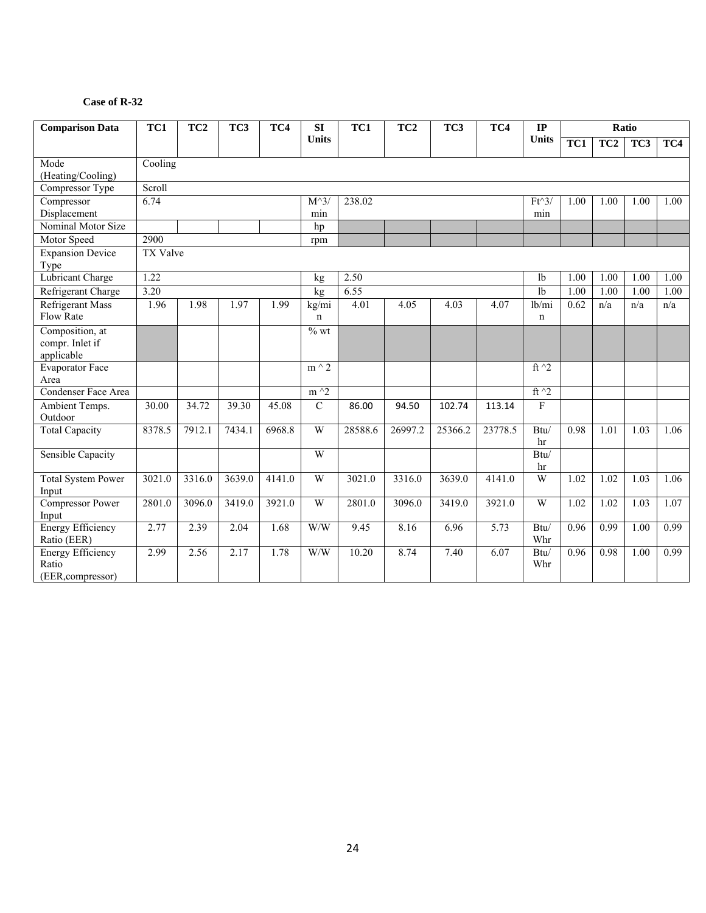**Case of R-32**

| Comparison Data | TC1 | TC2 | TC3 | TC4 | SI Units | TC1 | TC2 | TC3 | TC4 | IP Units | Ratio | | | |
|---|---|---|---|---|---|---|---|---|---|---|---|---|---|---|
| | | | | | | | | | | | TC1 | TC2 | TC3 | TC4 |
| Mode (Heating/Cooling) | Cooling | | | | | | | | | | | | | |
| Compressor Type | Scroll | | | | | | | | | | | | | |
| Compressor Displacement | 6.74 | | | | M^3/min | 238.02 | | | | Ft^3/min | 1.00 | 1.00 | 1.00 | 1.00 |
| Nominal Motor Size | | | | | hp | | | | | | | | | |
| Motor Speed | 2900 | | | | rpm | | | | | | | | | |
| Expansion Device Type | TX Valve | | | | | | | | | | | | | |
| Lubricant Charge | 1.22 | | | | kg | 2.50 | | | | lb | 1.00 | 1.00 | 1.00 | 1.00 |
| Refrigerant Charge | 3.20 | | | | kg | 6.55 | | | | lb | 1.00 | 1.00 | 1.00 | 1.00 |
| Refrigerant Mass Flow Rate | 1.96 | 1.98 | 1.97 | 1.99 | kg/min | 4.01 | 4.05 | 4.03 | 4.07 | lb/min | 0.62 | n/a | n/a | n/a |
| Composition, at compr. Inlet if applicable | | | | | % wt | | | | | | | | | |
| Evaporator Face Area | | | | | m ^ 2 | | | | | ft ^2 | | | | |
| Condenser Face Area | | | | | m ^2 | | | | | ft ^2 | | | | |
| Ambient Temps. Outdoor | 30.00 | 34.72 | 39.30 | 45.08 | C | 86.00 | 94.50 | 102.74 | 113.14 | F | | | | |
| Total Capacity | 8378.5 | 7912.1 | 7434.1 | 6968.8 | W | 28588.6 | 26997.2 | 25366.2 | 23778.5 | Btu/hr | 0.98 | 1.01 | 1.03 | 1.06 |
| Sensible Capacity | | | | | W | | | | | Btu/hr | | | | |
| Total System Power Input | 3021.0 | 3316.0 | 3639.0 | 4141.0 | W | 3021.0 | 3316.0 | 3639.0 | 4141.0 | W | 1.02 | 1.02 | 1.03 | 1.06 |
| Compressor Power Input | 2801.0 | 3096.0 | 3419.0 | 3921.0 | W | 2801.0 | 3096.0 | 3419.0 | 3921.0 | W | 1.02 | 1.02 | 1.03 | 1.07 |
| Energy Efficiency Ratio (EER) | 2.77 | 2.39 | 2.04 | 1.68 | W/W | 9.45 | 8.16 | 6.96 | 5.73 | Btu/Whr | 0.96 | 0.99 | 1.00 | 0.99 |
| Energy Efficiency Ratio (EER,compressor) | 2.99 | 2.56 | 2.17 | 1.78 | W/W | 10.20 | 8.74 | 7.40 | 6.07 | Btu/Whr | 0.96 | 0.98 | 1.00 | 0.99 |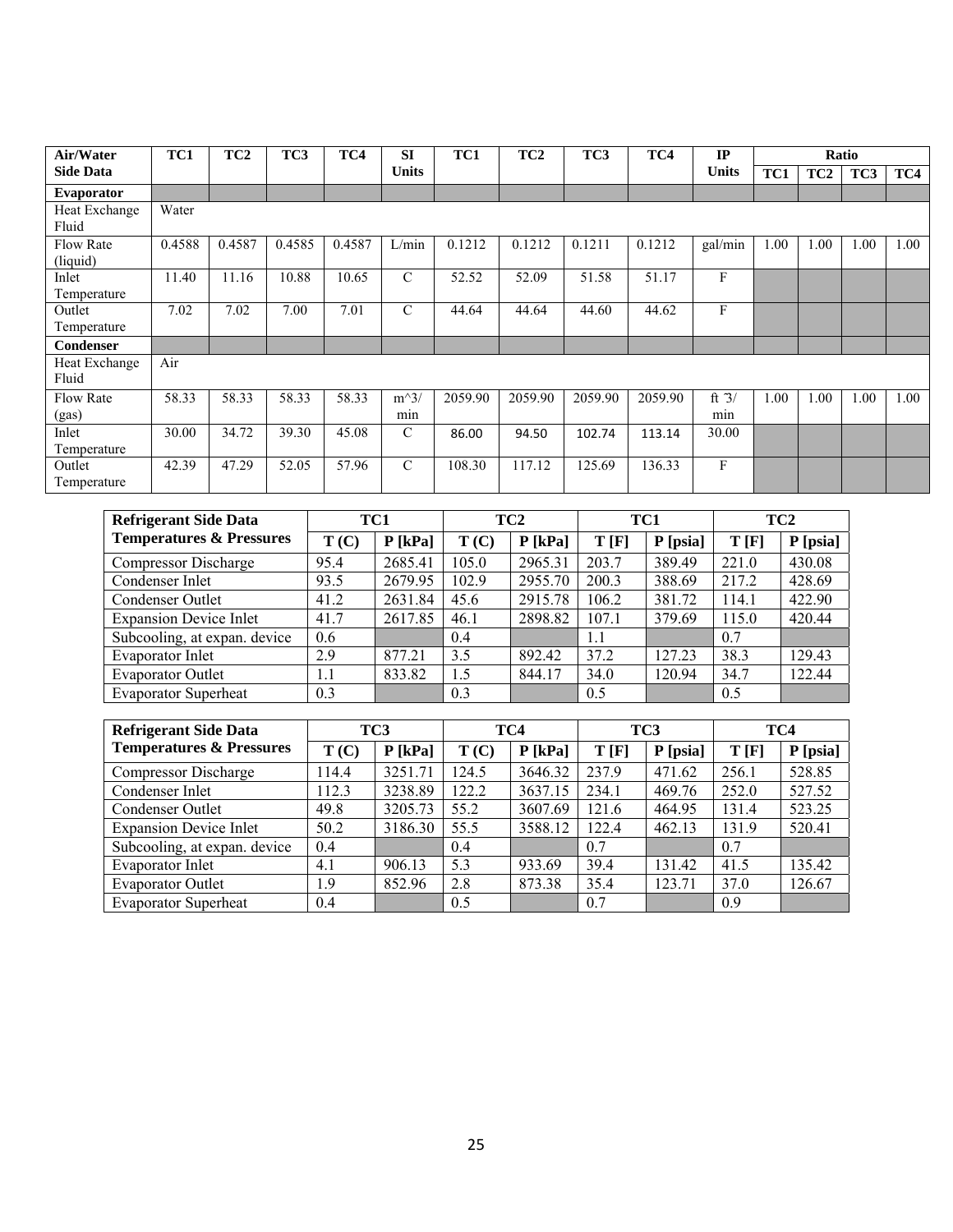| Air/Water Side Data | TC1 | TC2 | TC3 | TC4 | SI Units | TC1 | TC2 | TC3 | TC4 | IP Units | Ratio | | | |
|---|---|---|---|---|---|---|---|---|---|---|---|---|---|---|
| | | | | | | | | | | | TC1 | TC2 | TC3 | TC4 |
| **Evaporator** | | | | | | | | | | | | | | |
| Heat Exchange Fluid | Water | | | | | | | | | | | | | |
| Flow Rate (liquid) | 0.4588 | 0.4587 | 0.4585 | 0.4587 | L/min | 0.1212 | 0.1212 | 0.1211 | 0.1212 | gal/min | 1.00 | 1.00 | 1.00 | 1.00 |
| Inlet Temperature | 11.40 | 11.16 | 10.88 | 10.65 | C | 52.52 | 52.09 | 51.58 | 51.17 | F | | | | |
| Outlet Temperature | 7.02 | 7.02 | 7.00 | 7.01 | C | 44.64 | 44.64 | 44.60 | 44.62 | F | | | | |
| **Condenser** | | | | | | | | | | | | | | |
| Heat Exchange Fluid | Air | | | | | | | | | | | | | |
| Flow Rate (gas) | 58.33 | 58.33 | 58.33 | 58.33 | m^3/min | 2059.90 | 2059.90 | 2059.90 | 2059.90 | ft ̂3/min | 1.00 | 1.00 | 1.00 | 1.00 |
| Inlet Temperature | 30.00 | 34.72 | 39.30 | 45.08 | C | 86.00 | 94.50 | 102.74 | 113.14 | 30.00 | | | | |
| Outlet Temperature | 42.39 | 47.29 | 52.05 | 57.96 | C | 108.30 | 117.12 | 125.69 | 136.33 | F | | | | |

| Refrigerant Side Data Temperatures & Pressures | TC1 | | TC2 | | TC1 | | TC2 | |
|---|---|---|---|---|---|---|---|---|
| | T (C) | P [kPa] | T (C) | P [kPa] | T [F] | P [psia] | T [F] | P [psia] |
| Compressor Discharge | 95.4 | 2685.41 | 105.0 | 2965.31 | 203.7 | 389.49 | 221.0 | 430.08 |
| Condenser Inlet | 93.5 | 2679.95 | 102.9 | 2955.70 | 200.3 | 388.69 | 217.2 | 428.69 |
| Condenser Outlet | 41.2 | 2631.84 | 45.6 | 2915.78 | 106.2 | 381.72 | 114.1 | 422.90 |
| Expansion Device Inlet | 41.7 | 2617.85 | 46.1 | 2898.82 | 107.1 | 379.69 | 115.0 | 420.44 |
| Subcooling, at expan. device | 0.6 | | 0.4 | | 1.1 | | 0.7 | |
| Evaporator Inlet | 2.9 | 877.21 | 3.5 | 892.42 | 37.2 | 127.23 | 38.3 | 129.43 |
| Evaporator Outlet | 1.1 | 833.82 | 1.5 | 844.17 | 34.0 | 120.94 | 34.7 | 122.44 |
| Evaporator Superheat | 0.3 | | 0.3 | | 0.5 | | 0.5 | |

| Refrigerant Side Data Temperatures & Pressures | TC3 | | TC4 | | TC3 | | TC4 | |
|---|---|---|---|---|---|---|---|---|
| | T (C) | P [kPa] | T (C) | P [kPa] | T [F] | P [psia] | T [F] | P [psia] |
| Compressor Discharge | 114.4 | 3251.71 | 124.5 | 3646.32 | 237.9 | 471.62 | 256.1 | 528.85 |
| Condenser Inlet | 112.3 | 3238.89 | 122.2 | 3637.15 | 234.1 | 469.76 | 252.0 | 527.52 |
| Condenser Outlet | 49.8 | 3205.73 | 55.2 | 3607.69 | 121.6 | 464.95 | 131.4 | 523.25 |
| Expansion Device Inlet | 50.2 | 3186.30 | 55.5 | 3588.12 | 122.4 | 462.13 | 131.9 | 520.41 |
| Subcooling, at expan. device | 0.4 | | 0.4 | | 0.7 | | 0.7 | |
| Evaporator Inlet | 4.1 | 906.13 | 5.3 | 933.69 | 39.4 | 131.42 | 41.5 | 135.42 |
| Evaporator Outlet | 1.9 | 852.96 | 2.8 | 873.38 | 35.4 | 123.71 | 37.0 | 126.67 |
| Evaporator Superheat | 0.4 | | 0.5 | | 0.7 | | 0.9 | |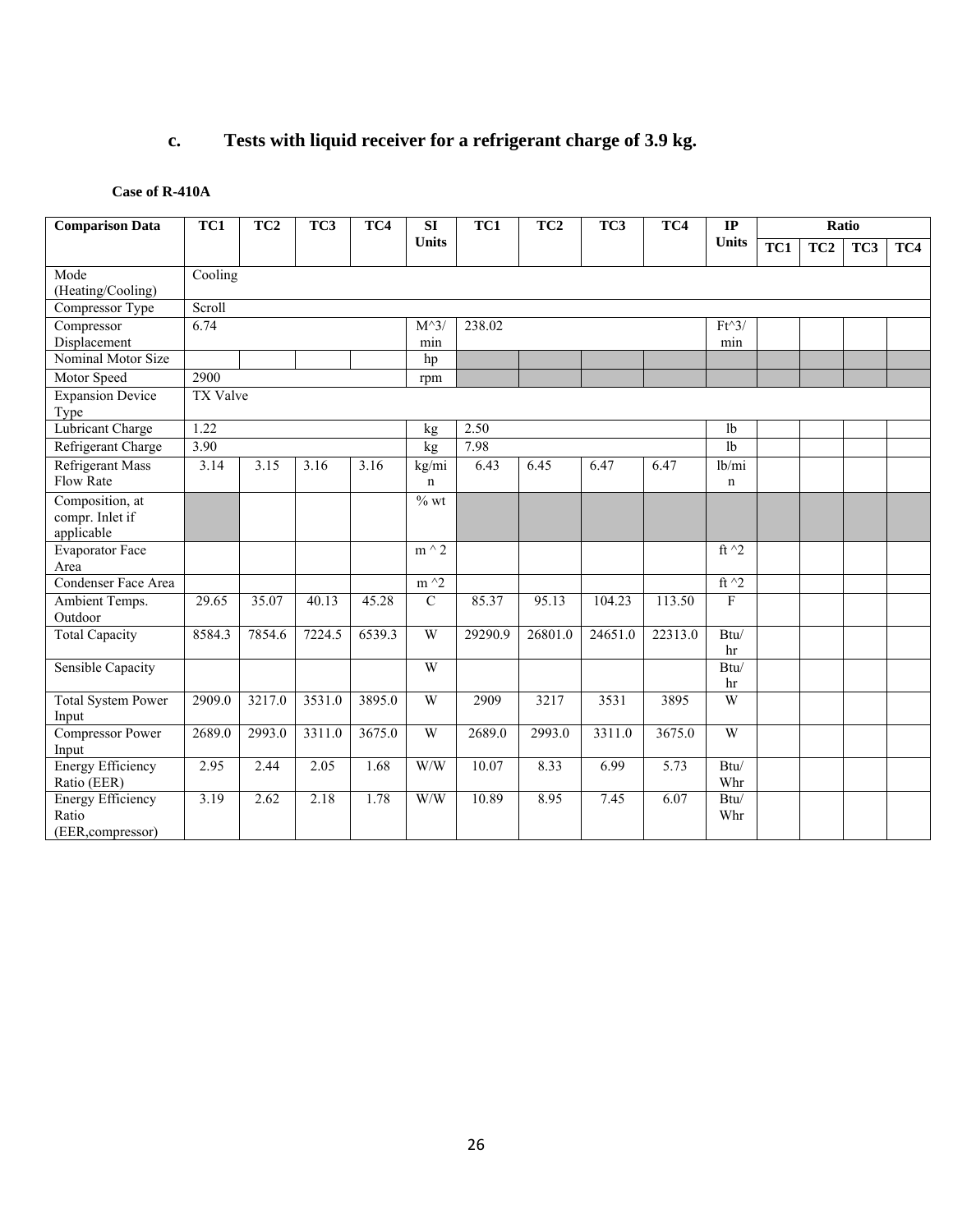## c. Tests with liquid receiver for a refrigerant charge of 3.9 kg.

**Case of R-410A**

| Comparison Data | TC1 | TC2 | TC3 | TC4 | SI Units | TC1 | TC2 | TC3 | TC4 | IP Units | Ratio | | | |
|---|---|---|---|---|---|---|---|---|---|---|---|---|---|---|
| | | | | | | | | | | | TC1 | TC2 | TC3 | TC4 |
| Mode (Heating/Cooling) | Cooling | | | | | | | | | | | | | |
| Compressor Type | Scroll | | | | | | | | | | | | | |
| Compressor Displacement | 6.74 | | | | M^3/min | 238.02 | | | | Ft^3/min | | | | |
| Nominal Motor Size | | | | | hp | | | | | | | | | |
| Motor Speed | 2900 | | | | rpm | | | | | | | | | |
| Expansion Device Type | TX Valve | | | | | | | | | | | | | |
| Lubricant Charge | 1.22 | | | | kg | 2.50 | | | | lb | | | | |
| Refrigerant Charge | 3.90 | | | | kg | 7.98 | | | | lb | | | | |
| Refrigerant Mass Flow Rate | 3.14 | 3.15 | 3.16 | 3.16 | kg/min | 6.43 | 6.45 | 6.47 | 6.47 | lb/min | | | | |
| Composition, at compr. Inlet if applicable | | | | | % wt | | | | | | | | | |
| Evaporator Face Area | | | | | m ^ 2 | | | | | ft ^2 | | | | |
| Condenser Face Area | | | | | m ^2 | | | | | ft ^2 | | | | |
| Ambient Temps. Outdoor | 29.65 | 35.07 | 40.13 | 45.28 | C | 85.37 | 95.13 | 104.23 | 113.50 | F | | | | |
| Total Capacity | 8584.3 | 7854.6 | 7224.5 | 6539.3 | W | 29290.9 | 26801.0 | 24651.0 | 22313.0 | Btu/hr | | | | |
| Sensible Capacity | | | | | W | | | | | Btu/hr | | | | |
| Total System Power Input | 2909.0 | 3217.0 | 3531.0 | 3895.0 | W | 2909 | 3217 | 3531 | 3895 | W | | | | |
| Compressor Power Input | 2689.0 | 2993.0 | 3311.0 | 3675.0 | W | 2689.0 | 2993.0 | 3311.0 | 3675.0 | W | | | | |
| Energy Efficiency Ratio (EER) | 2.95 | 2.44 | 2.05 | 1.68 | W/W | 10.07 | 8.33 | 6.99 | 5.73 | Btu/Whr | | | | |
| Energy Efficiency Ratio (EER,compressor) | 3.19 | 2.62 | 2.18 | 1.78 | W/W | 10.89 | 8.95 | 7.45 | 6.07 | Btu/Whr | | | | |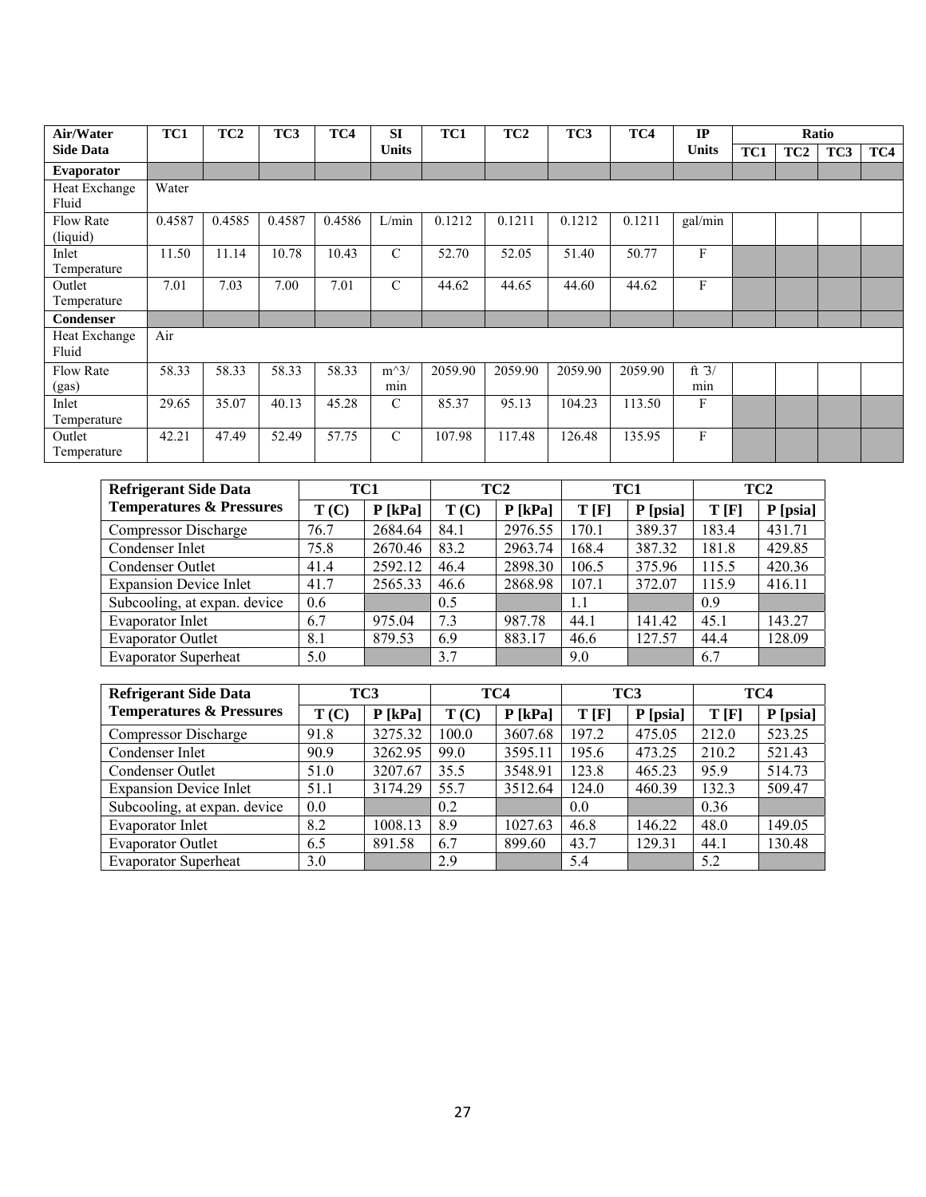| Air/Water Side Data | TC1 | TC2 | TC3 | TC4 | SI Units | TC1 | TC2 | TC3 | TC4 | IP Units | Ratio | | | |
|---|---|---|---|---|---|---|---|---|---|---|---|---|---|---|
| | | | | | | | | | | | TC1 | TC2 | TC3 | TC4 |
| **Evaporator** | | | | | | | | | | | | | | |
| Heat Exchange Fluid | Water | | | | | | | | | | | | | |
| Flow Rate (liquid) | 0.4587 | 0.4585 | 0.4587 | 0.4586 | L/min | 0.1212 | 0.1211 | 0.1212 | 0.1211 | gal/min | | | | |
| Inlet Temperature | 11.50 | 11.14 | 10.78 | 10.43 | C | 52.70 | 52.05 | 51.40 | 50.77 | F | | | | |
| Outlet Temperature | 7.01 | 7.03 | 7.00 | 7.01 | C | 44.62 | 44.65 | 44.60 | 44.62 | F | | | | |
| **Condenser** | | | | | | | | | | | | | | |
| Heat Exchange Fluid | Air | | | | | | | | | | | | | |
| Flow Rate (gas) | 58.33 | 58.33 | 58.33 | 58.33 | m^3/min | 2059.90 | 2059.90 | 2059.90 | 2059.90 | ft^3/min | | | | |
| Inlet Temperature | 29.65 | 35.07 | 40.13 | 45.28 | C | 85.37 | 95.13 | 104.23 | 113.50 | F | | | | |
| Outlet Temperature | 42.21 | 47.49 | 52.49 | 57.75 | C | 107.98 | 117.48 | 126.48 | 135.95 | F | | | | |

| Refrigerant Side Data Temperatures & Pressures | TC1 | | TC2 | | TC1 | | TC2 | |
|---|---|---|---|---|---|---|---|---|
| | T (C) | P [kPa] | T (C) | P [kPa] | T [F] | P [psia] | T [F] | P [psia] |
| Compressor Discharge | 76.7 | 2684.64 | 84.1 | 2976.55 | 170.1 | 389.37 | 183.4 | 431.71 |
| Condenser Inlet | 75.8 | 2670.46 | 83.2 | 2963.74 | 168.4 | 387.32 | 181.8 | 429.85 |
| Condenser Outlet | 41.4 | 2592.12 | 46.4 | 2898.30 | 106.5 | 375.96 | 115.5 | 420.36 |
| Expansion Device Inlet | 41.7 | 2565.33 | 46.6 | 2868.98 | 107.1 | 372.07 | 115.9 | 416.11 |
| Subcooling, at expan. device | 0.6 | | 0.5 | | 1.1 | | 0.9 | |
| Evaporator Inlet | 6.7 | 975.04 | 7.3 | 987.78 | 44.1 | 141.42 | 45.1 | 143.27 |
| Evaporator Outlet | 8.1 | 879.53 | 6.9 | 883.17 | 46.6 | 127.57 | 44.4 | 128.09 |
| Evaporator Superheat | 5.0 | | 3.7 | | 9.0 | | 6.7 | |

| Refrigerant Side Data Temperatures & Pressures | TC3 | | TC4 | | TC3 | | TC4 | |
|---|---|---|---|---|---|---|---|---|
| | T (C) | P [kPa] | T (C) | P [kPa] | T [F] | P [psia] | T [F] | P [psia] |
| Compressor Discharge | 91.8 | 3275.32 | 100.0 | 3607.68 | 197.2 | 475.05 | 212.0 | 523.25 |
| Condenser Inlet | 90.9 | 3262.95 | 99.0 | 3595.11 | 195.6 | 473.25 | 210.2 | 521.43 |
| Condenser Outlet | 51.0 | 3207.67 | 35.5 | 3548.91 | 123.8 | 465.23 | 95.9 | 514.73 |
| Expansion Device Inlet | 51.1 | 3174.29 | 55.7 | 3512.64 | 124.0 | 460.39 | 132.3 | 509.47 |
| Subcooling, at expan. device | 0.0 | | 0.2 | | 0.0 | | 0.36 | |
| Evaporator Inlet | 8.2 | 1008.13 | 8.9 | 1027.63 | 46.8 | 146.22 | 48.0 | 149.05 |
| Evaporator Outlet | 6.5 | 891.58 | 6.7 | 899.60 | 43.7 | 129.31 | 44.1 | 130.48 |
| Evaporator Superheat | 3.0 | | 2.9 | | 5.4 | | 5.2 | |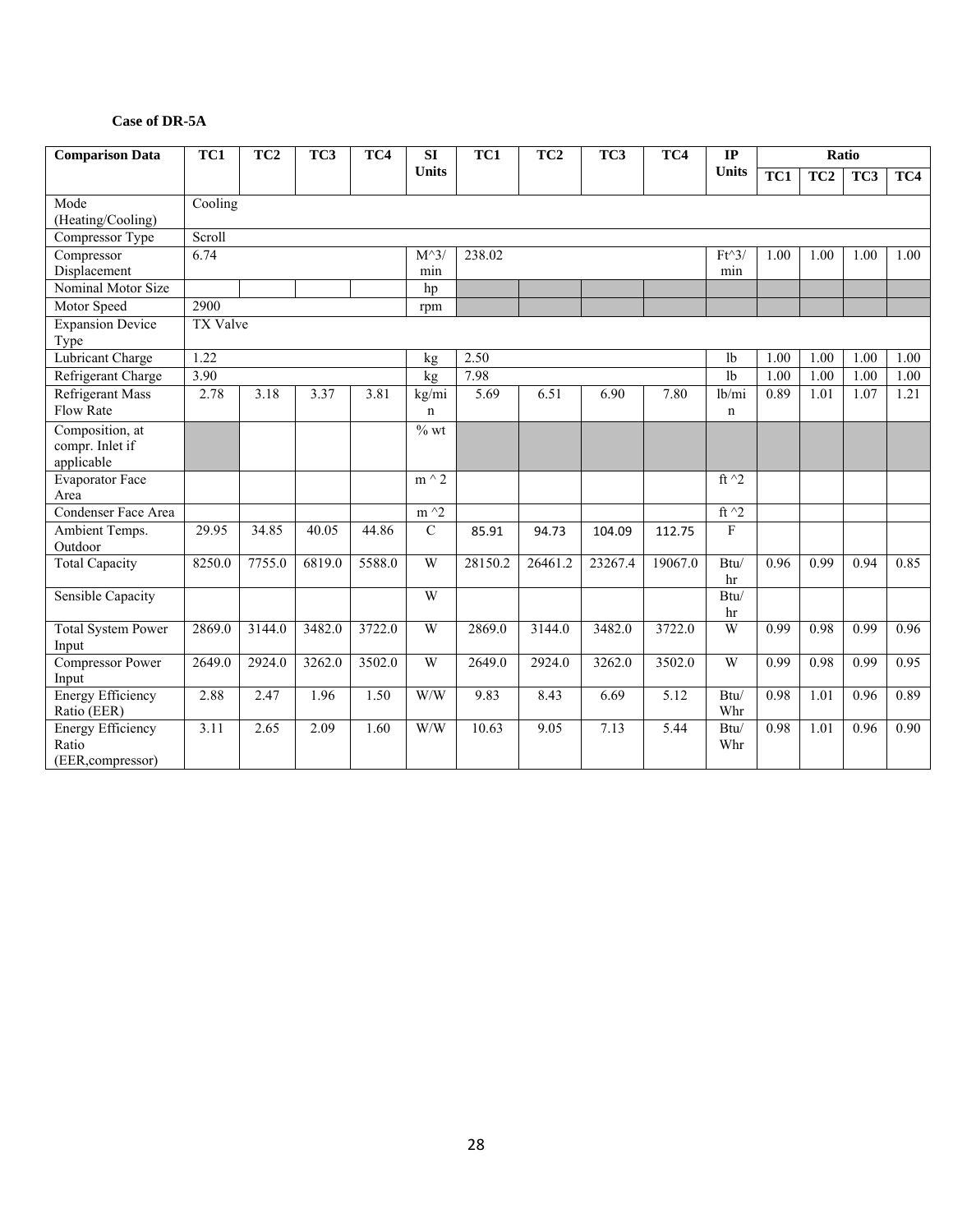**Case of DR-5A**

| Comparison Data | TC1 | TC2 | TC3 | TC4 | SI Units | TC1 | TC2 | TC3 | TC4 | IP Units | Ratio | | | |
|---|---|---|---|---|---|---|---|---|---|---|---|---|---|---|
| | | | | | | | | | | | TC1 | TC2 | TC3 | TC4 |
| Mode (Heating/Cooling) | Cooling | | | | | | | | | | | | | |
| Compressor Type | Scroll | | | | | | | | | | | | | |
| Compressor Displacement | 6.74 | | | | M^3/min | 238.02 | | | | Ft^3/min | 1.00 | 1.00 | 1.00 | 1.00 |
| Nominal Motor Size | | | | | hp | | | | | | | | | |
| Motor Speed | 2900 | | | | rpm | | | | | | | | | |
| Expansion Device Type | TX Valve | | | | | | | | | | | | | |
| Lubricant Charge | 1.22 | | | | kg | 2.50 | | | | lb | 1.00 | 1.00 | 1.00 | 1.00 |
| Refrigerant Charge | 3.90 | | | | kg | 7.98 | | | | lb | 1.00 | 1.00 | 1.00 | 1.00 |
| Refrigerant Mass Flow Rate | 2.78 | 3.18 | 3.37 | 3.81 | kg/min | 5.69 | 6.51 | 6.90 | 7.80 | lb/min | 0.89 | 1.01 | 1.07 | 1.21 |
| Composition, at compr. Inlet if applicable | | | | | % wt | | | | | | | | | |
| Evaporator Face Area | | | | | m ^ 2 | | | | | ft ^2 | | | | |
| Condenser Face Area | | | | | m ^2 | | | | | ft ^2 | | | | |
| Ambient Temps. Outdoor | 29.95 | 34.85 | 40.05 | 44.86 | C | 85.91 | 94.73 | 104.09 | 112.75 | F | | | | |
| Total Capacity | 8250.0 | 7755.0 | 6819.0 | 5588.0 | W | 28150.2 | 26461.2 | 23267.4 | 19067.0 | Btu/hr | 0.96 | 0.99 | 0.94 | 0.85 |
| Sensible Capacity | | | | | W | | | | | Btu/hr | | | | |
| Total System Power Input | 2869.0 | 3144.0 | 3482.0 | 3722.0 | W | 2869.0 | 3144.0 | 3482.0 | 3722.0 | W | 0.99 | 0.98 | 0.99 | 0.96 |
| Compressor Power Input | 2649.0 | 2924.0 | 3262.0 | 3502.0 | W | 2649.0 | 2924.0 | 3262.0 | 3502.0 | W | 0.99 | 0.98 | 0.99 | 0.95 |
| Energy Efficiency Ratio (EER) | 2.88 | 2.47 | 1.96 | 1.50 | W/W | 9.83 | 8.43 | 6.69 | 5.12 | Btu/Whr | 0.98 | 1.01 | 0.96 | 0.89 |
| Energy Efficiency Ratio (EER,compressor) | 3.11 | 2.65 | 2.09 | 1.60 | W/W | 10.63 | 9.05 | 7.13 | 5.44 | Btu/Whr | 0.98 | 1.01 | 0.96 | 0.90 |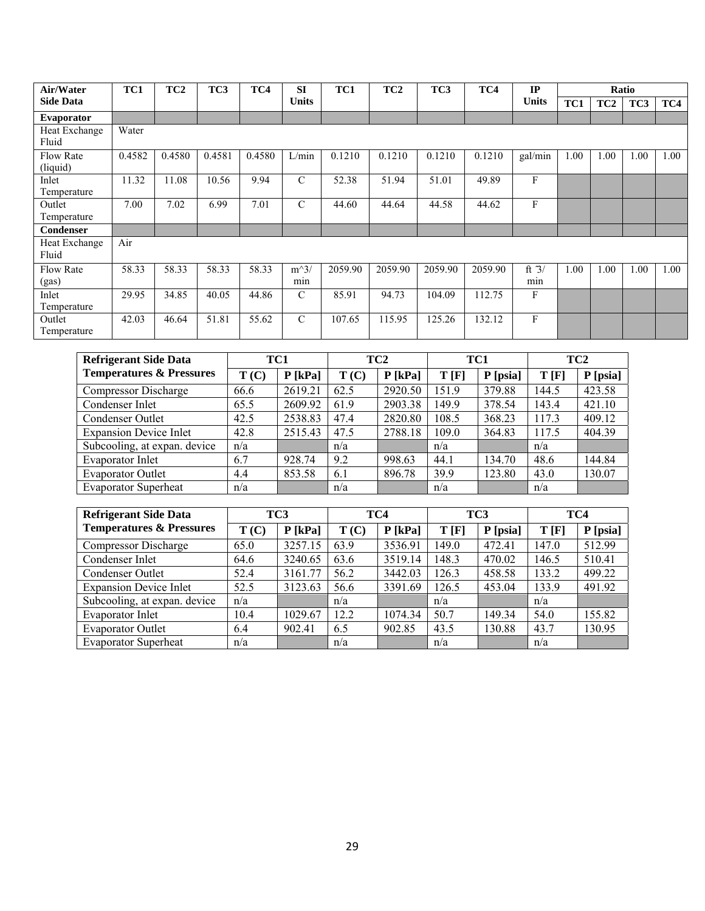| Air/Water Side Data | TC1 | TC2 | TC3 | TC4 | SI Units | TC1 | TC2 | TC3 | TC4 | IP Units | Ratio | | | |
|---|---|---|---|---|---|---|---|---|---|---|---|---|---|---|
| | | | | | | | | | | | TC1 | TC2 | TC3 | TC4 |
| **Evaporator** | | | | | | | | | | | | | | |
| Heat Exchange Fluid | Water | | | | | | | | | | | | | |
| Flow Rate (liquid) | 0.4582 | 0.4580 | 0.4581 | 0.4580 | L/min | 0.1210 | 0.1210 | 0.1210 | 0.1210 | gal/min | 1.00 | 1.00 | 1.00 | 1.00 |
| Inlet Temperature | 11.32 | 11.08 | 10.56 | 9.94 | C | 52.38 | 51.94 | 51.01 | 49.89 | F | | | | |
| Outlet Temperature | 7.00 | 7.02 | 6.99 | 7.01 | C | 44.60 | 44.64 | 44.58 | 44.62 | F | | | | |
| **Condenser** | | | | | | | | | | | | | | |
| Heat Exchange Fluid | Air | | | | | | | | | | | | | |
| Flow Rate (gas) | 58.33 | 58.33 | 58.33 | 58.33 | m^3/min | 2059.90 | 2059.90 | 2059.90 | 2059.90 | ft ^3/min | 1.00 | 1.00 | 1.00 | 1.00 |
| Inlet Temperature | 29.95 | 34.85 | 40.05 | 44.86 | C | 85.91 | 94.73 | 104.09 | 112.75 | F | | | | |
| Outlet Temperature | 42.03 | 46.64 | 51.81 | 55.62 | C | 107.65 | 115.95 | 125.26 | 132.12 | F | | | | |

| Refrigerant Side Data | TC1 | | TC2 | | TC1 | | TC2 | |
|---|---|---|---|---|---|---|---|---|
| **Temperatures & Pressures** | T (C) | P [kPa] | T (C) | P [kPa] | T [F] | P [psia] | T [F] | P [psia] |
| Compressor Discharge | 66.6 | 2619.21 | 62.5 | 2920.50 | 151.9 | 379.88 | 144.5 | 423.58 |
| Condenser Inlet | 65.5 | 2609.92 | 61.9 | 2903.38 | 149.9 | 378.54 | 143.4 | 421.10 |
| Condenser Outlet | 42.5 | 2538.83 | 47.4 | 2820.80 | 108.5 | 368.23 | 117.3 | 409.12 |
| Expansion Device Inlet | 42.8 | 2515.43 | 47.5 | 2788.18 | 109.0 | 364.83 | 117.5 | 404.39 |
| Subcooling, at expan. device | n/a | | n/a | | n/a | | n/a | |
| Evaporator Inlet | 6.7 | 928.74 | 9.2 | 998.63 | 44.1 | 134.70 | 48.6 | 144.84 |
| Evaporator Outlet | 4.4 | 853.58 | 6.1 | 896.78 | 39.9 | 123.80 | 43.0 | 130.07 |
| Evaporator Superheat | n/a | | n/a | | n/a | | n/a | |

| Refrigerant Side Data | TC3 | | TC4 | | TC3 | | TC4 | |
|---|---|---|---|---|---|---|---|---|
| **Temperatures & Pressures** | T (C) | P [kPa] | T (C) | P [kPa] | T [F] | P [psia] | T [F] | P [psia] |
| Compressor Discharge | 65.0 | 3257.15 | 63.9 | 3536.91 | 149.0 | 472.41 | 147.0 | 512.99 |
| Condenser Inlet | 64.6 | 3240.65 | 63.6 | 3519.14 | 148.3 | 470.02 | 146.5 | 510.41 |
| Condenser Outlet | 52.4 | 3161.77 | 56.2 | 3442.03 | 126.3 | 458.58 | 133.2 | 499.22 |
| Expansion Device Inlet | 52.5 | 3123.63 | 56.6 | 3391.69 | 126.5 | 453.04 | 133.9 | 491.92 |
| Subcooling, at expan. device | n/a | | n/a | | n/a | | n/a | |
| Evaporator Inlet | 10.4 | 1029.67 | 12.2 | 1074.34 | 50.7 | 149.34 | 54.0 | 155.82 |
| Evaporator Outlet | 6.4 | 902.41 | 6.5 | 902.85 | 43.5 | 130.88 | 43.7 | 130.95 |
| Evaporator Superheat | n/a | | n/a | | n/a | | n/a | |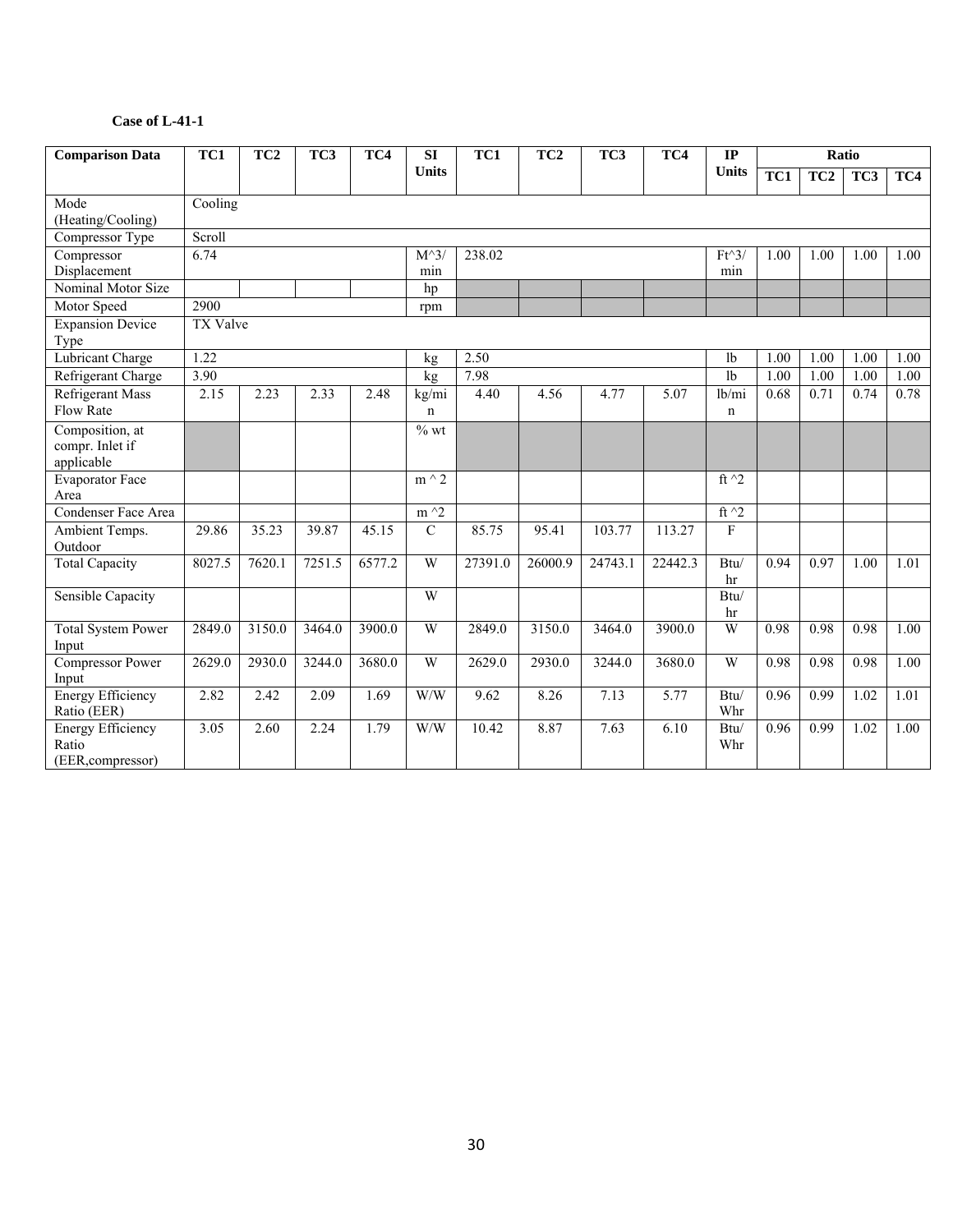**Case of L-41-1**

| Comparison Data | TC1 | TC2 | TC3 | TC4 | SI Units | TC1 | TC2 | TC3 | TC4 | IP Units | Ratio | | | |
|---|---|---|---|---|---|---|---|---|---|---|---|---|---|---|
| | | | | | | | | | | | TC1 | TC2 | TC3 | TC4 |
| Mode (Heating/Cooling) | Cooling | | | | | | | | | | | | | |
| Compressor Type | Scroll | | | | | | | | | | | | | |
| Compressor Displacement | 6.74 | | | | M^3/min | 238.02 | | | | Ft^3/min | 1.00 | 1.00 | 1.00 | 1.00 |
| Nominal Motor Size | | | | | hp | | | | | | | | | |
| Motor Speed | 2900 | | | | rpm | | | | | | | | | |
| Expansion Device Type | TX Valve | | | | | | | | | | | | | |
| Lubricant Charge | 1.22 | | | | kg | 2.50 | | | | lb | 1.00 | 1.00 | 1.00 | 1.00 |
| Refrigerant Charge | 3.90 | | | | kg | 7.98 | | | | lb | 1.00 | 1.00 | 1.00 | 1.00 |
| Refrigerant Mass Flow Rate | 2.15 | 2.23 | 2.33 | 2.48 | kg/min | 4.40 | 4.56 | 4.77 | 5.07 | lb/min | 0.68 | 0.71 | 0.74 | 0.78 |
| Composition, at compr. Inlet if applicable | | | | | % wt | | | | | | | | | |
| Evaporator Face Area | | | | | m ^ 2 | | | | | ft ^2 | | | | |
| Condenser Face Area | | | | | m ^2 | | | | | ft ^2 | | | | |
| Ambient Temps. Outdoor | 29.86 | 35.23 | 39.87 | 45.15 | C | 85.75 | 95.41 | 103.77 | 113.27 | F | | | | |
| Total Capacity | 8027.5 | 7620.1 | 7251.5 | 6577.2 | W | 27391.0 | 26000.9 | 24743.1 | 22442.3 | Btu/hr | 0.94 | 0.97 | 1.00 | 1.01 |
| Sensible Capacity | | | | | W | | | | | Btu/hr | | | | |
| Total System Power Input | 2849.0 | 3150.0 | 3464.0 | 3900.0 | W | 2849.0 | 3150.0 | 3464.0 | 3900.0 | W | 0.98 | 0.98 | 0.98 | 1.00 |
| Compressor Power Input | 2629.0 | 2930.0 | 3244.0 | 3680.0 | W | 2629.0 | 2930.0 | 3244.0 | 3680.0 | W | 0.98 | 0.98 | 0.98 | 1.00 |
| Energy Efficiency Ratio (EER) | 2.82 | 2.42 | 2.09 | 1.69 | W/W | 9.62 | 8.26 | 7.13 | 5.77 | Btu/Whr | 0.96 | 0.99 | 1.02 | 1.01 |
| Energy Efficiency Ratio (EER,compressor) | 3.05 | 2.60 | 2.24 | 1.79 | W/W | 10.42 | 8.87 | 7.63 | 6.10 | Btu/Whr | 0.96 | 0.99 | 1.02 | 1.00 |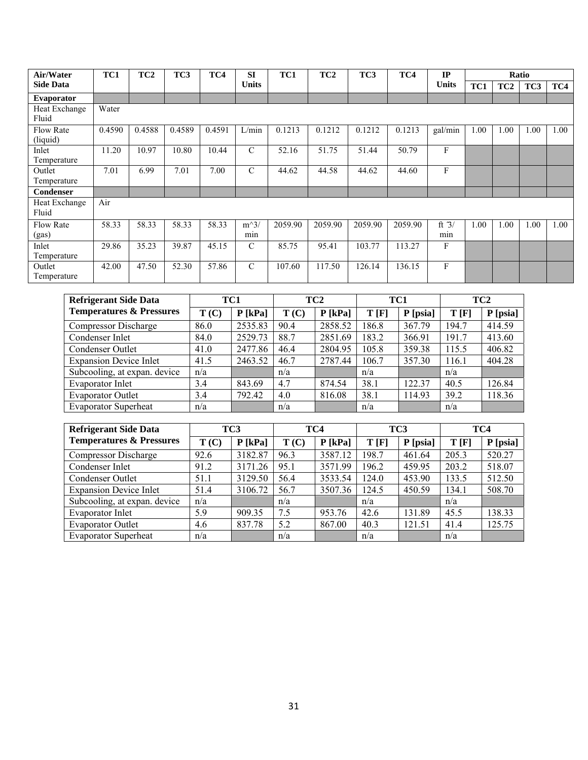| Air/Water Side Data | TC1 | TC2 | TC3 | TC4 | SI Units | TC1 | TC2 | TC3 | TC4 | IP Units | Ratio | | | |
|---|---|---|---|---|---|---|---|---|---|---|---|---|---|---|
| | | | | | | | | | | | TC1 | TC2 | TC3 | TC4 |
| **Evaporator** | | | | | | | | | | | | | | |
| Heat Exchange Fluid | Water | | | | | | | | | | | | | |
| Flow Rate (liquid) | 0.4590 | 0.4588 | 0.4589 | 0.4591 | L/min | 0.1213 | 0.1212 | 0.1212 | 0.1213 | gal/min | 1.00 | 1.00 | 1.00 | 1.00 |
| Inlet Temperature | 11.20 | 10.97 | 10.80 | 10.44 | C | 52.16 | 51.75 | 51.44 | 50.79 | F | | | | |
| Outlet Temperature | 7.01 | 6.99 | 7.01 | 7.00 | C | 44.62 | 44.58 | 44.62 | 44.60 | F | | | | |
| **Condenser** | | | | | | | | | | | | | | |
| Heat Exchange Fluid | Air | | | | | | | | | | | | | |
| Flow Rate (gas) | 58.33 | 58.33 | 58.33 | 58.33 | m^3/min | 2059.90 | 2059.90 | 2059.90 | 2059.90 | ft ̄3/min | 1.00 | 1.00 | 1.00 | 1.00 |
| Inlet Temperature | 29.86 | 35.23 | 39.87 | 45.15 | C | 85.75 | 95.41 | 103.77 | 113.27 | F | | | | |
| Outlet Temperature | 42.00 | 47.50 | 52.30 | 57.86 | C | 107.60 | 117.50 | 126.14 | 136.15 | F | | | | |

| Refrigerant Side Data | TC1 | | TC2 | | TC1 | | TC2 | |
|---|---|---|---|---|---|---|---|---|
| **Temperatures & Pressures** | T (C) | P [kPa] | T (C) | P [kPa] | T [F] | P [psia] | T [F] | P [psia] |
| Compressor Discharge | 86.0 | 2535.83 | 90.4 | 2858.52 | 186.8 | 367.79 | 194.7 | 414.59 |
| Condenser Inlet | 84.0 | 2529.73 | 88.7 | 2851.69 | 183.2 | 366.91 | 191.7 | 413.60 |
| Condenser Outlet | 41.0 | 2477.86 | 46.4 | 2804.95 | 105.8 | 359.38 | 115.5 | 406.82 |
| Expansion Device Inlet | 41.5 | 2463.52 | 46.7 | 2787.44 | 106.7 | 357.30 | 116.1 | 404.28 |
| Subcooling, at expan. device | n/a | | n/a | | n/a | | n/a | |
| Evaporator Inlet | 3.4 | 843.69 | 4.7 | 874.54 | 38.1 | 122.37 | 40.5 | 126.84 |
| Evaporator Outlet | 3.4 | 792.42 | 4.0 | 816.08 | 38.1 | 114.93 | 39.2 | 118.36 |
| Evaporator Superheat | n/a | | n/a | | n/a | | n/a | |

| Refrigerant Side Data | TC3 | | TC4 | | TC3 | | TC4 | |
|---|---|---|---|---|---|---|---|---|
| **Temperatures & Pressures** | T (C) | P [kPa] | T (C) | P [kPa] | T [F] | P [psia] | T [F] | P [psia] |
| Compressor Discharge | 92.6 | 3182.87 | 96.3 | 3587.12 | 198.7 | 461.64 | 205.3 | 520.27 |
| Condenser Inlet | 91.2 | 3171.26 | 95.1 | 3571.99 | 196.2 | 459.95 | 203.2 | 518.07 |
| Condenser Outlet | 51.1 | 3129.50 | 56.4 | 3533.54 | 124.0 | 453.90 | 133.5 | 512.50 |
| Expansion Device Inlet | 51.4 | 3106.72 | 56.7 | 3507.36 | 124.5 | 450.59 | 134.1 | 508.70 |
| Subcooling, at expan. device | n/a | | n/a | | n/a | | n/a | |
| Evaporator Inlet | 5.9 | 909.35 | 7.5 | 953.76 | 42.6 | 131.89 | 45.5 | 138.33 |
| Evaporator Outlet | 4.6 | 837.78 | 5.2 | 867.00 | 40.3 | 121.51 | 41.4 | 125.75 |
| Evaporator Superheat | n/a | | n/a | | n/a | | n/a | |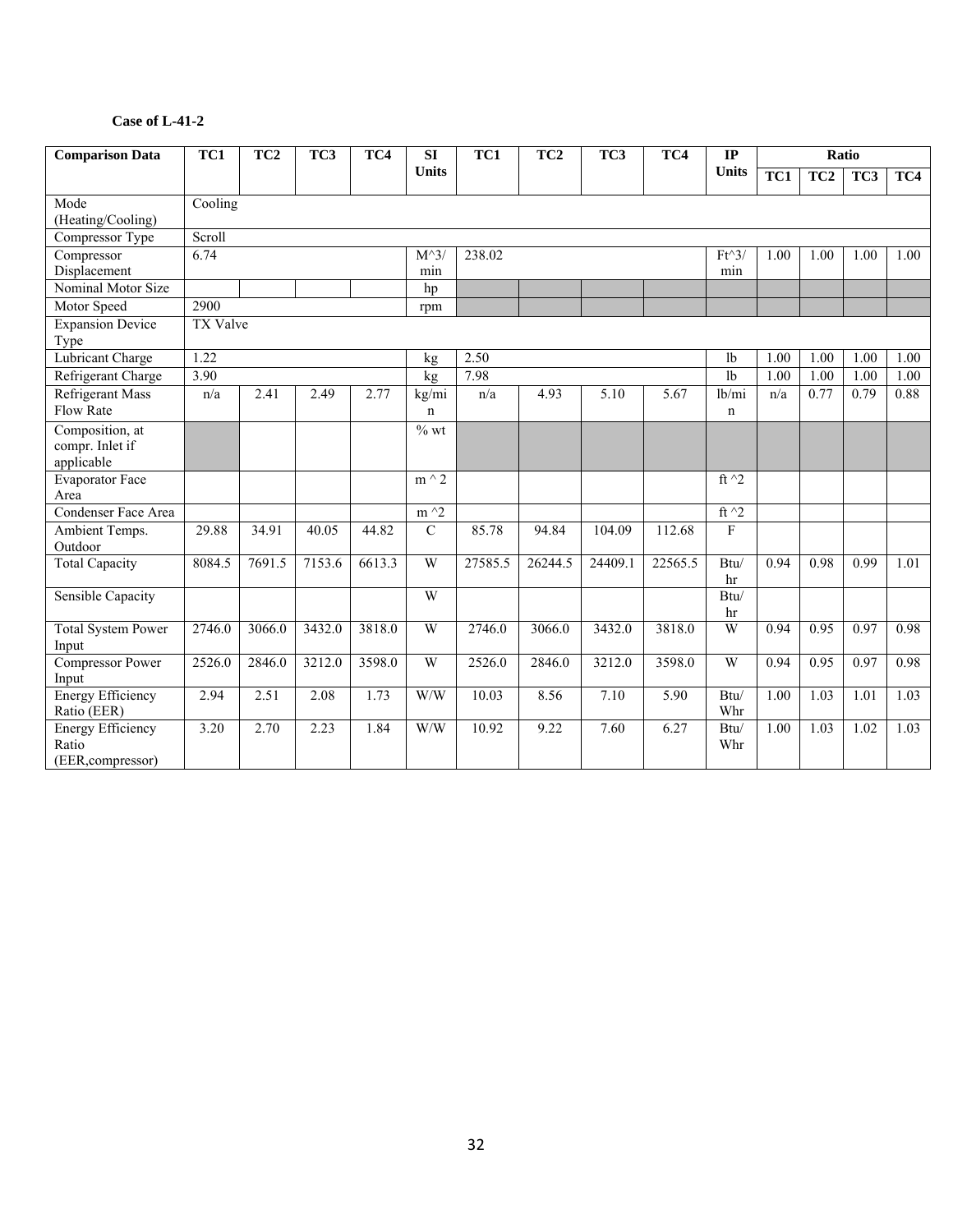**Case of L-41-2**

| Comparison Data | TC1 | TC2 | TC3 | TC4 | SI Units | TC1 | TC2 | TC3 | TC4 | IP Units | Ratio | | | |
|---|---|---|---|---|---|---|---|---|---|---|---|---|---|---|
| | | | | | | | | | | | TC1 | TC2 | TC3 | TC4 |
| Mode (Heating/Cooling) | Cooling | | | | | | | | | | | | | |
| Compressor Type | Scroll | | | | | | | | | | | | | |
| Compressor Displacement | 6.74 | | | | M^3/min | 238.02 | | | | Ft^3/min | 1.00 | 1.00 | 1.00 | 1.00 |
| Nominal Motor Size | | | | | hp | | | | | | | | | |
| Motor Speed | 2900 | | | | rpm | | | | | | | | | |
| Expansion Device Type | TX Valve | | | | | | | | | | | | | |
| Lubricant Charge | 1.22 | | | | kg | 2.50 | | | | lb | 1.00 | 1.00 | 1.00 | 1.00 |
| Refrigerant Charge | 3.90 | | | | kg | 7.98 | | | | lb | 1.00 | 1.00 | 1.00 | 1.00 |
| Refrigerant Mass Flow Rate | n/a | 2.41 | 2.49 | 2.77 | kg/min | n/a | 4.93 | 5.10 | 5.67 | lb/min | n/a | 0.77 | 0.79 | 0.88 |
| Composition, at compr. Inlet if applicable | | | | | % wt | | | | | | | | | |
| Evaporator Face Area | | | | | m ^ 2 | | | | | ft ^2 | | | | |
| Condenser Face Area | | | | | m ^2 | | | | | ft ^2 | | | | |
| Ambient Temps. Outdoor | 29.88 | 34.91 | 40.05 | 44.82 | C | 85.78 | 94.84 | 104.09 | 112.68 | F | | | | |
| Total Capacity | 8084.5 | 7691.5 | 7153.6 | 6613.3 | W | 27585.5 | 26244.5 | 24409.1 | 22565.5 | Btu/hr | 0.94 | 0.98 | 0.99 | 1.01 |
| Sensible Capacity | | | | | W | | | | | Btu/hr | | | | |
| Total System Power Input | 2746.0 | 3066.0 | 3432.0 | 3818.0 | W | 2746.0 | 3066.0 | 3432.0 | 3818.0 | W | 0.94 | 0.95 | 0.97 | 0.98 |
| Compressor Power Input | 2526.0 | 2846.0 | 3212.0 | 3598.0 | W | 2526.0 | 2846.0 | 3212.0 | 3598.0 | W | 0.94 | 0.95 | 0.97 | 0.98 |
| Energy Efficiency Ratio (EER) | 2.94 | 2.51 | 2.08 | 1.73 | W/W | 10.03 | 8.56 | 7.10 | 5.90 | Btu/Whr | 1.00 | 1.03 | 1.01 | 1.03 |
| Energy Efficiency Ratio (EER,compressor) | 3.20 | 2.70 | 2.23 | 1.84 | W/W | 10.92 | 9.22 | 7.60 | 6.27 | Btu/Whr | 1.00 | 1.03 | 1.02 | 1.03 |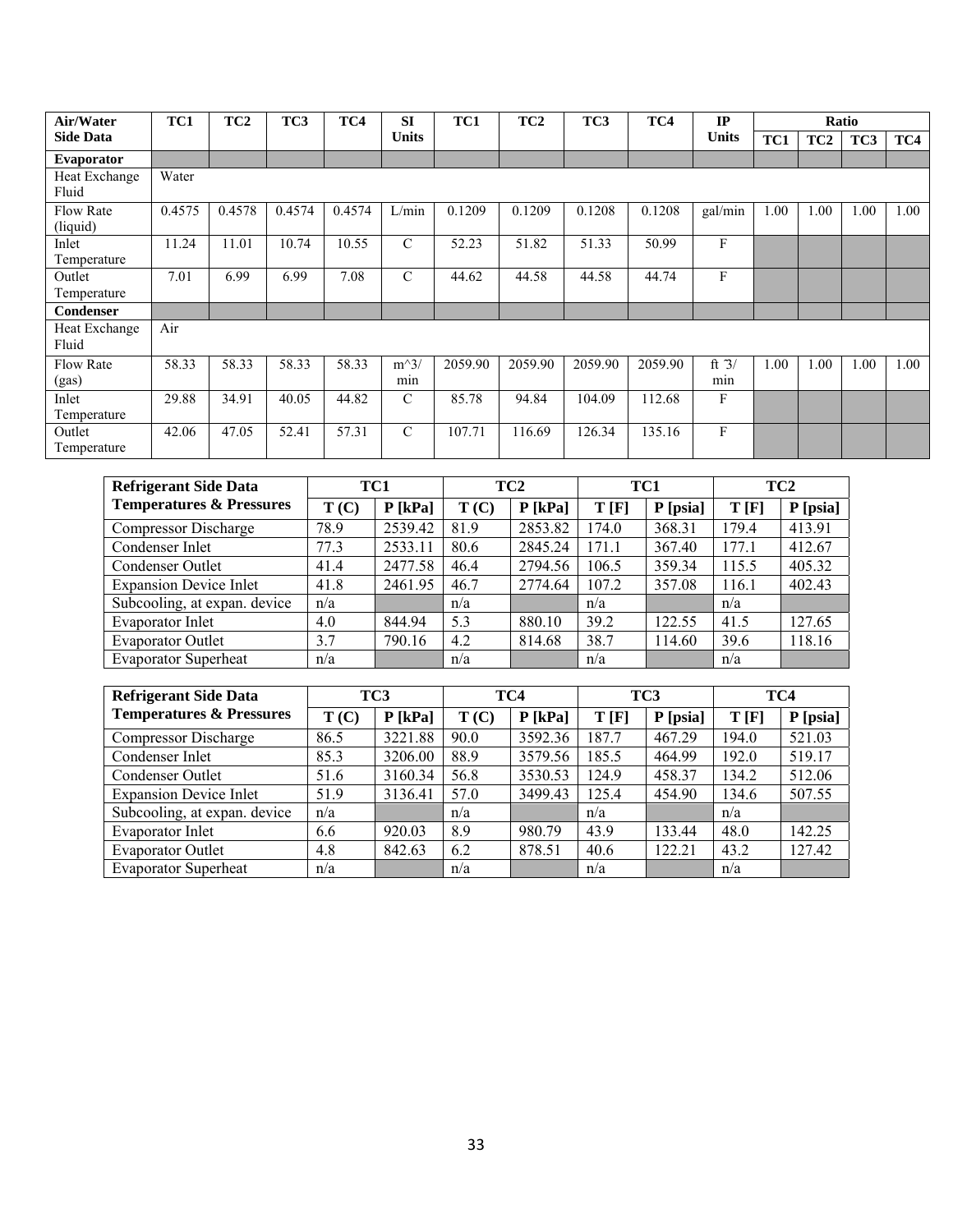| Air/Water Side Data | TC1 | TC2 | TC3 | TC4 | SI Units | TC1 | TC2 | TC3 | TC4 | IP Units | Ratio | | | |
|---|---|---|---|---|---|---|---|---|---|---|---|---|---|---|
| | | | | | | | | | | | TC1 | TC2 | TC3 | TC4 |
| **Evaporator** | | | | | | | | | | | | | | |
| Heat Exchange Fluid | Water | | | | | | | | | | | | | |
| Flow Rate (liquid) | 0.4575 | 0.4578 | 0.4574 | 0.4574 | L/min | 0.1209 | 0.1209 | 0.1208 | 0.1208 | gal/min | 1.00 | 1.00 | 1.00 | 1.00 |
| Inlet Temperature | 11.24 | 11.01 | 10.74 | 10.55 | C | 52.23 | 51.82 | 51.33 | 50.99 | F | | | | |
| Outlet Temperature | 7.01 | 6.99 | 6.99 | 7.08 | C | 44.62 | 44.58 | 44.58 | 44.74 | F | | | | |
| **Condenser** | | | | | | | | | | | | | | |
| Heat Exchange Fluid | Air | | | | | | | | | | | | | |
| Flow Rate (gas) | 58.33 | 58.33 | 58.33 | 58.33 | m^3/ min | 2059.90 | 2059.90 | 2059.90 | 2059.90 | ft ̄3/ min | 1.00 | 1.00 | 1.00 | 1.00 |
| Inlet Temperature | 29.88 | 34.91 | 40.05 | 44.82 | C | 85.78 | 94.84 | 104.09 | 112.68 | F | | | | |
| Outlet Temperature | 42.06 | 47.05 | 52.41 | 57.31 | C | 107.71 | 116.69 | 126.34 | 135.16 | F | | | | |

| Refrigerant Side Data | TC1 | | TC2 | | TC1 | | TC2 | |
|---|---|---|---|---|---|---|---|---|
| **Temperatures & Pressures** | T (C) | P [kPa] | T (C) | P [kPa] | T [F] | P [psia] | T [F] | P [psia] |
| Compressor Discharge | 78.9 | 2539.42 | 81.9 | 2853.82 | 174.0 | 368.31 | 179.4 | 413.91 |
| Condenser Inlet | 77.3 | 2533.11 | 80.6 | 2845.24 | 171.1 | 367.40 | 177.1 | 412.67 |
| Condenser Outlet | 41.4 | 2477.58 | 46.4 | 2794.56 | 106.5 | 359.34 | 115.5 | 405.32 |
| Expansion Device Inlet | 41.8 | 2461.95 | 46.7 | 2774.64 | 107.2 | 357.08 | 116.1 | 402.43 |
| Subcooling, at expan. device | n/a | | n/a | | n/a | | n/a | |
| Evaporator Inlet | 4.0 | 844.94 | 5.3 | 880.10 | 39.2 | 122.55 | 41.5 | 127.65 |
| Evaporator Outlet | 3.7 | 790.16 | 4.2 | 814.68 | 38.7 | 114.60 | 39.6 | 118.16 |
| Evaporator Superheat | n/a | | n/a | | n/a | | n/a | |

| Refrigerant Side Data | TC3 | | TC4 | | TC3 | | TC4 | |
|---|---|---|---|---|---|---|---|---|
| **Temperatures & Pressures** | T (C) | P [kPa] | T (C) | P [kPa] | T [F] | P [psia] | T [F] | P [psia] |
| Compressor Discharge | 86.5 | 3221.88 | 90.0 | 3592.36 | 187.7 | 467.29 | 194.0 | 521.03 |
| Condenser Inlet | 85.3 | 3206.00 | 88.9 | 3579.56 | 185.5 | 464.99 | 192.0 | 519.17 |
| Condenser Outlet | 51.6 | 3160.34 | 56.8 | 3530.53 | 124.9 | 458.37 | 134.2 | 512.06 |
| Expansion Device Inlet | 51.9 | 3136.41 | 57.0 | 3499.43 | 125.4 | 454.90 | 134.6 | 507.55 |
| Subcooling, at expan. device | n/a | | n/a | | n/a | | n/a | |
| Evaporator Inlet | 6.6 | 920.03 | 8.9 | 980.79 | 43.9 | 133.44 | 48.0 | 142.25 |
| Evaporator Outlet | 4.8 | 842.63 | 6.2 | 878.51 | 40.6 | 122.21 | 43.2 | 127.42 |
| Evaporator Superheat | n/a | | n/a | | n/a | | n/a | |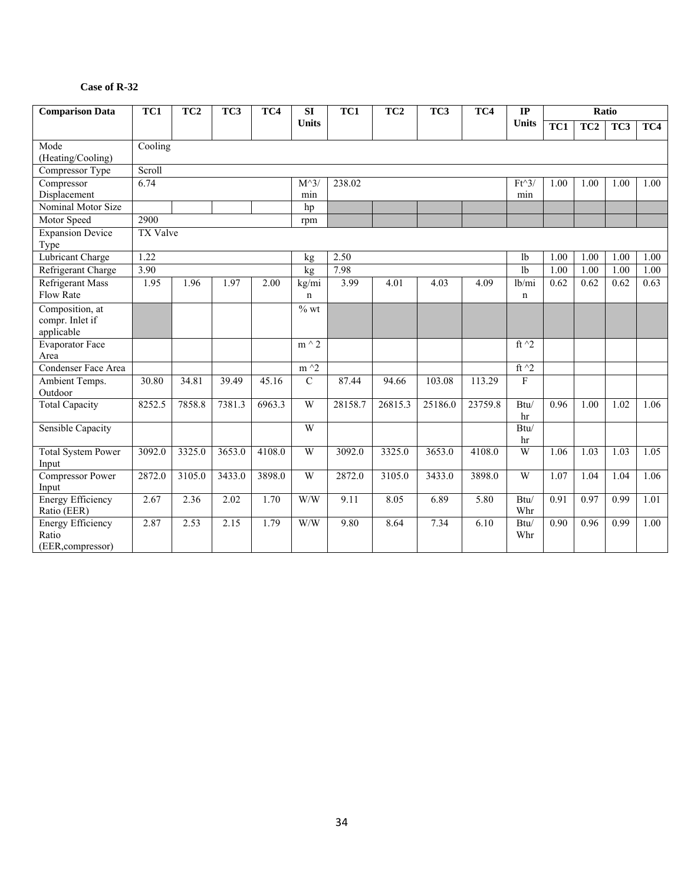**Case of R-32**

| Comparison Data | TC1 | TC2 | TC3 | TC4 | SI Units | TC1 | TC2 | TC3 | TC4 | IP Units | Ratio | | | |
|---|---|---|---|---|---|---|---|---|---|---|---|---|---|---|
| | | | | | | | | | | | TC1 | TC2 | TC3 | TC4 |
| Mode (Heating/Cooling) | Cooling | | | | | | | | | | | | | |
| Compressor Type | Scroll | | | | | | | | | | | | | |
| Compressor Displacement | 6.74 | | | | M^3/min | 238.02 | | | | Ft^3/min | 1.00 | 1.00 | 1.00 | 1.00 |
| Nominal Motor Size | | | | | hp | | | | | | | | | |
| Motor Speed | 2900 | | | | rpm | | | | | | | | | |
| Expansion Device Type | TX Valve | | | | | | | | | | | | | |
| Lubricant Charge | 1.22 | | | | kg | 2.50 | | | | lb | 1.00 | 1.00 | 1.00 | 1.00 |
| Refrigerant Charge | 3.90 | | | | kg | 7.98 | | | | lb | 1.00 | 1.00 | 1.00 | 1.00 |
| Refrigerant Mass Flow Rate | 1.95 | 1.96 | 1.97 | 2.00 | kg/min | 3.99 | 4.01 | 4.03 | 4.09 | lb/min | 0.62 | 0.62 | 0.62 | 0.63 |
| Composition, at compr. Inlet if applicable | | | | | % wt | | | | | | | | | |
| Evaporator Face Area | | | | | m ^ 2 | | | | | ft ^2 | | | | |
| Condenser Face Area | | | | | m ^2 | | | | | ft ^2 | | | | |
| Ambient Temps. Outdoor | 30.80 | 34.81 | 39.49 | 45.16 | C | 87.44 | 94.66 | 103.08 | 113.29 | F | | | | |
| Total Capacity | 8252.5 | 7858.8 | 7381.3 | 6963.3 | W | 28158.7 | 26815.3 | 25186.0 | 23759.8 | Btu/hr | 0.96 | 1.00 | 1.02 | 1.06 |
| Sensible Capacity | | | | | W | | | | | Btu/hr | | | | |
| Total System Power Input | 3092.0 | 3325.0 | 3653.0 | 4108.0 | W | 3092.0 | 3325.0 | 3653.0 | 4108.0 | W | 1.06 | 1.03 | 1.03 | 1.05 |
| Compressor Power Input | 2872.0 | 3105.0 | 3433.0 | 3898.0 | W | 2872.0 | 3105.0 | 3433.0 | 3898.0 | W | 1.07 | 1.04 | 1.04 | 1.06 |
| Energy Efficiency Ratio (EER) | 2.67 | 2.36 | 2.02 | 1.70 | W/W | 9.11 | 8.05 | 6.89 | 5.80 | Btu/Whr | 0.91 | 0.97 | 0.99 | 1.01 |
| Energy Efficiency Ratio (EER,compressor) | 2.87 | 2.53 | 2.15 | 1.79 | W/W | 9.80 | 8.64 | 7.34 | 6.10 | Btu/Whr | 0.90 | 0.96 | 0.99 | 1.00 |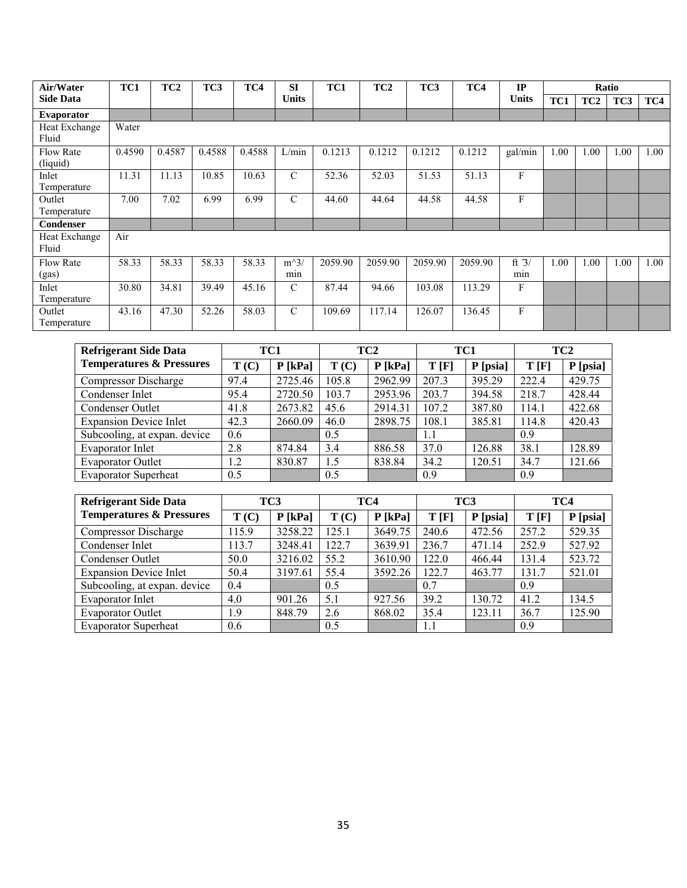| Air/Water Side Data | TC1 | TC2 | TC3 | TC4 | SI Units | TC1 | TC2 | TC3 | TC4 | IP Units | Ratio | | | |
|---|---|---|---|---|---|---|---|---|---|---|---|---|---|---|
| | | | | | | | | | | | TC1 | TC2 | TC3 | TC4 |
| **Evaporator** | | | | | | | | | | | | | | |
| Heat Exchange Fluid | Water | | | | | | | | | | | | | |
| Flow Rate (liquid) | 0.4590 | 0.4587 | 0.4588 | 0.4588 | L/min | 0.1213 | 0.1212 | 0.1212 | 0.1212 | gal/min | 1.00 | 1.00 | 1.00 | 1.00 |
| Inlet Temperature | 11.31 | 11.13 | 10.85 | 10.63 | C | 52.36 | 52.03 | 51.53 | 51.13 | F | | | | |
| Outlet Temperature | 7.00 | 7.02 | 6.99 | 6.99 | C | 44.60 | 44.64 | 44.58 | 44.58 | F | | | | |
| **Condenser** | | | | | | | | | | | | | | |
| Heat Exchange Fluid | Air | | | | | | | | | | | | | |
| Flow Rate (gas) | 58.33 | 58.33 | 58.33 | 58.33 | m^3/min | 2059.90 | 2059.90 | 2059.90 | 2059.90 | ft ̂3/min | 1.00 | 1.00 | 1.00 | 1.00 |
| Inlet Temperature | 30.80 | 34.81 | 39.49 | 45.16 | C | 87.44 | 94.66 | 103.08 | 113.29 | F | | | | |
| Outlet Temperature | 43.16 | 47.30 | 52.26 | 58.03 | C | 109.69 | 117.14 | 126.07 | 136.45 | F | | | | |

| Refrigerant Side Data | TC1 | | TC2 | | TC1 | | TC2 | |
|---|---|---|---|---|---|---|---|---|
| **Temperatures & Pressures** | T (C) | P [kPa] | T (C) | P [kPa] | T [F] | P [psia] | T [F] | P [psia] |
| Compressor Discharge | 97.4 | 2725.46 | 105.8 | 2962.99 | 207.3 | 395.29 | 222.4 | 429.75 |
| Condenser Inlet | 95.4 | 2720.50 | 103.7 | 2953.96 | 203.7 | 394.58 | 218.7 | 428.44 |
| Condenser Outlet | 41.8 | 2673.82 | 45.6 | 2914.31 | 107.2 | 387.80 | 114.1 | 422.68 |
| Expansion Device Inlet | 42.3 | 2660.09 | 46.0 | 2898.75 | 108.1 | 385.81 | 114.8 | 420.43 |
| Subcooling, at expan. device | 0.6 | | 0.5 | | 1.1 | | 0.9 | |
| Evaporator Inlet | 2.8 | 874.84 | 3.4 | 886.58 | 37.0 | 126.88 | 38.1 | 128.89 |
| Evaporator Outlet | 1.2 | 830.87 | 1.5 | 838.84 | 34.2 | 120.51 | 34.7 | 121.66 |
| Evaporator Superheat | 0.5 | | 0.5 | | 0.9 | | 0.9 | |

| Refrigerant Side Data | TC3 | | TC4 | | TC3 | | TC4 | |
|---|---|---|---|---|---|---|---|---|
| **Temperatures & Pressures** | T (C) | P [kPa] | T (C) | P [kPa] | T [F] | P [psia] | T [F] | P [psia] |
| Compressor Discharge | 115.9 | 3258.22 | 125.1 | 3649.75 | 240.6 | 472.56 | 257.2 | 529.35 |
| Condenser Inlet | 113.7 | 3248.41 | 122.7 | 3639.91 | 236.7 | 471.14 | 252.9 | 527.92 |
| Condenser Outlet | 50.0 | 3216.02 | 55.2 | 3610.90 | 122.0 | 466.44 | 131.4 | 523.72 |
| Expansion Device Inlet | 50.4 | 3197.61 | 55.4 | 3592.26 | 122.7 | 463.77 | 131.7 | 521.01 |
| Subcooling, at expan. device | 0.4 | | 0.5 | | 0.7 | | 0.9 | |
| Evaporator Inlet | 4.0 | 901.26 | 5.1 | 927.56 | 39.2 | 130.72 | 41.2 | 134.5 |
| Evaporator Outlet | 1.9 | 848.79 | 2.6 | 868.02 | 35.4 | 123.11 | 36.7 | 125.90 |
| Evaporator Superheat | 0.6 | | 0.5 | | 1.1 | | 0.9 | |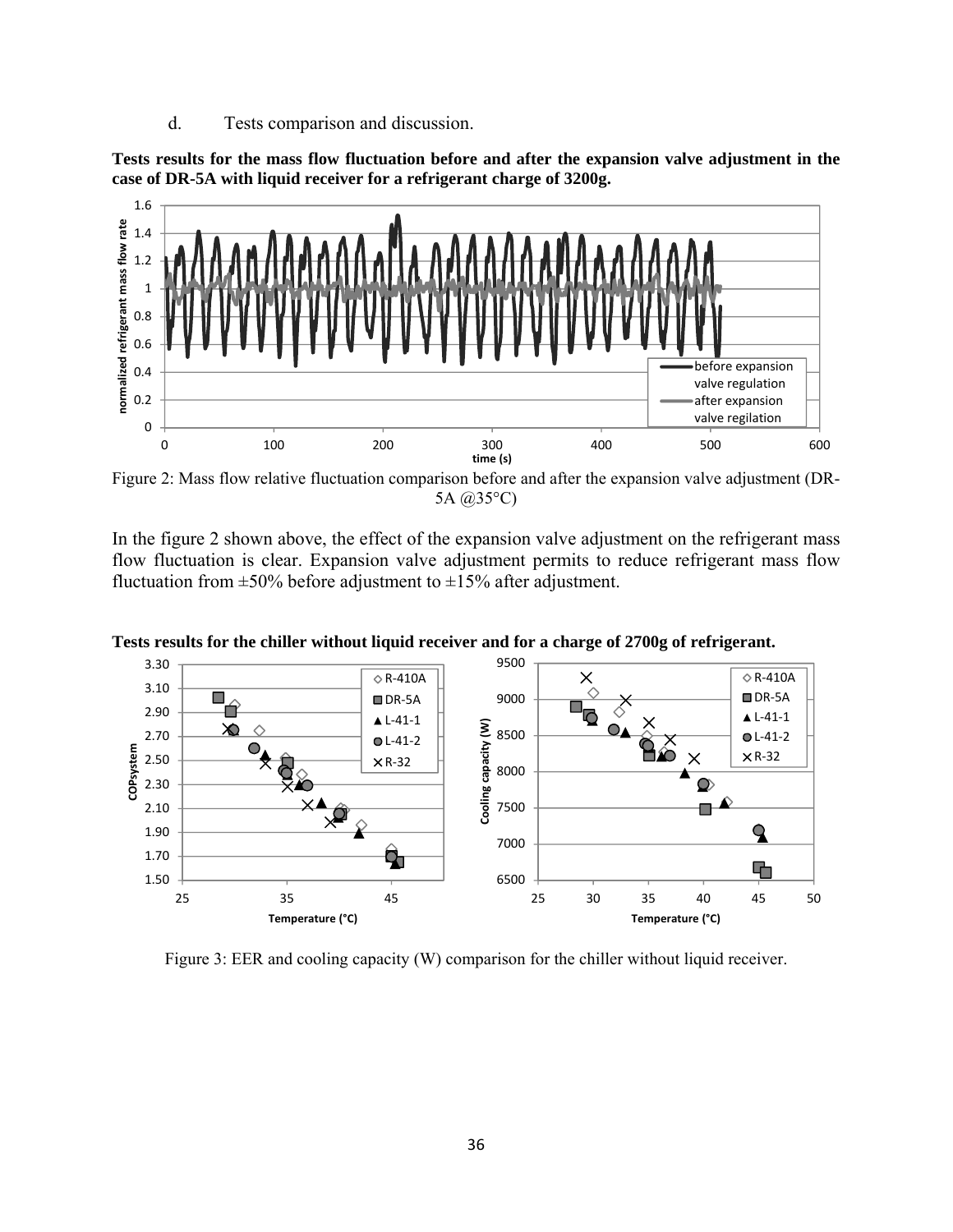d. Tests comparison and discussion.

**Tests results for the mass flow fluctuation before and after the expansion valve adjustment in the case of DR-5A with liquid receiver for a refrigerant charge of 3200g.**

Figure 2: Mass flow relative fluctuation comparison before and after the expansion valve adjustment (DR-5A @35°C)

In the figure 2 shown above, the effect of the expansion valve adjustment on the refrigerant mass flow fluctuation is clear. Expansion valve adjustment permits to reduce refrigerant mass flow fluctuation from ±50% before adjustment to ±15% after adjustment.

**Tests results for the chiller without liquid receiver and for a charge of 2700g of refrigerant.**

Figure 3: EER and cooling capacity (W) comparison for the chiller without liquid receiver.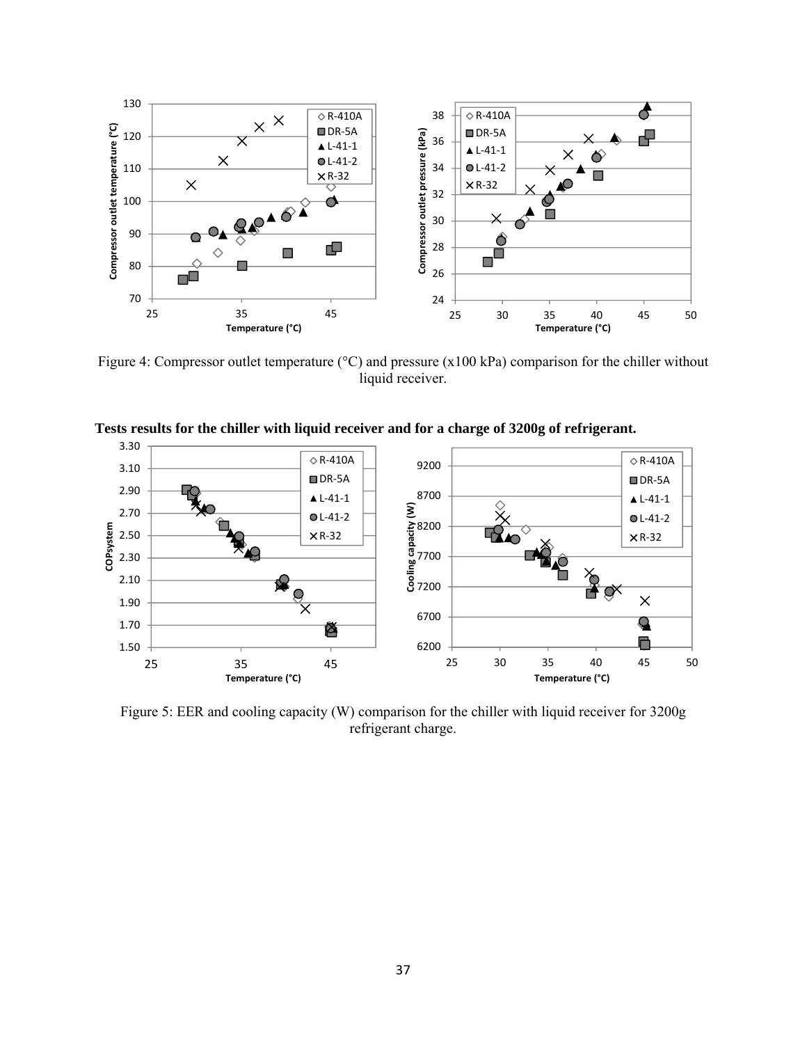Figure 4: Compressor outlet temperature (°C) and pressure (x100 kPa) comparison for the chiller without liquid receiver.

**Tests results for the chiller with liquid receiver and for a charge of 3200g of refrigerant.**

Figure 5: EER and cooling capacity (W) comparison for the chiller with liquid receiver for 3200g refrigerant charge.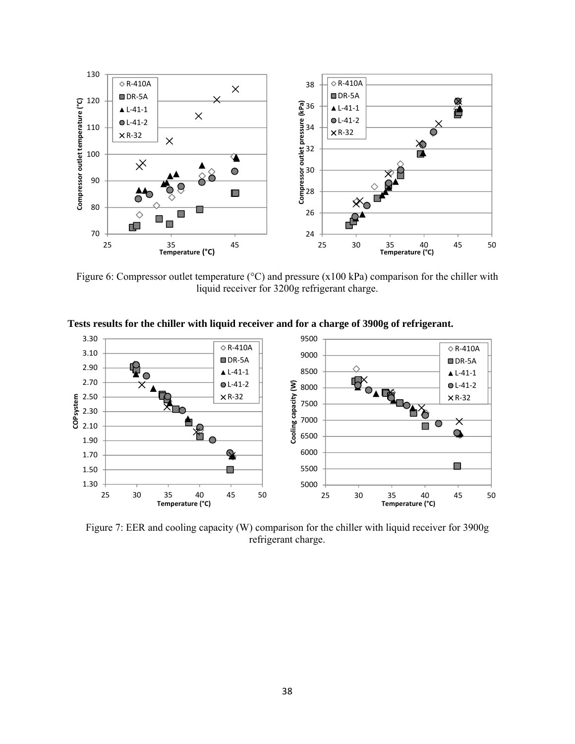Figure 6: Compressor outlet temperature (°C) and pressure (x100 kPa) comparison for the chiller with liquid receiver for 3200g refrigerant charge.

**Tests results for the chiller with liquid receiver and for a charge of 3900g of refrigerant.**

Figure 7: EER and cooling capacity (W) comparison for the chiller with liquid receiver for 3900g refrigerant charge.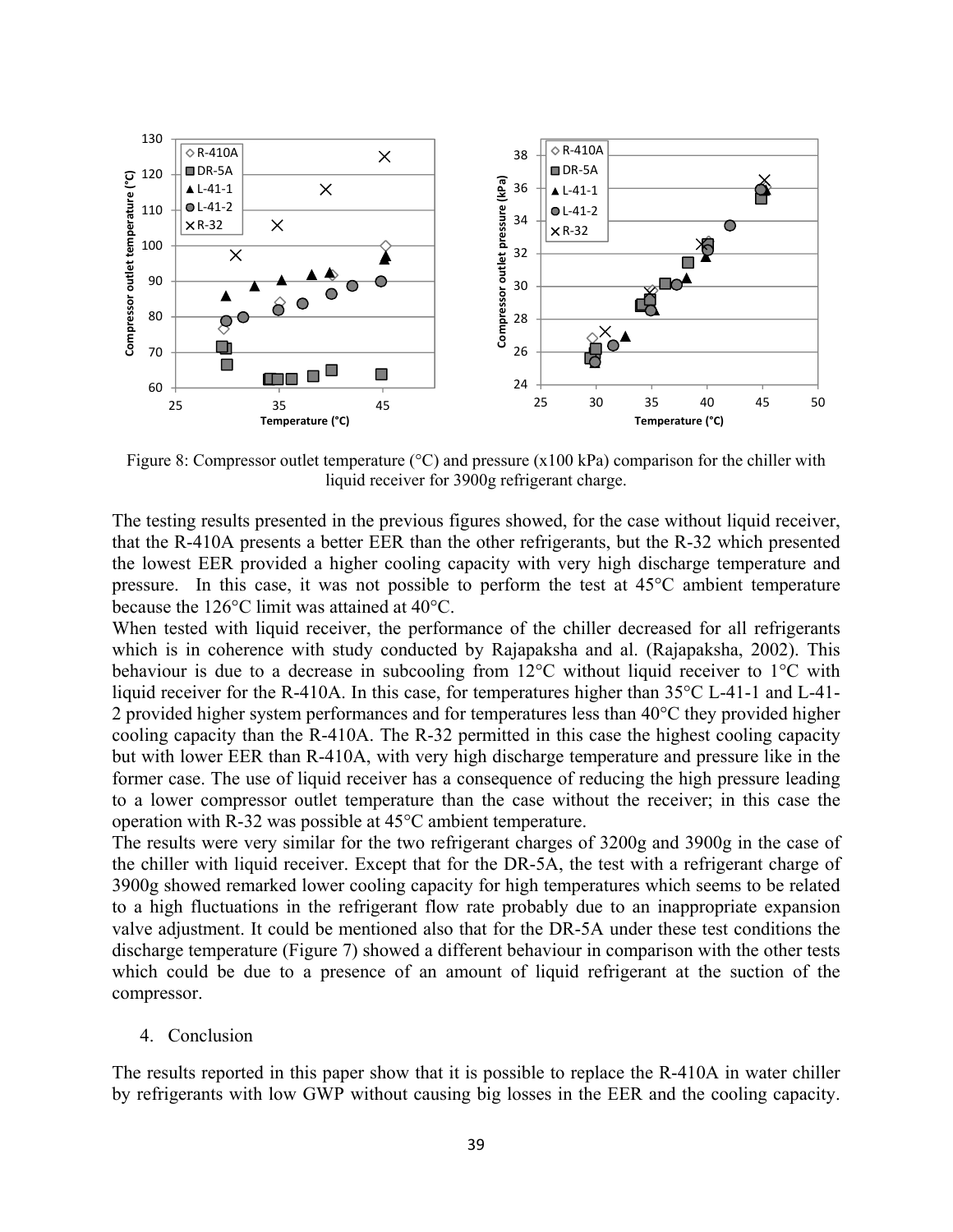Figure 8: Compressor outlet temperature (°C) and pressure (x100 kPa) comparison for the chiller with liquid receiver for 3900g refrigerant charge.

The testing results presented in the previous figures showed, for the case without liquid receiver, that the R-410A presents a better EER than the other refrigerants, but the R-32 which presented the lowest EER provided a higher cooling capacity with very high discharge temperature and pressure. In this case, it was not possible to perform the test at 45°C ambient temperature because the 126°C limit was attained at 40°C.

When tested with liquid receiver, the performance of the chiller decreased for all refrigerants which is in coherence with study conducted by Rajapaksha and al. (Rajapaksha, 2002). This behaviour is due to a decrease in subcooling from 12°C without liquid receiver to 1°C with liquid receiver for the R-410A. In this case, for temperatures higher than 35°C L-41-1 and L-41-2 provided higher system performances and for temperatures less than 40°C they provided higher cooling capacity than the R-410A. The R-32 permitted in this case the highest cooling capacity but with lower EER than R-410A, with very high discharge temperature and pressure like in the former case. The use of liquid receiver has a consequence of reducing the high pressure leading to a lower compressor outlet temperature than the case without the receiver; in this case the operation with R-32 was possible at 45°C ambient temperature.

The results were very similar for the two refrigerant charges of 3200g and 3900g in the case of the chiller with liquid receiver. Except that for the DR-5A, the test with a refrigerant charge of 3900g showed remarked lower cooling capacity for high temperatures which seems to be related to a high fluctuations in the refrigerant flow rate probably due to an inappropriate expansion valve adjustment. It could be mentioned also that for the DR-5A under these test conditions the discharge temperature (Figure 7) showed a different behaviour in comparison with the other tests which could be due to a presence of an amount of liquid refrigerant at the suction of the compressor.

## 4. Conclusion

The results reported in this paper show that it is possible to replace the R-410A in water chiller by refrigerants with low GWP without causing big losses in the EER and the cooling capacity.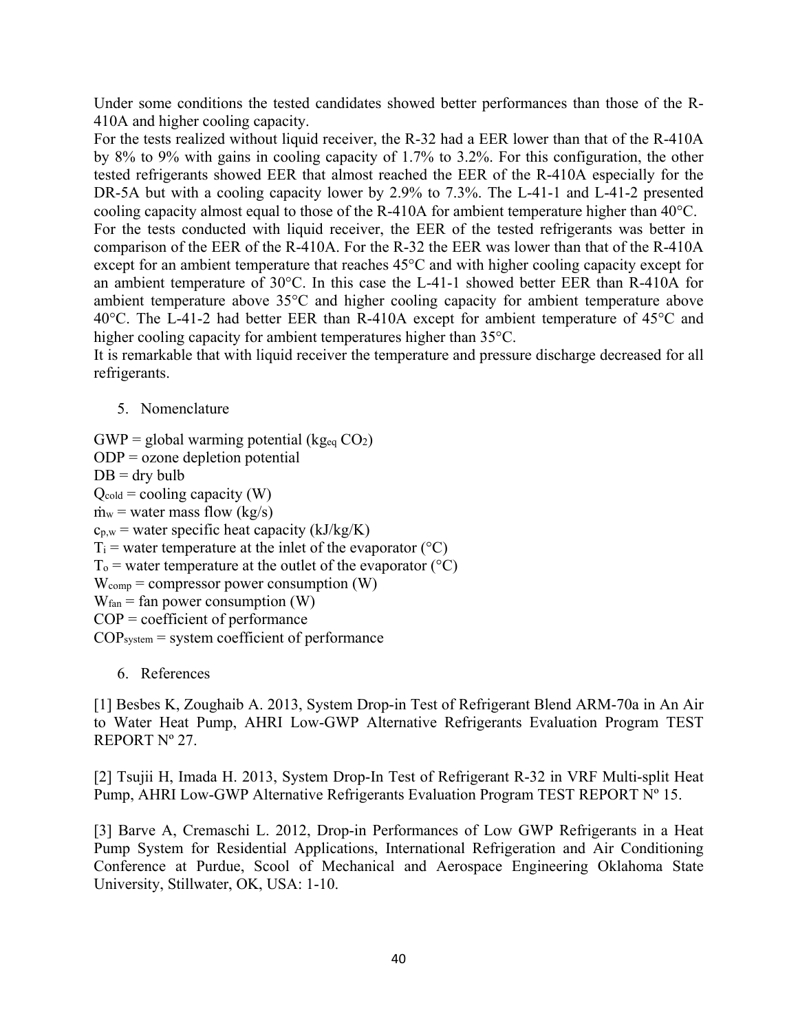Under some conditions the tested candidates showed better performances than those of the R-410A and higher cooling capacity.

For the tests realized without liquid receiver, the R-32 had a EER lower than that of the R-410A by 8% to 9% with gains in cooling capacity of 1.7% to 3.2%. For this configuration, the other tested refrigerants showed EER that almost reached the EER of the R-410A especially for the DR-5A but with a cooling capacity lower by 2.9% to 7.3%. The L-41-1 and L-41-2 presented cooling capacity almost equal to those of the R-410A for ambient temperature higher than 40°C.

For the tests conducted with liquid receiver, the EER of the tested refrigerants was better in comparison of the EER of the R-410A. For the R-32 the EER was lower than that of the R-410A except for an ambient temperature that reaches 45°C and with higher cooling capacity except for an ambient temperature of 30°C. In this case the L-41-1 showed better EER than R-410A for ambient temperature above 35°C and higher cooling capacity for ambient temperature above 40°C. The L-41-2 had better EER than R-410A except for ambient temperature of 45°C and higher cooling capacity for ambient temperatures higher than 35°C.

It is remarkable that with liquid receiver the temperature and pressure discharge decreased for all refrigerants.

## 5. Nomenclature

GWP = global warming potential ($kg_{eq}$ $CO_2$)

ODP = ozone depletion potential

DB = dry bulb

$Q_{cold}$ = cooling capacity (W)

$\dot{m}_w$ = water mass flow (kg/s)

$c_{p,w}$ = water specific heat capacity (kJ/kg/K)

$T_i$ = water temperature at the inlet of the evaporator (°C)

$T_o$ = water temperature at the outlet of the evaporator (°C)

$W_{comp}$ = compressor power consumption (W)

$W_{fan}$ = fan power consumption (W)

COP = coefficient of performance

$COP_{system}$ = system coefficient of performance

## 6. References

[1] Besbes K, Zoughaib A. 2013, System Drop-in Test of Refrigerant Blend ARM-70a in An Air to Water Heat Pump, AHRI Low-GWP Alternative Refrigerants Evaluation Program TEST REPORT Nº 27.

[2] Tsujii H, Imada H. 2013, System Drop-In Test of Refrigerant R-32 in VRF Multi-split Heat Pump, AHRI Low-GWP Alternative Refrigerants Evaluation Program TEST REPORT Nº 15.

[3] Barve A, Cremaschi L. 2012, Drop-in Performances of Low GWP Refrigerants in a Heat Pump System for Residential Applications, International Refrigeration and Air Conditioning Conference at Purdue, Scool of Mechanical and Aerospace Engineering Oklahoma State University, Stillwater, OK, USA: 1-10.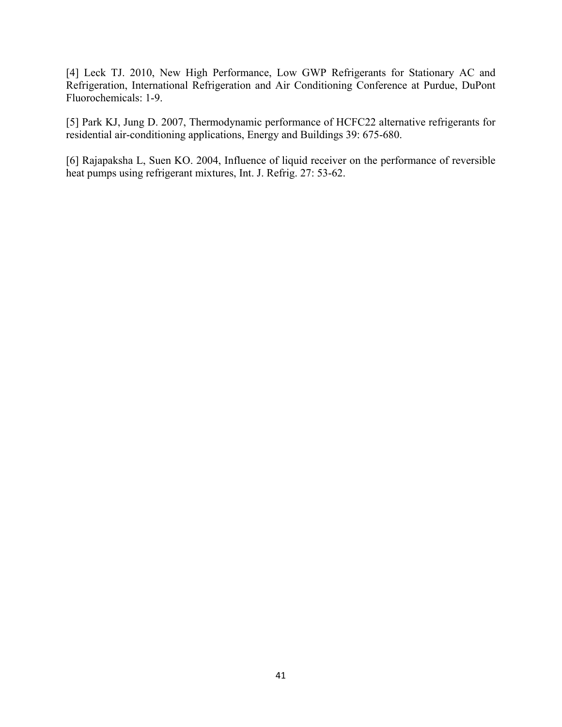[4] Leck TJ. 2010, New High Performance, Low GWP Refrigerants for Stationary AC and Refrigeration, International Refrigeration and Air Conditioning Conference at Purdue, DuPont Fluorochemicals: 1-9.

[5] Park KJ, Jung D. 2007, Thermodynamic performance of HCFC22 alternative refrigerants for residential air-conditioning applications, Energy and Buildings 39: 675-680.

[6] Rajapaksha L, Suen KO. 2004, Influence of liquid receiver on the performance of reversible heat pumps using refrigerant mixtures, Int. J. Refrig. 27: 53-62.